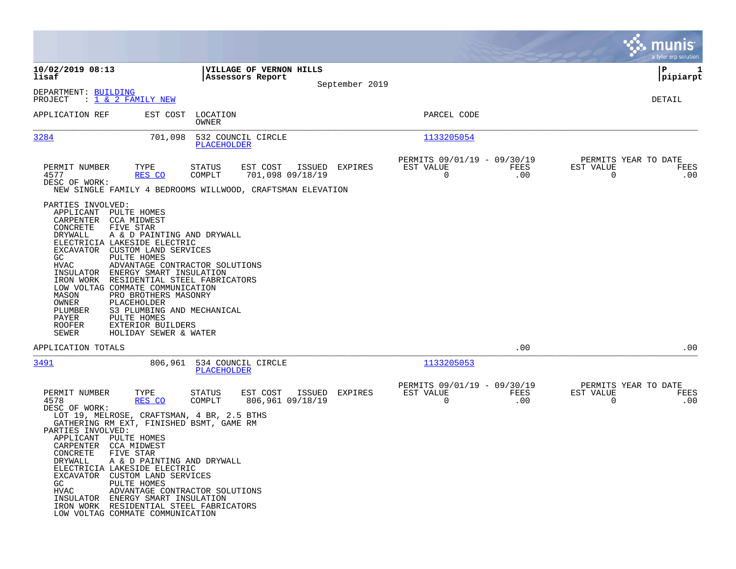**10/02/2019 08:13**
**lisaf**

**VILLAGE OF VERNON HILLS**
**Assessors Report**

September 2019

**P 1**
**pipiarpt**

DEPARTMENT: BUILDING
PROJECT : 1 & 2 FAMILY NEW

DETAIL

| APPLICATION REF | EST COST | LOCATION / OWNER | PARCEL CODE |
|---|---|---|---|
| 3284 | 701,098 | 532 COUNCIL CIRCLE / PLACEHOLDER | 1133205054 |

| PERMIT NUMBER | TYPE | STATUS | EST COST | ISSUED | EXPIRES | PERMITS 09/01/19 - 09/30/19 EST VALUE | FEES | PERMITS YEAR TO DATE EST VALUE | FEES |
|---|---|---|---|---|---|---|---|---|---|
| 4577 | RES CO | COMPLT | 701,098 | 09/18/19 | | 0 | .00 | 0 | .00 |

DESC OF WORK:
NEW SINGLE FAMILY 4 BEDROOMS WILLWOOD, CRAFTSMAN ELEVATION

PARTIES INVOLVED:

| | |
|---|---|
| APPLICANT | PULTE HOMES |
| CARPENTER | CCA MIDWEST |
| CONCRETE | FIVE STAR |
| DRYWALL | A & D PAINTING AND DRYWALL |
| ELECTRICIA | LAKESIDE ELECTRIC |
| EXCAVATOR | CUSTOM LAND SERVICES |
| GC | PULTE HOMES |
| HVAC | ADVANTAGE CONTRACTOR SOLUTIONS |
| INSULATOR | ENERGY SMART INSULATION |
| IRON WORK | RESIDENTIAL STEEL FABRICATORS |
| LOW VOLTAG | COMMATE COMMUNICATION |
| MASON | PRO BROTHERS MASONRY |
| OWNER | PLACEHOLDER |
| PLUMBER | S3 PLUMBING AND MECHANICAL |
| PAYER | PULTE HOMES |
| ROOFER | EXTERIOR BUILDERS |
| SEWER | HOLIDAY SEWER & WATER |

APPLICATION TOTALS .00 .00

| APPLICATION REF | EST COST | LOCATION / OWNER | PARCEL CODE |
|---|---|---|---|
| 3491 | 806,961 | 534 COUNCIL CIRCLE / PLACEHOLDER | 1133205053 |

| PERMIT NUMBER | TYPE | STATUS | EST COST | ISSUED | EXPIRES | PERMITS 09/01/19 - 09/30/19 EST VALUE | FEES | PERMITS YEAR TO DATE EST VALUE | FEES |
|---|---|---|---|---|---|---|---|---|---|
| 4578 | RES CO | COMPLT | 806,961 | 09/18/19 | | 0 | .00 | 0 | .00 |

DESC OF WORK:
LOT 19, MELROSE, CRAFTSMAN, 4 BR, 2.5 BTHS
GATHERING RM EXT, FINISHED BSMT, GAME RM

PARTIES INVOLVED:

| | |
|---|---|
| APPLICANT | PULTE HOMES |
| CARPENTER | CCA MIDWEST |
| CONCRETE | FIVE STAR |
| DRYWALL | A & D PAINTING AND DRYWALL |
| ELECTRICIA | LAKESIDE ELECTRIC |
| EXCAVATOR | CUSTOM LAND SERVICES |
| GC | PULTE HOMES |
| HVAC | ADVANTAGE CONTRACTOR SOLUTIONS |
| INSULATOR | ENERGY SMART INSULATION |
| IRON WORK | RESIDENTIAL STEEL FABRICATORS |
| LOW VOLTAG | COMMATE COMMUNICATION |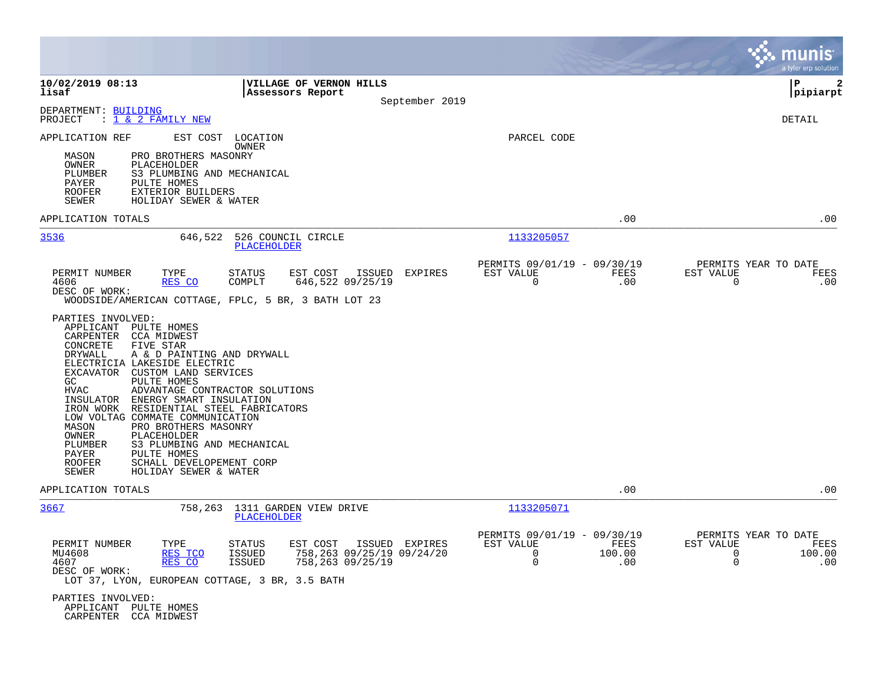**10/02/2019 08:13** | **VILLAGE OF VERNON HILLS** | **P 2**
**lisaf** | **Assessors Report** | **pipiarpt**

September 2019

DEPARTMENT: BUILDING
PROJECT : 1 & 2 FAMILY NEW

DETAIL

APPLICATION REF    EST COST    LOCATION    OWNER    PARCEL CODE

| Role | Party |
|---|---|
| MASON | PRO BROTHERS MASONRY |
| OWNER | PLACEHOLDER |
| PLUMBER | S3 PLUMBING AND MECHANICAL |
| PAYER | PULTE HOMES |
| ROOFER | EXTERIOR BUILDERS |
| SEWER | HOLIDAY SEWER & WATER |

APPLICATION TOTALS .00 .00

---

**3536**    646,522    526 COUNCIL CIRCLE    PLACEHOLDER    1133205057

| PERMIT NUMBER | TYPE | STATUS | EST COST | ISSUED | EXPIRES | PERMITS 09/01/19 - 09/30/19 EST VALUE | FEES | PERMITS YEAR TO DATE EST VALUE | FEES |
|---|---|---|---|---|---|---|---|---|---|
| 4606 | RES CO | COMPLT | 646,522 | 09/25/19 | | 0 | .00 | 0 | .00 |

DESC OF WORK:
WOODSIDE/AMERICAN COTTAGE, FPLC, 5 BR, 3 BATH LOT 23

PARTIES INVOLVED:

| Role | Party |
|---|---|
| APPLICANT | PULTE HOMES |
| CARPENTER | CCA MIDWEST |
| CONCRETE | FIVE STAR |
| DRYWALL | A & D PAINTING AND DRYWALL |
| ELECTRICIA | LAKESIDE ELECTRIC |
| EXCAVATOR | CUSTOM LAND SERVICES |
| GC | PULTE HOMES |
| HVAC | ADVANTAGE CONTRACTOR SOLUTIONS |
| INSULATOR | ENERGY SMART INSULATION |
| IRON WORK | RESIDENTIAL STEEL FABRICATORS |
| LOW VOLTAG | COMMATE COMMUNICATION |
| MASON | PRO BROTHERS MASONRY |
| OWNER | PLACEHOLDER |
| PLUMBER | S3 PLUMBING AND MECHANICAL |
| PAYER | PULTE HOMES |
| ROOFER | SCHALL DEVELOPEMENT CORP |
| SEWER | HOLIDAY SEWER & WATER |

APPLICATION TOTALS .00 .00

---

**3667**    758,263    1311 GARDEN VIEW DRIVE    PLACEHOLDER    1133205071

| PERMIT NUMBER | TYPE | STATUS | EST COST | ISSUED | EXPIRES | PERMITS 09/01/19 - 09/30/19 EST VALUE | FEES | PERMITS YEAR TO DATE EST VALUE | FEES |
|---|---|---|---|---|---|---|---|---|---|
| MU4608 | RES TCO | ISSUED | 758,263 | 09/25/19 | 09/24/20 | 0 | 100.00 | 0 | 100.00 |
| 4607 | RES CO | ISSUED | 758,263 | 09/25/19 | | 0 | .00 | 0 | .00 |

DESC OF WORK:
LOT 37, LYON, EUROPEAN COTTAGE, 3 BR, 3.5 BATH

PARTIES INVOLVED:

| Role | Party |
|---|---|
| APPLICANT | PULTE HOMES |
| CARPENTER | CCA MIDWEST |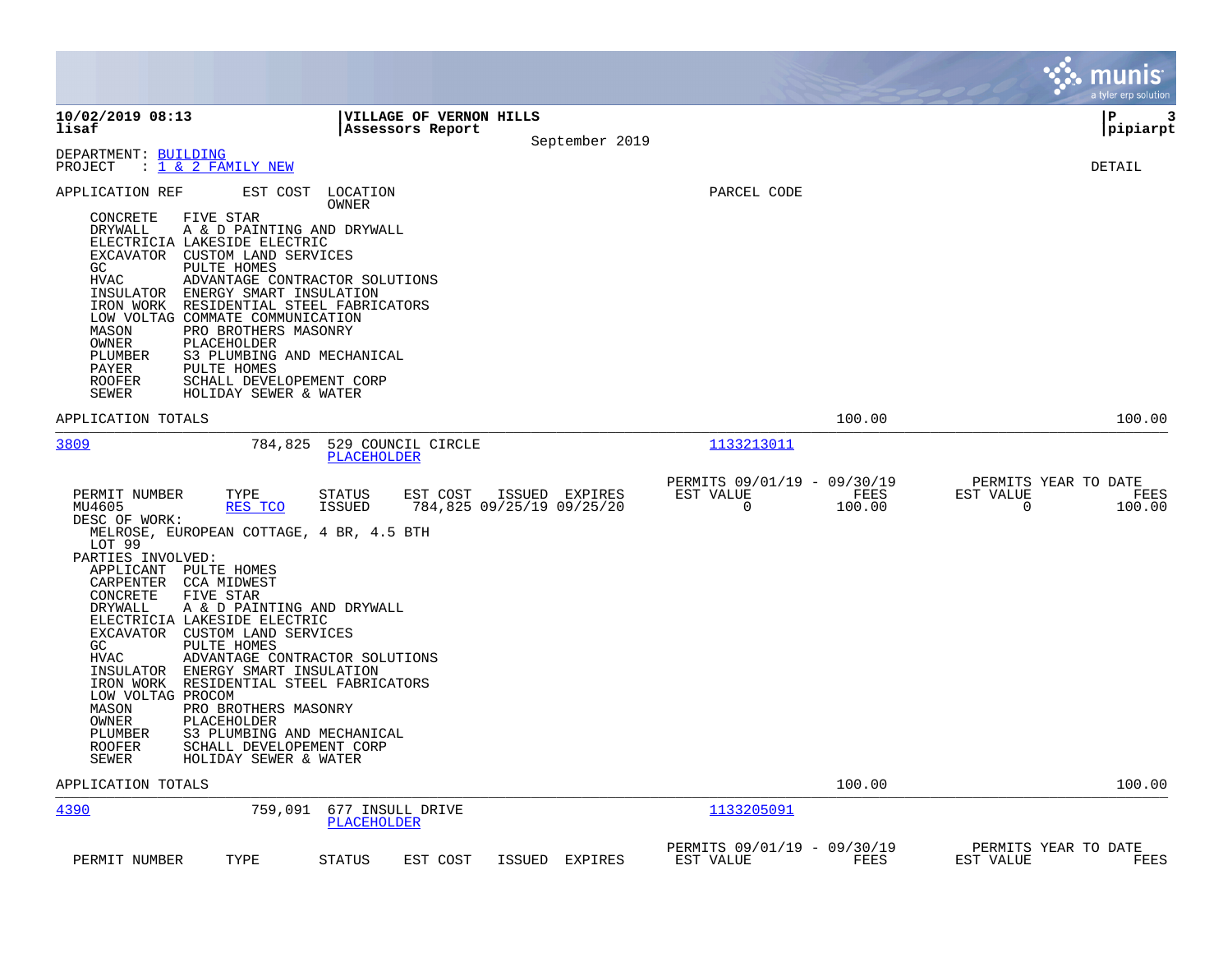**10/02/2019 08:13** | **VILLAGE OF VERNON HILLS** | **P 3**
**lisaf** | **Assessors Report** | **pipiarpt**

September 2019

DEPARTMENT: BUILDING
PROJECT : 1 & 2 FAMILY NEW

DETAIL

| APPLICATION REF | EST COST | LOCATION / OWNER | PARCEL CODE | | |
|---|---|---|---|---|---|

- CONCRETE — FIVE STAR
- DRYWALL — A & D PAINTING AND DRYWALL
- ELECTRICIA — LAKESIDE ELECTRIC
- EXCAVATOR — CUSTOM LAND SERVICES
- GC — PULTE HOMES
- HVAC — ADVANTAGE CONTRACTOR SOLUTIONS
- INSULATOR — ENERGY SMART INSULATION
- IRON WORK — RESIDENTIAL STEEL FABRICATORS
- LOW VOLTAG — COMMATE COMMUNICATION
- MASON — PRO BROTHERS MASONRY
- OWNER — PLACEHOLDER
- PLUMBER — S3 PLUMBING AND MECHANICAL
- PAYER — PULTE HOMES
- ROOFER — SCHALL DEVELOPEMENT CORP
- SEWER — HOLIDAY SEWER & WATER

APPLICATION TOTALS — 100.00 — 100.00

---

**3809** — 784,825 — 529 COUNCIL CIRCLE — PLACEHOLDER — 1133213011

| PERMIT NUMBER | TYPE | STATUS | EST COST | ISSUED | EXPIRES | PERMITS 09/01/19 - 09/30/19 EST VALUE | FEES | PERMITS YEAR TO DATE EST VALUE | FEES |
|---|---|---|---|---|---|---|---|---|---|
| MU4605 | RES TCO | ISSUED | 784,825 | 09/25/19 | 09/25/20 | 0 | 100.00 | 0 | 100.00 |

DESC OF WORK:
MELROSE, EUROPEAN COTTAGE, 4 BR, 4.5 BTH
LOT 99

PARTIES INVOLVED:
- APPLICANT — PULTE HOMES
- CARPENTER — CCA MIDWEST
- CONCRETE — FIVE STAR
- DRYWALL — A & D PAINTING AND DRYWALL
- ELECTRICIA — LAKESIDE ELECTRIC
- EXCAVATOR — CUSTOM LAND SERVICES
- GC — PULTE HOMES
- HVAC — ADVANTAGE CONTRACTOR SOLUTIONS
- INSULATOR — ENERGY SMART INSULATION
- IRON WORK — RESIDENTIAL STEEL FABRICATORS
- LOW VOLTAG — PROCOM
- MASON — PRO BROTHERS MASONRY
- OWNER — PLACEHOLDER
- PLUMBER — S3 PLUMBING AND MECHANICAL
- ROOFER — SCHALL DEVELOPEMENT CORP
- SEWER — HOLIDAY SEWER & WATER

APPLICATION TOTALS — 100.00 — 100.00

---

**4390** — 759,091 — 677 INSULL DRIVE — PLACEHOLDER — 1133205091

| PERMIT NUMBER | TYPE | STATUS | EST COST | ISSUED | EXPIRES | PERMITS 09/01/19 - 09/30/19 EST VALUE | FEES | PERMITS YEAR TO DATE EST VALUE | FEES |
|---|---|---|---|---|---|---|---|---|---|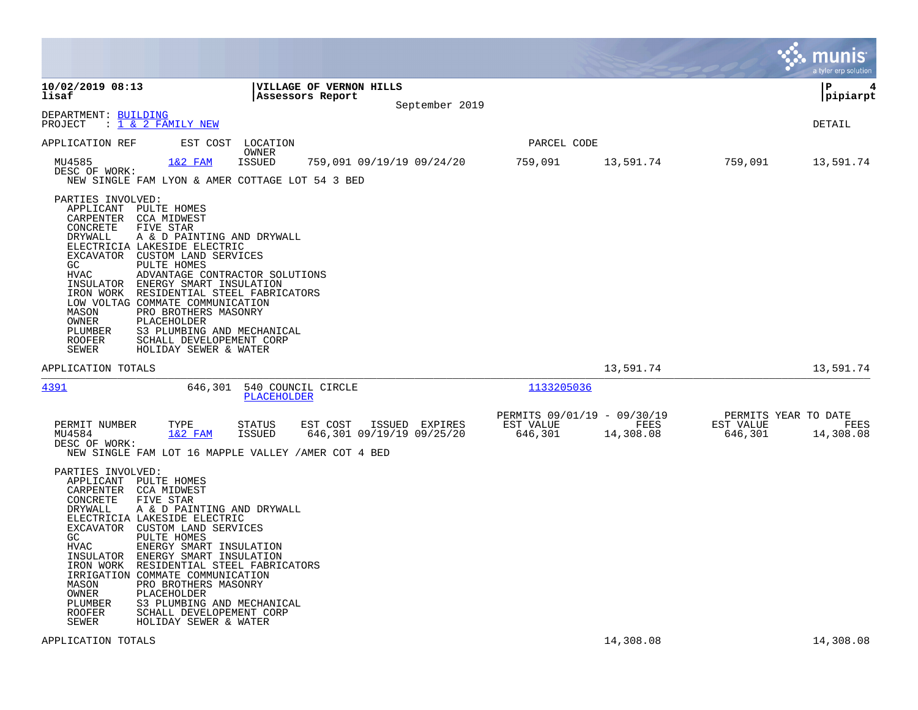**10/02/2019 08:13** **VILLAGE OF VERNON HILLS**
**lisaf** **Assessors Report** **pipiarpt**
September 2019

DEPARTMENT: BUILDING
PROJECT : 1 & 2 FAMILY NEW DETAIL

| APPLICATION REF | EST COST | LOCATION / OWNER | | PARCEL CODE | | | |
|---|---|---|---|---|---|---|---|
| MU4585 | 1&2 FAM | ISSUED | 759,091 09/19/19 09/24/20 | 759,091 | 13,591.74 | 759,091 | 13,591.74 |

DESC OF WORK:
NEW SINGLE FAM LYON & AMER COTTAGE LOT 54 3 BED

PARTIES INVOLVED:

| Role | Party |
|---|---|
| APPLICANT | PULTE HOMES |
| CARPENTER | CCA MIDWEST |
| CONCRETE | FIVE STAR |
| DRYWALL | A & D PAINTING AND DRYWALL |
| ELECTRICIA | LAKESIDE ELECTRIC |
| EXCAVATOR | CUSTOM LAND SERVICES |
| GC | PULTE HOMES |
| HVAC | ADVANTAGE CONTRACTOR SOLUTIONS |
| INSULATOR | ENERGY SMART INSULATION |
| IRON WORK | RESIDENTIAL STEEL FABRICATORS |
| LOW VOLTAG | COMMATE COMMUNICATION |
| MASON | PRO BROTHERS MASONRY |
| OWNER | PLACEHOLDER |
| PLUMBER | S3 PLUMBING AND MECHANICAL |
| ROOFER | SCHALL DEVELOPEMENT CORP |
| SEWER | HOLIDAY SEWER & WATER |

APPLICATION TOTALS 13,591.74 13,591.74

---

| APPLICATION REF | EST COST | LOCATION | PARCEL CODE |
|---|---|---|---|
| 4391 | 646,301 | 540 COUNCIL CIRCLE / PLACEHOLDER | 1133205036 |

| PERMIT NUMBER | TYPE | STATUS | EST COST | ISSUED | EXPIRES | PERMITS 09/01/19 - 09/30/19 EST VALUE | FEES | PERMITS YEAR TO DATE EST VALUE | FEES |
|---|---|---|---|---|---|---|---|---|---|
| MU4584 | 1&2 FAM | ISSUED | 646,301 | 09/19/19 | 09/25/20 | 646,301 | 14,308.08 | 646,301 | 14,308.08 |

DESC OF WORK:
NEW SINGLE FAM LOT 16 MAPPLE VALLEY /AMER COT 4 BED

PARTIES INVOLVED:

| Role | Party |
|---|---|
| APPLICANT | PULTE HOMES |
| CARPENTER | CCA MIDWEST |
| CONCRETE | FIVE STAR |
| DRYWALL | A & D PAINTING AND DRYWALL |
| ELECTRICIA | LAKESIDE ELECTRIC |
| EXCAVATOR | CUSTOM LAND SERVICES |
| GC | PULTE HOMES |
| HVAC | ENERGY SMART INSULATION |
| INSULATOR | ENERGY SMART INSULATION |
| IRON WORK | RESIDENTIAL STEEL FABRICATORS |
| IRRIGATION | COMMATE COMMUNICATION |
| MASON | PRO BROTHERS MASONRY |
| OWNER | PLACEHOLDER |
| PLUMBER | S3 PLUMBING AND MECHANICAL |
| ROOFER | SCHALL DEVELOPEMENT CORP |
| SEWER | HOLIDAY SEWER & WATER |

APPLICATION TOTALS 14,308.08 14,308.08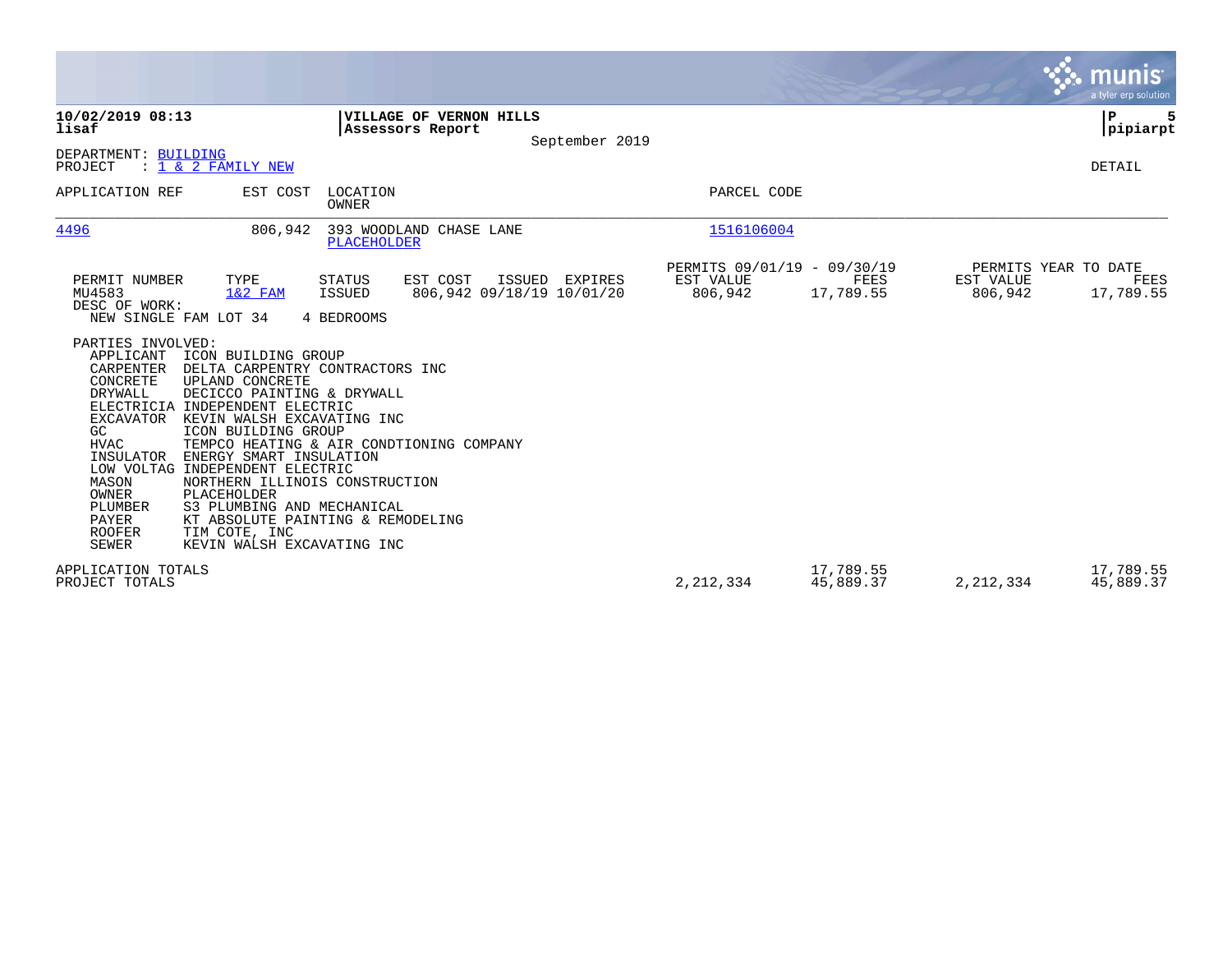**10/02/2019 08:13**
**lisaf**

**VILLAGE OF VERNON HILLS**
**Assessors Report**

September 2019

**pipiarpt**

DEPARTMENT: BUILDING
PROJECT : 1 & 2 FAMILY NEW

DETAIL

| APPLICATION REF | EST COST | LOCATION / OWNER | PARCEL CODE |
|---|---|---|---|
| 4496 | 806,942 | 393 WOODLAND CHASE LANE / PLACEHOLDER | 1516106004 |

| PERMIT NUMBER | TYPE | STATUS | EST COST | ISSUED | EXPIRES | PERMITS 09/01/19 - 09/30/19 EST VALUE | FEES | PERMITS YEAR TO DATE EST VALUE | FEES |
|---|---|---|---|---|---|---|---|---|---|
| MU4583 | 1&2 FAM | ISSUED | 806,942 | 09/18/19 | 10/01/20 | 806,942 | 17,789.55 | 806,942 | 17,789.55 |

DESC OF WORK:
NEW SINGLE FAM LOT 34 4 BEDROOMS

PARTIES INVOLVED:

| Role | Party |
|---|---|
| APPLICANT | ICON BUILDING GROUP |
| CARPENTER | DELTA CARPENTRY CONTRACTORS INC |
| CONCRETE | UPLAND CONCRETE |
| DRYWALL | DECICCO PAINTING & DRYWALL |
| ELECTRICIA | INDEPENDENT ELECTRIC |
| EXCAVATOR | KEVIN WALSH EXCAVATING INC |
| GC | ICON BUILDING GROUP |
| HVAC | TEMPCO HEATING & AIR CONDTIONING COMPANY |
| INSULATOR | ENERGY SMART INSULATION |
| LOW VOLTAG | INDEPENDENT ELECTRIC |
| MASON | NORTHERN ILLINOIS CONSTRUCTION |
| OWNER | PLACEHOLDER |
| PLUMBER | S3 PLUMBING AND MECHANICAL |
| PAYER | KT ABSOLUTE PAINTING & REMODELING |
| ROOFER | TIM COTE, INC |
| SEWER | KEVIN WALSH EXCAVATING INC |

| | EST VALUE (09/01/19 - 09/30/19) | FEES | EST VALUE (YEAR TO DATE) | FEES |
|---|---|---|---|---|
| APPLICATION TOTALS | | 17,789.55 | | 17,789.55 |
| PROJECT TOTALS | 2,212,334 | 45,889.37 | 2,212,334 | 45,889.37 |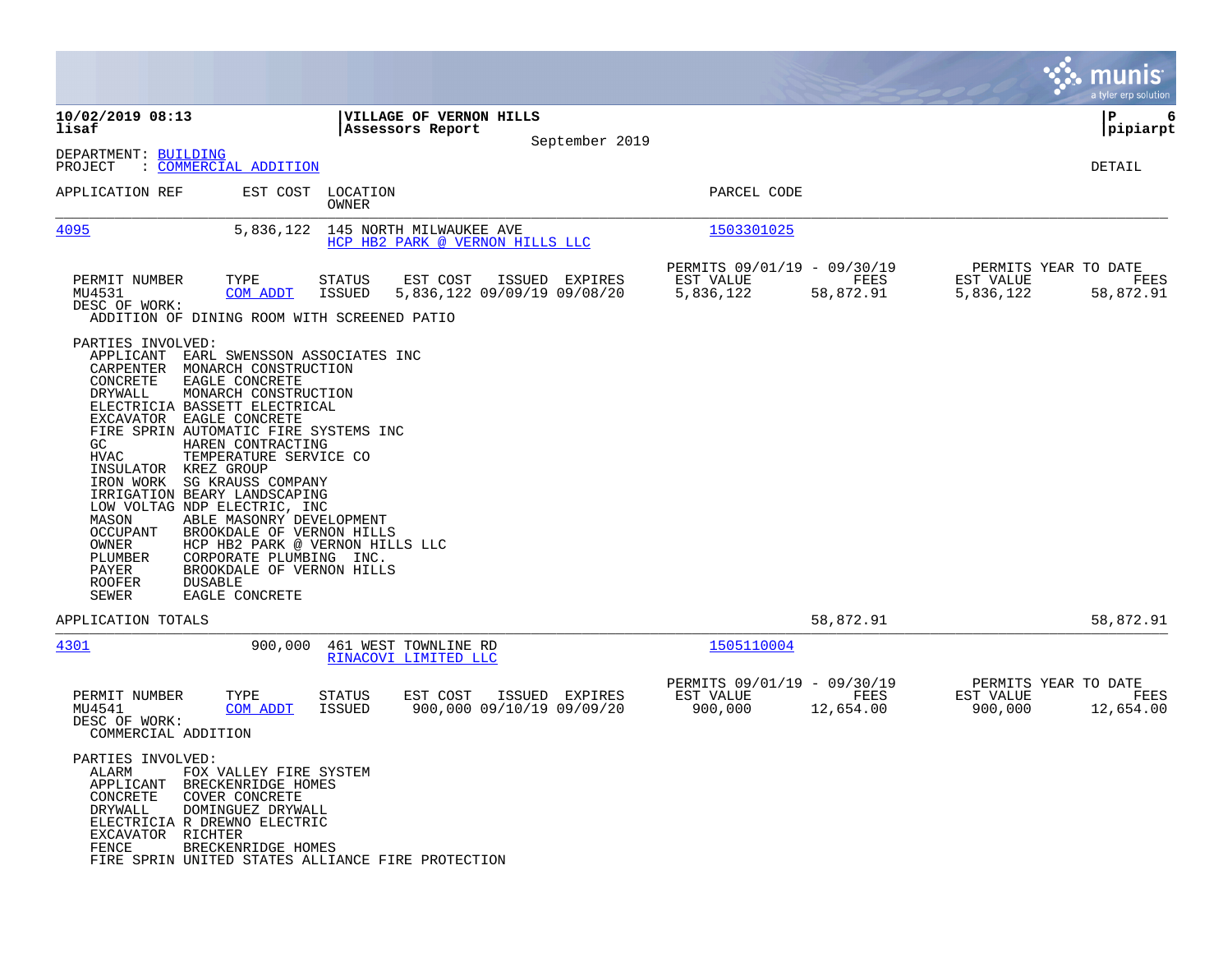10/02/2019 08:13 | VILLAGE OF VERNON HILLS | P 6
lisaf | Assessors Report | pipiarpt
September 2019

DEPARTMENT: BUILDING
PROJECT : COMMERCIAL ADDITION

DETAIL

| APPLICATION REF | EST COST | LOCATION / OWNER | PARCEL CODE |
|---|---|---|---|
| 4095 | 5,836,122 | 145 NORTH MILWAUKEE AVE / HCP HB2 PARK @ VERNON HILLS LLC | 1503301025 |

| PERMIT NUMBER | TYPE | STATUS | EST COST | ISSUED | EXPIRES | PERMITS 09/01/19 - 09/30/19 EST VALUE | FEES | PERMITS YEAR TO DATE EST VALUE | FEES |
|---|---|---|---|---|---|---|---|---|---|
| MU4531 | COM ADDT | ISSUED | 5,836,122 | 09/09/19 | 09/08/20 | 5,836,122 | 58,872.91 | 5,836,122 | 58,872.91 |

DESC OF WORK:
ADDITION OF DINING ROOM WITH SCREENED PATIO

PARTIES INVOLVED:
- APPLICANT EARL SWENSSON ASSOCIATES INC
- CARPENTER MONARCH CONSTRUCTION
- CONCRETE EAGLE CONCRETE
- DRYWALL MONARCH CONSTRUCTION
- ELECTRICIA BASSETT ELECTRICAL
- EXCAVATOR EAGLE CONCRETE
- FIRE SPRIN AUTOMATIC FIRE SYSTEMS INC
- GC HAREN CONTRACTING
- HVAC TEMPERATURE SERVICE CO
- INSULATOR KREZ GROUP
- IRON WORK SG KRAUSS COMPANY
- IRRIGATION BEARY LANDSCAPING
- LOW VOLTAG NDP ELECTRIC, INC
- MASON ABLE MASONRY DEVELOPMENT
- OCCUPANT BROOKDALE OF VERNON HILLS
- OWNER HCP HB2 PARK @ VERNON HILLS LLC
- PLUMBER CORPORATE PLUMBING INC.
- PAYER BROOKDALE OF VERNON HILLS
- ROOFER DUSABLE
- SEWER EAGLE CONCRETE

APPLICATION TOTALS 58,872.91 58,872.91

| APPLICATION REF | EST COST | LOCATION / OWNER | PARCEL CODE |
|---|---|---|---|
| 4301 | 900,000 | 461 WEST TOWNLINE RD / RINACOVI LIMITED LLC | 1505110004 |

| PERMIT NUMBER | TYPE | STATUS | EST COST | ISSUED | EXPIRES | PERMITS 09/01/19 - 09/30/19 EST VALUE | FEES | PERMITS YEAR TO DATE EST VALUE | FEES |
|---|---|---|---|---|---|---|---|---|---|
| MU4541 | COM ADDT | ISSUED | 900,000 | 09/10/19 | 09/09/20 | 900,000 | 12,654.00 | 900,000 | 12,654.00 |

DESC OF WORK:
COMMERCIAL ADDITION

PARTIES INVOLVED:
- ALARM FOX VALLEY FIRE SYSTEM
- APPLICANT BRECKENRIDGE HOMES
- CONCRETE COVER CONCRETE
- DRYWALL DOMINGUEZ DRYWALL
- ELECTRICIA R DREWNO ELECTRIC
- EXCAVATOR RICHTER
- FENCE BRECKENRIDGE HOMES
- FIRE SPRIN UNITED STATES ALLIANCE FIRE PROTECTION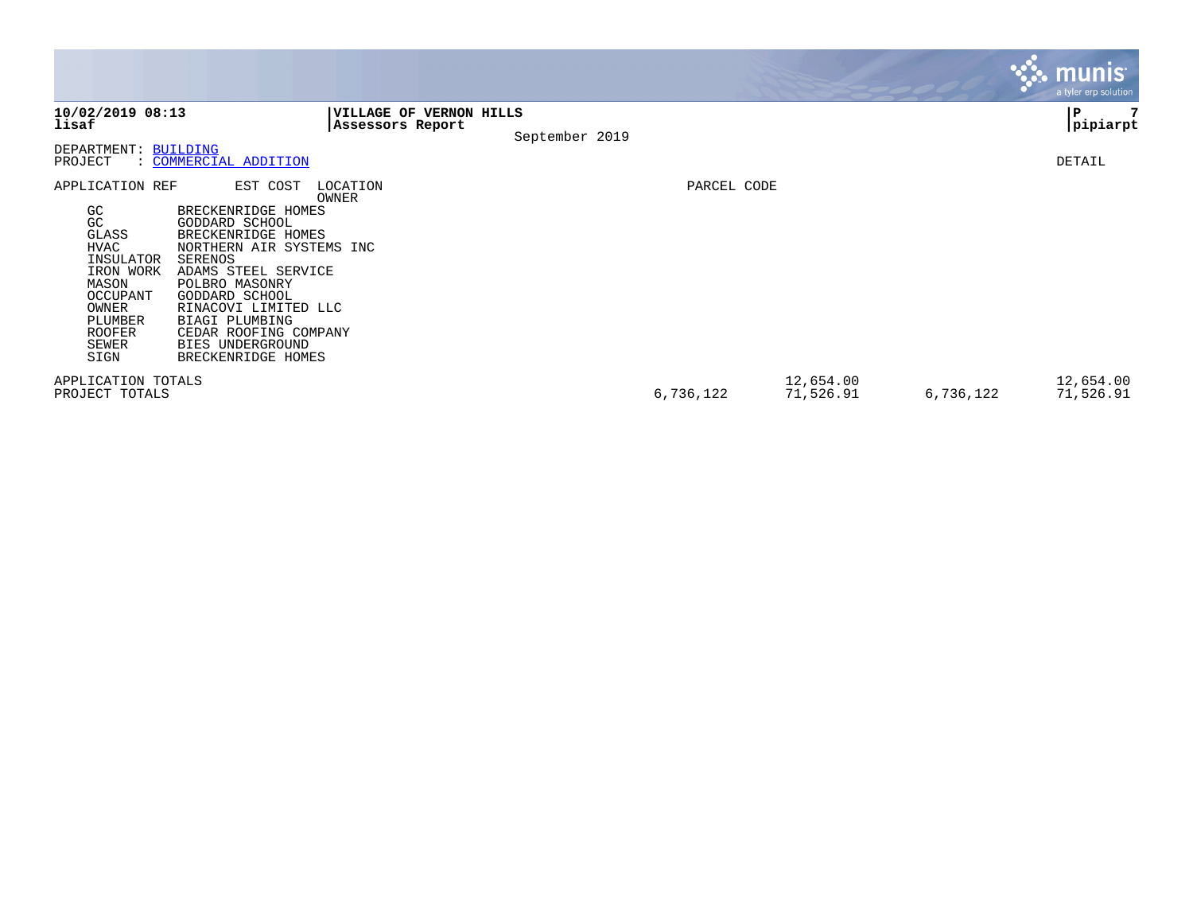10/02/2019 08:13 **VILLAGE OF VERNON HILLS**
lisaf **Assessors Report**
September 2019

pipiarpt

DEPARTMENT: BUILDING
PROJECT : COMMERCIAL ADDITION

DETAIL

| APPLICATION REF | EST COST | LOCATION / OWNER | | PARCEL CODE | | |
|---|---|---|---|---|---|---|
| GC | BRECKENRIDGE HOMES | | | | | |
| GC | GODDARD SCHOOL | | | | | |
| GLASS | BRECKENRIDGE HOMES | | | | | |
| HVAC | NORTHERN AIR SYSTEMS INC | | | | | |
| INSULATOR | SERENOS | | | | | |
| IRON WORK | ADAMS STEEL SERVICE | | | | | |
| MASON | POLBRO MASONRY | | | | | |
| OCCUPANT | GODDARD SCHOOL | | | | | |
| OWNER | RINACOVI LIMITED LLC | | | | | |
| PLUMBER | BIAGI PLUMBING | | | | | |
| ROOFER | CEDAR ROOFING COMPANY | | | | | |
| SEWER | BIES UNDERGROUND | | | | | |
| SIGN | BRECKENRIDGE HOMES | | | | | |
| APPLICATION TOTALS | | | | 12,654.00 | | 12,654.00 |
| PROJECT TOTALS | | | 6,736,122 | 71,526.91 | 6,736,122 | 71,526.91 |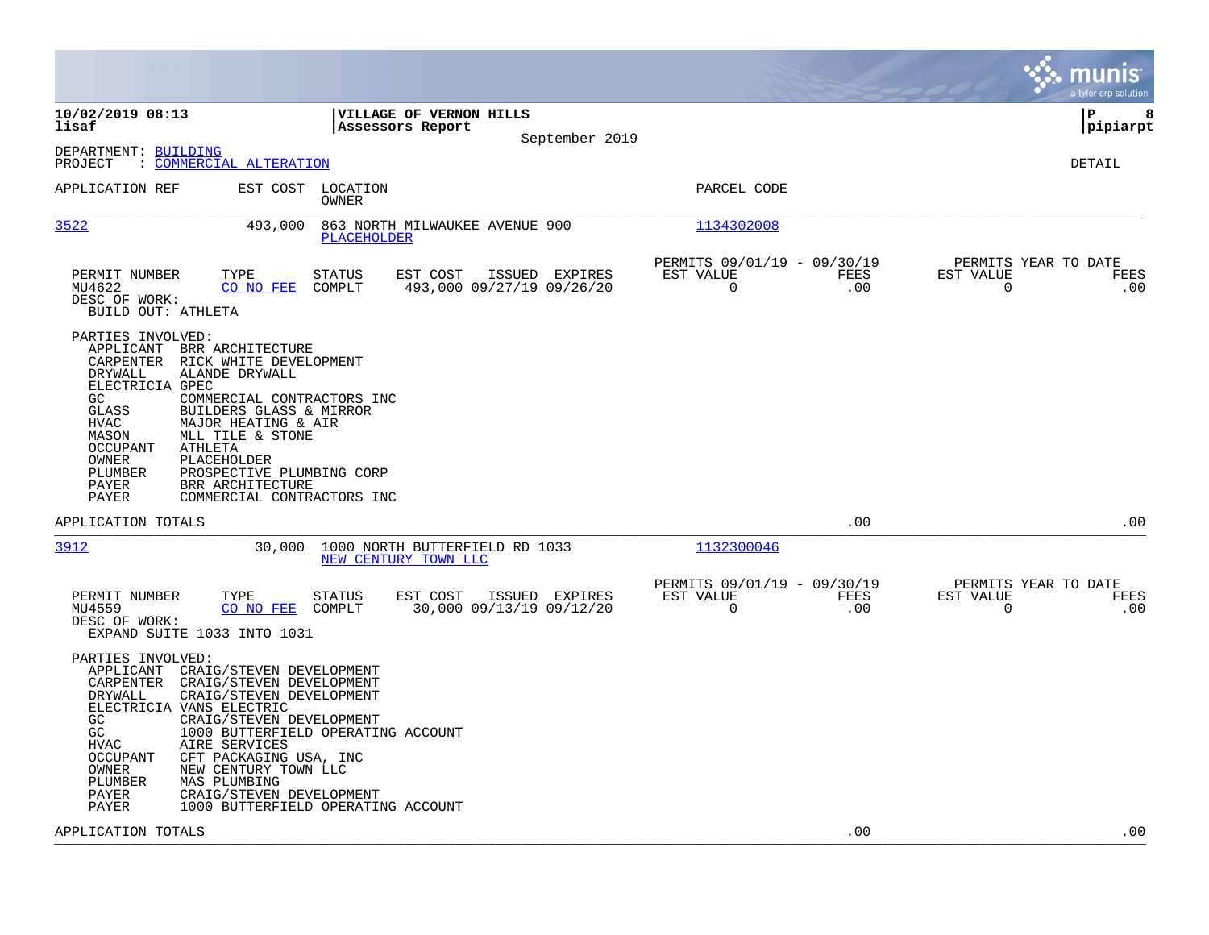**10/02/2019 08:13**
**lisaf**

**VILLAGE OF VERNON HILLS**
**Assessors Report**
September 2019

**P 8**
**pipiarpt**

DEPARTMENT: BUILDING
PROJECT : COMMERCIAL ALTERATION

DETAIL

| APPLICATION REF | EST COST | LOCATION / OWNER | PARCEL CODE |
|---|---|---|---|
| 3522 | 493,000 | 863 NORTH MILWAUKEE AVENUE 900 / PLACEHOLDER | 1134302008 |

| PERMIT NUMBER | TYPE | STATUS | EST COST | ISSUED | EXPIRES | PERMITS 09/01/19 - 09/30/19 EST VALUE | FEES | PERMITS YEAR TO DATE EST VALUE | FEES |
|---|---|---|---|---|---|---|---|---|---|
| MU4622 | CO NO FEE | COMPLT | 493,000 | 09/27/19 | 09/26/20 | 0 | .00 | 0 | .00 |

DESC OF WORK:
BUILD OUT: ATHLETA

PARTIES INVOLVED:

| Role | Party |
|---|---|
| APPLICANT | BRR ARCHITECTURE |
| CARPENTER | RICK WHITE DEVELOPMENT |
| DRYWALL | ALANDE DRYWALL |
| ELECTRICIA | GPEC |
| GC | COMMERCIAL CONTRACTORS INC |
| GLASS | BUILDERS GLASS & MIRROR |
| HVAC | MAJOR HEATING & AIR |
| MASON | MLL TILE & STONE |
| OCCUPANT | ATHLETA |
| OWNER | PLACEHOLDER |
| PLUMBER | PROSPECTIVE PLUMBING CORP |
| PAYER | BRR ARCHITECTURE |
| PAYER | COMMERCIAL CONTRACTORS INC |

APPLICATION TOTALS .00 .00

| APPLICATION REF | EST COST | LOCATION / OWNER | PARCEL CODE |
|---|---|---|---|
| 3912 | 30,000 | 1000 NORTH BUTTERFIELD RD 1033 / NEW CENTURY TOWN LLC | 1132300046 |

| PERMIT NUMBER | TYPE | STATUS | EST COST | ISSUED | EXPIRES | PERMITS 09/01/19 - 09/30/19 EST VALUE | FEES | PERMITS YEAR TO DATE EST VALUE | FEES |
|---|---|---|---|---|---|---|---|---|---|
| MU4559 | CO NO FEE | COMPLT | 30,000 | 09/13/19 | 09/12/20 | 0 | .00 | 0 | .00 |

DESC OF WORK:
EXPAND SUITE 1033 INTO 1031

PARTIES INVOLVED:

| Role | Party |
|---|---|
| APPLICANT | CRAIG/STEVEN DEVELOPMENT |
| CARPENTER | CRAIG/STEVEN DEVELOPMENT |
| DRYWALL | CRAIG/STEVEN DEVELOPMENT |
| ELECTRICIA | VANS ELECTRIC |
| GC | CRAIG/STEVEN DEVELOPMENT |
| GC | 1000 BUTTERFIELD OPERATING ACCOUNT |
| HVAC | AIRE SERVICES |
| OCCUPANT | CFT PACKAGING USA, INC |
| OWNER | NEW CENTURY TOWN LLC |
| PLUMBER | MAS PLUMBING |
| PAYER | CRAIG/STEVEN DEVELOPMENT |
| PAYER | 1000 BUTTERFIELD OPERATING ACCOUNT |

APPLICATION TOTALS .00 .00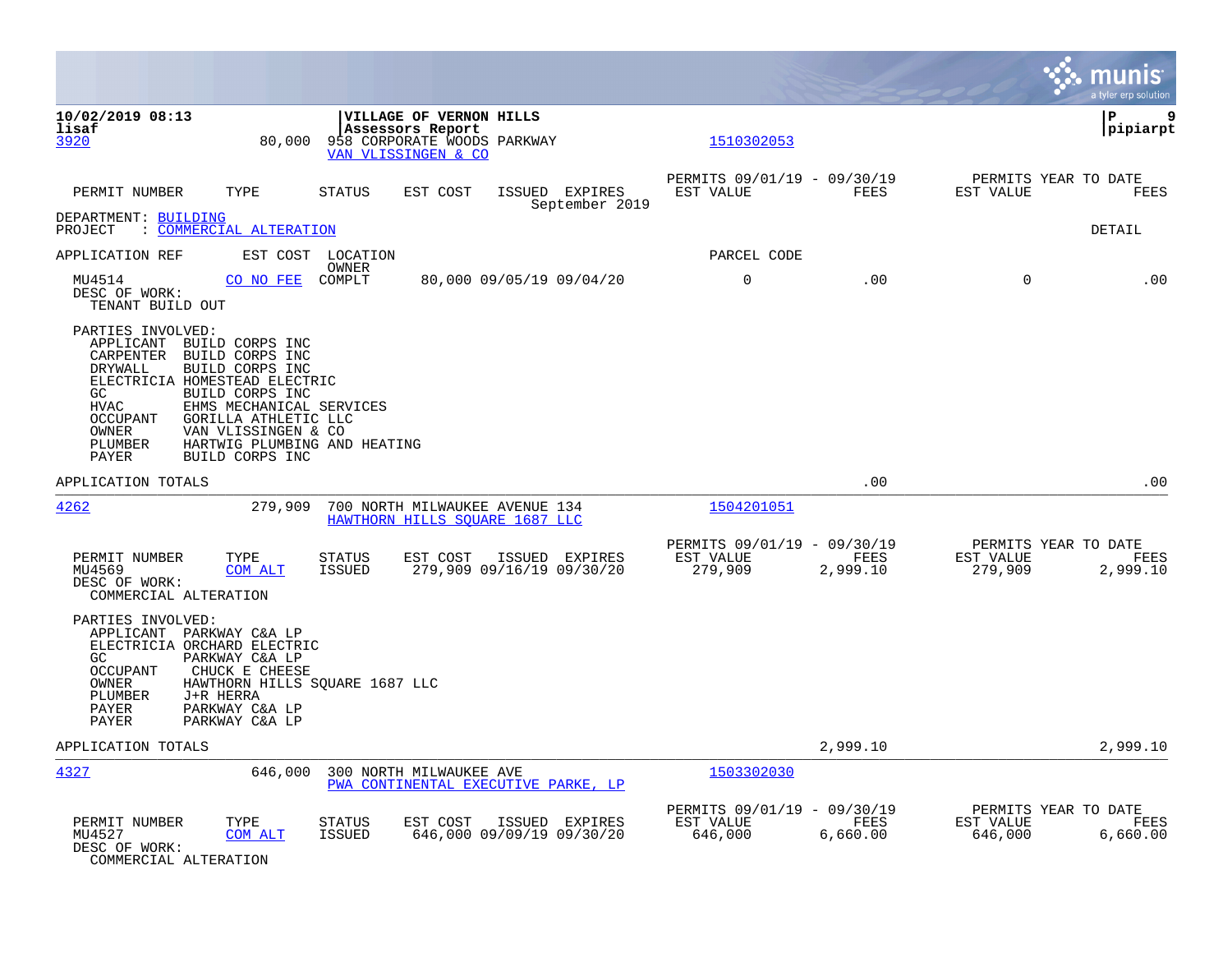**10/02/2019 08:13** | **VILLAGE OF VERNON HILLS** | **P 9**
**lisaf** | **Assessors Report** | **pipiarpt**

3920 | 80,000 | 958 CORPORATE WOODS PARKWAY | 1510302053
VAN VLISSINGEN & CO

| PERMIT NUMBER | TYPE | STATUS | EST COST | ISSUED | EXPIRES | PERMITS 09/01/19 - 09/30/19 EST VALUE | FEES | PERMITS YEAR TO DATE EST VALUE | FEES |
|---|---|---|---|---|---|---|---|---|---|

September 2019

DEPARTMENT: BUILDING
PROJECT : COMMERCIAL ALTERATION

DETAIL

| APPLICATION REF | EST COST | LOCATION / OWNER | | | | PARCEL CODE | | | |
|---|---|---|---|---|---|---|---|---|---|
| MU4514 | CO NO FEE | COMPLT | 80,000 | 09/05/19 | 09/04/20 | 0 | .00 | 0 | .00 |

DESC OF WORK:
TENANT BUILD OUT

PARTIES INVOLVED:
- APPLICANT BUILD CORPS INC
- CARPENTER BUILD CORPS INC
- DRYWALL BUILD CORPS INC
- ELECTRICIA HOMESTEAD ELECTRIC
- GC BUILD CORPS INC
- HVAC EHMS MECHANICAL SERVICES
- OCCUPANT GORILLA ATHLETIC LLC
- OWNER VAN VLISSINGEN & CO
- PLUMBER HARTWIG PLUMBING AND HEATING
- PAYER BUILD CORPS INC

APPLICATION TOTALS .00 .00

---

4262 | 279,909 | 700 NORTH MILWAUKEE AVENUE 134 | 1504201051
HAWTHORN HILLS SQUARE 1687 LLC

| PERMIT NUMBER | TYPE | STATUS | EST COST | ISSUED | EXPIRES | PERMITS 09/01/19 - 09/30/19 EST VALUE | FEES | PERMITS YEAR TO DATE EST VALUE | FEES |
|---|---|---|---|---|---|---|---|---|---|
| MU4569 | COM ALT | ISSUED | 279,909 | 09/16/19 | 09/30/20 | 279,909 | 2,999.10 | 279,909 | 2,999.10 |

DESC OF WORK:
COMMERCIAL ALTERATION

PARTIES INVOLVED:
- APPLICANT PARKWAY C&A LP
- ELECTRICIA ORCHARD ELECTRIC
- GC PARKWAY C&A LP
- OCCUPANT CHUCK E CHEESE
- OWNER HAWTHORN HILLS SQUARE 1687 LLC
- PLUMBER J+R HERRA
- PAYER PARKWAY C&A LP
- PAYER PARKWAY C&A LP

APPLICATION TOTALS 2,999.10 2,999.10

---

4327 | 646,000 | 300 NORTH MILWAUKEE AVE | 1503302030
PWA CONTINENTAL EXECUTIVE PARKE, LP

| PERMIT NUMBER | TYPE | STATUS | EST COST | ISSUED | EXPIRES | PERMITS 09/01/19 - 09/30/19 EST VALUE | FEES | PERMITS YEAR TO DATE EST VALUE | FEES |
|---|---|---|---|---|---|---|---|---|---|
| MU4527 | COM ALT | ISSUED | 646,000 | 09/09/19 | 09/30/20 | 646,000 | 6,660.00 | 646,000 | 6,660.00 |

DESC OF WORK:
COMMERCIAL ALTERATION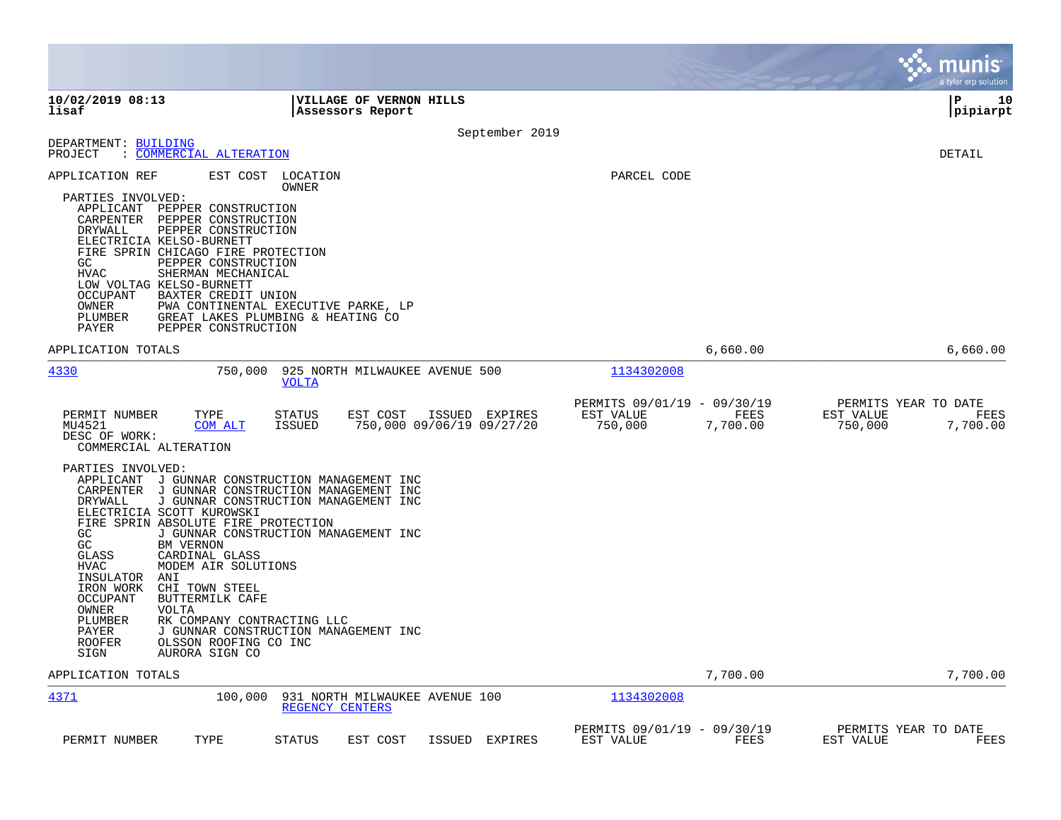**10/02/2019 08:13** | **VILLAGE OF VERNON HILLS**
**lisaf** | **Assessors Report**

**pipiarpt**

September 2019

DEPARTMENT: BUILDING
PROJECT : COMMERCIAL ALTERATION

DETAIL

APPLICATION REF | EST COST | LOCATION / OWNER | PARCEL CODE

PARTIES INVOLVED:
- APPLICANT PEPPER CONSTRUCTION
- CARPENTER PEPPER CONSTRUCTION
- DRYWALL PEPPER CONSTRUCTION
- ELECTRICIA KELSO-BURNETT
- FIRE SPRIN CHICAGO FIRE PROTECTION
- GC PEPPER CONSTRUCTION
- HVAC SHERMAN MECHANICAL
- LOW VOLTAG KELSO-BURNETT
- OCCUPANT BAXTER CREDIT UNION
- OWNER PWA CONTINENTAL EXECUTIVE PARKE, LP
- PLUMBER GREAT LAKES PLUMBING & HEATING CO
- PAYER PEPPER CONSTRUCTION

APPLICATION TOTALS 6,660.00 6,660.00

---

**4330** 750,000 925 NORTH MILWAUKEE AVENUE 500 — VOLTA — Parcel 1134302008

| PERMIT NUMBER | TYPE | STATUS | EST COST | ISSUED | EXPIRES | PERMITS 09/01/19 - 09/30/19 EST VALUE | FEES | PERMITS YEAR TO DATE EST VALUE | FEES |
|---|---|---|---|---|---|---|---|---|---|
| MU4521 | COM ALT | ISSUED | 750,000 | 09/06/19 | 09/27/20 | 750,000 | 7,700.00 | 750,000 | 7,700.00 |

DESC OF WORK:
COMMERCIAL ALTERATION

PARTIES INVOLVED:
- APPLICANT J GUNNAR CONSTRUCTION MANAGEMENT INC
- CARPENTER J GUNNAR CONSTRUCTION MANAGEMENT INC
- DRYWALL J GUNNAR CONSTRUCTION MANAGEMENT INC
- ELECTRICIA SCOTT KUROWSKI
- FIRE SPRIN ABSOLUTE FIRE PROTECTION
- GC J GUNNAR CONSTRUCTION MANAGEMENT INC
- GC BM VERNON
- GLASS CARDINAL GLASS
- HVAC MODEM AIR SOLUTIONS
- INSULATOR ANI
- IRON WORK CHI TOWN STEEL
- OCCUPANT BUTTERMILK CAFE
- OWNER VOLTA
- PLUMBER RK COMPANY CONTRACTING LLC
- PAYER J GUNNAR CONSTRUCTION MANAGEMENT INC
- ROOFER OLSSON ROOFING CO INC
- SIGN AURORA SIGN CO

APPLICATION TOTALS 7,700.00 7,700.00

---

**4371** 100,000 931 NORTH MILWAUKEE AVENUE 100 — REGENCY CENTERS — Parcel 1134302008

| PERMIT NUMBER | TYPE | STATUS | EST COST | ISSUED | EXPIRES | PERMITS 09/01/19 - 09/30/19 EST VALUE | FEES | PERMITS YEAR TO DATE EST VALUE | FEES |
|---|---|---|---|---|---|---|---|---|---|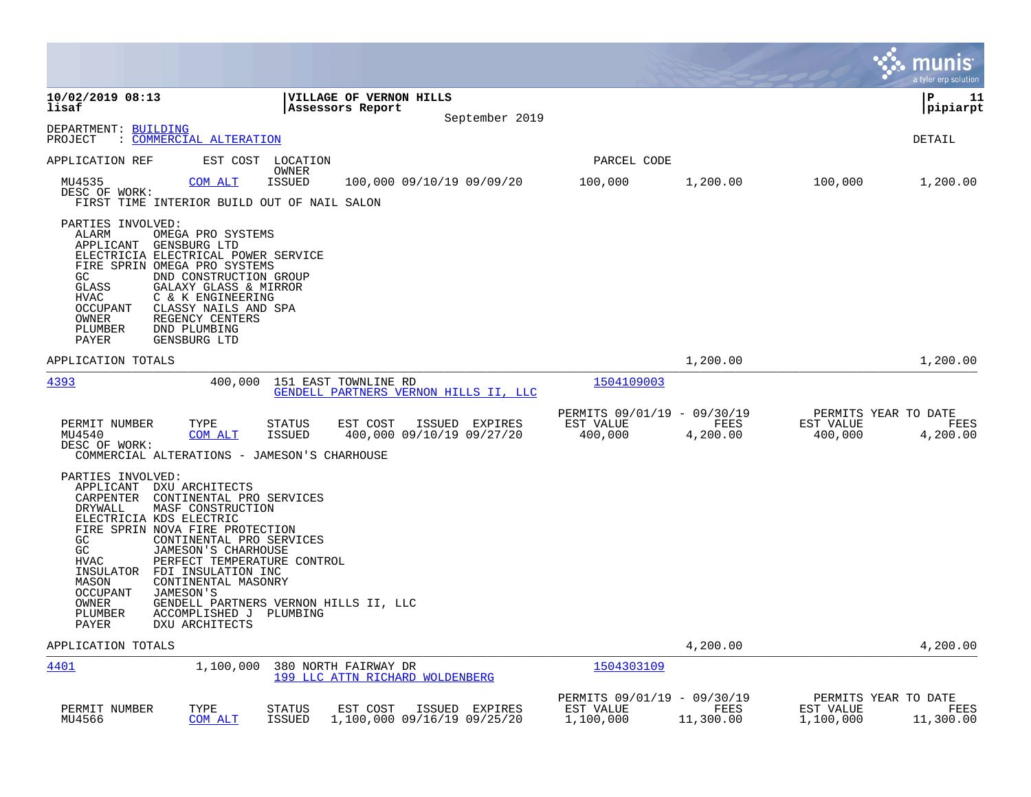**10/02/2019 08:13** | **VILLAGE OF VERNON HILLS** | **P 11**
**lisaf** | **Assessors Report** | **pipiarpt**
September 2019

DEPARTMENT: BUILDING
PROJECT : COMMERCIAL ALTERATION

DETAIL

| APPLICATION REF | EST COST | LOCATION / OWNER | | | PARCEL CODE | | | |
|---|---|---|---|---|---|---|---|---|
| MU4535 | COM ALT | ISSUED | 100,000 09/10/19 09/09/20 | | 100,000 | 1,200.00 | 100,000 | 1,200.00 |

DESC OF WORK:
FIRST TIME INTERIOR BUILD OUT OF NAIL SALON

PARTIES INVOLVED:

| Role | Party |
|---|---|
| ALARM | OMEGA PRO SYSTEMS |
| APPLICANT | GENSBURG LTD |
| ELECTRICIA | ELECTRICAL POWER SERVICE |
| FIRE SPRIN | OMEGA PRO SYSTEMS |
| GC | DND CONSTRUCTION GROUP |
| GLASS | GALAXY GLASS & MIRROR |
| HVAC | C & K ENGINEERING |
| OCCUPANT | CLASSY NAILS AND SPA |
| OWNER | REGENCY CENTERS |
| PLUMBER | DND PLUMBING |
| PAYER | GENSBURG LTD |

APPLICATION TOTALS — 1,200.00 — 1,200.00

---

**4393** — 400,000 — 151 EAST TOWNLINE RD — GENDELL PARTNERS VERNON HILLS II, LLC — Parcel: 1504109003

| PERMIT NUMBER | TYPE | STATUS | EST COST | ISSUED | EXPIRES | PERMITS 09/01/19 - 09/30/19 EST VALUE | FEES | PERMITS YEAR TO DATE EST VALUE | FEES |
|---|---|---|---|---|---|---|---|---|---|
| MU4540 | COM ALT | ISSUED | 400,000 | 09/10/19 | 09/27/20 | 400,000 | 4,200.00 | 400,000 | 4,200.00 |

DESC OF WORK:
COMMERCIAL ALTERATIONS - JAMESON'S CHARHOUSE

PARTIES INVOLVED:

| Role | Party |
|---|---|
| APPLICANT | DXU ARCHITECTS |
| CARPENTER | CONTINENTAL PRO SERVICES |
| DRYWALL | MASF CONSTRUCTION |
| ELECTRICIA | KDS ELECTRIC |
| FIRE SPRIN | NOVA FIRE PROTECTION |
| GC | CONTINENTAL PRO SERVICES |
| GC | JAMESON'S CHARHOUSE |
| HVAC | PERFECT TEMPERATURE CONTROL |
| INSULATOR | FDI INSULATION INC |
| MASON | CONTINENTAL MASONRY |
| OCCUPANT | JAMESON'S |
| OWNER | GENDELL PARTNERS VERNON HILLS II, LLC |
| PLUMBER | ACCOMPLISHED J PLUMBING |
| PAYER | DXU ARCHITECTS |

APPLICATION TOTALS — 4,200.00 — 4,200.00

---

**4401** — 1,100,000 — 380 NORTH FAIRWAY DR — 199 LLC ATTN RICHARD WOLDENBERG — Parcel: 1504303109

| PERMIT NUMBER | TYPE | STATUS | EST COST | ISSUED | EXPIRES | PERMITS 09/01/19 - 09/30/19 EST VALUE | FEES | PERMITS YEAR TO DATE EST VALUE | FEES |
|---|---|---|---|---|---|---|---|---|---|
| MU4566 | COM ALT | ISSUED | 1,100,000 | 09/16/19 | 09/25/20 | 1,100,000 | 11,300.00 | 1,100,000 | 11,300.00 |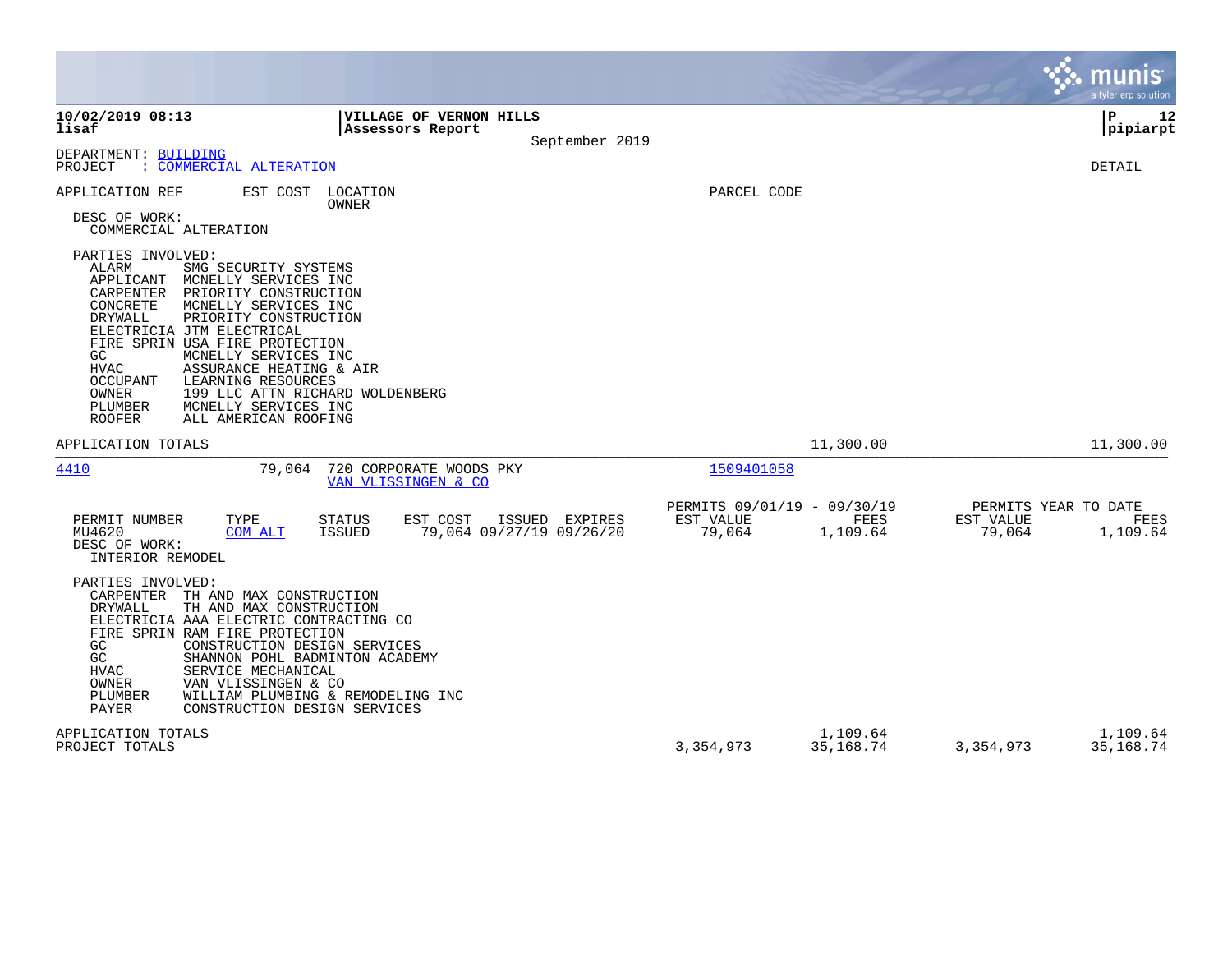**10/02/2019 08:13** | **VILLAGE OF VERNON HILLS** | **P 12**
**lisaf** | **Assessors Report** | **pipiarpt**

September 2019

DEPARTMENT: BUILDING
PROJECT : COMMERCIAL ALTERATION

DETAIL

APPLICATION REF | EST COST | LOCATION / OWNER | PARCEL CODE

DESC OF WORK:
COMMERCIAL ALTERATION

PARTIES INVOLVED:

| Role | Party |
|---|---|
| ALARM | SMG SECURITY SYSTEMS |
| APPLICANT | MCNELLY SERVICES INC |
| CARPENTER | PRIORITY CONSTRUCTION |
| CONCRETE | MCNELLY SERVICES INC |
| DRYWALL | PRIORITY CONSTRUCTION |
| ELECTRICIA | JTM ELECTRICAL |
| FIRE SPRIN | USA FIRE PROTECTION |
| GC | MCNELLY SERVICES INC |
| HVAC | ASSURANCE HEATING & AIR |
| OCCUPANT | LEARNING RESOURCES |
| OWNER | 199 LLC ATTN RICHARD WOLDENBERG |
| PLUMBER | MCNELLY SERVICES INC |
| ROOFER | ALL AMERICAN ROOFING |

APPLICATION TOTALS — 11,300.00 — 11,300.00

---

**4410** — EST COST 79,064 — 720 CORPORATE WOODS PKY — VAN VLISSINGEN & CO — PARCEL CODE 1509401058

| PERMIT NUMBER | TYPE | STATUS | EST COST | ISSUED | EXPIRES | PERMITS 09/01/19 - 09/30/19 EST VALUE | FEES | PERMITS YEAR TO DATE EST VALUE | FEES |
|---|---|---|---|---|---|---|---|---|---|
| MU4620 | COM ALT | ISSUED | 79,064 | 09/27/19 | 09/26/20 | 79,064 | 1,109.64 | 79,064 | 1,109.64 |

DESC OF WORK:
INTERIOR REMODEL

PARTIES INVOLVED:

| Role | Party |
|---|---|
| CARPENTER | TH AND MAX CONSTRUCTION |
| DRYWALL | TH AND MAX CONSTRUCTION |
| ELECTRICIA | AAA ELECTRIC CONTRACTING CO |
| FIRE SPRIN | RAM FIRE PROTECTION |
| GC | CONSTRUCTION DESIGN SERVICES |
| GC | SHANNON POHL BADMINTON ACADEMY |
| HVAC | SERVICE MECHANICAL |
| OWNER | VAN VLISSINGEN & CO |
| PLUMBER | WILLIAM PLUMBING & REMODELING INC |
| PAYER | CONSTRUCTION DESIGN SERVICES |

| | EST VALUE (09/01/19 - 09/30/19) | FEES | EST VALUE (YEAR TO DATE) | FEES |
|---|---|---|---|---|
| APPLICATION TOTALS | | 1,109.64 | | 1,109.64 |
| PROJECT TOTALS | 3,354,973 | 35,168.74 | 3,354,973 | 35,168.74 |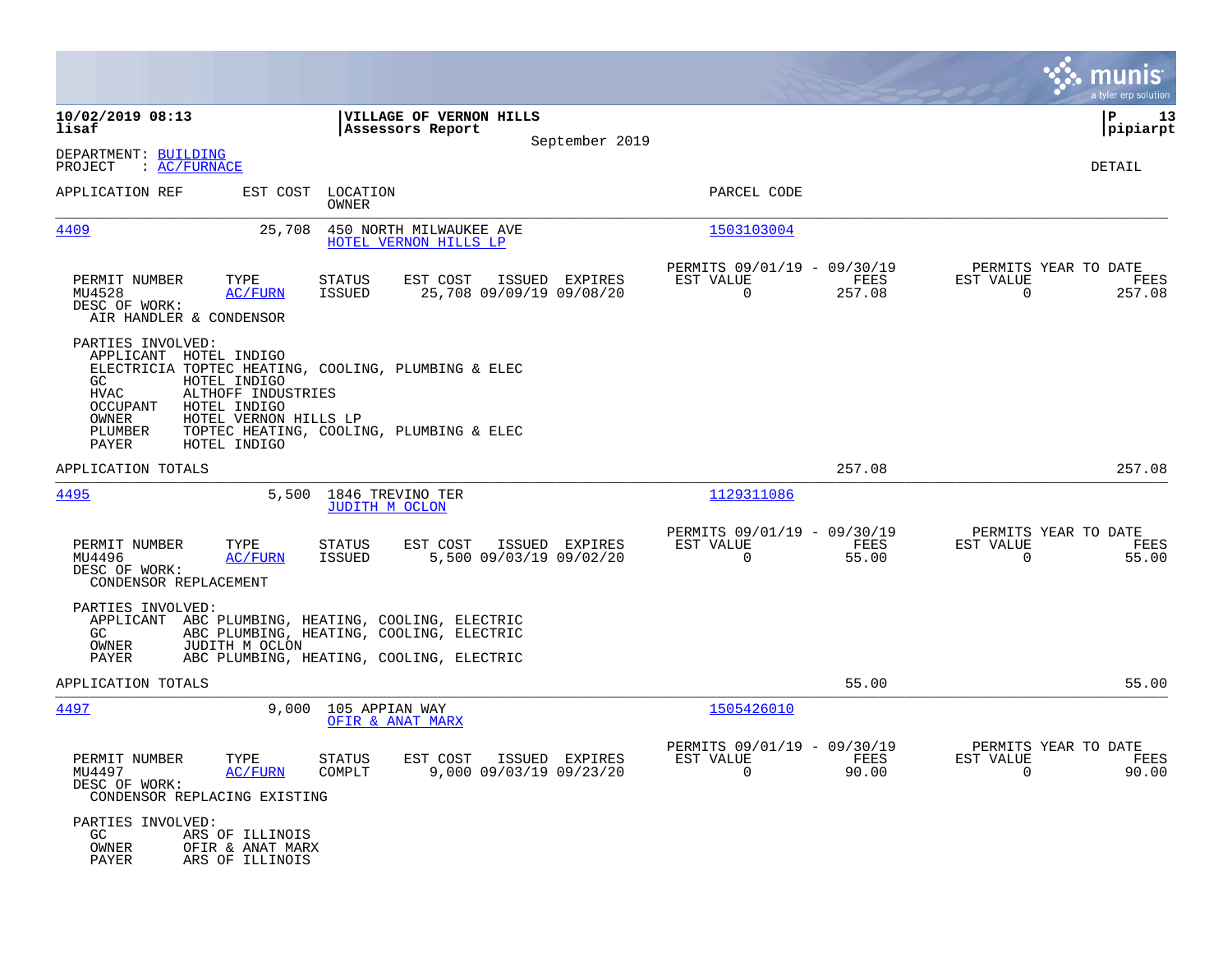**10/02/2019 08:13**
**lisaf**

**VILLAGE OF VERNON HILLS**
**Assessors Report**
September 2019

DEPARTMENT: BUILDING
PROJECT : AC/FURNACE

DETAIL

| APPLICATION REF | EST COST | LOCATION / OWNER | PARCEL CODE |
|---|---|---|---|
| 4409 | 25,708 | 450 NORTH MILWAUKEE AVE / HOTEL VERNON HILLS LP | 1503103004 |

| PERMIT NUMBER | TYPE | STATUS | EST COST | ISSUED | EXPIRES | PERMITS 09/01/19 - 09/30/19 EST VALUE | FEES | PERMITS YEAR TO DATE EST VALUE | FEES |
|---|---|---|---|---|---|---|---|---|---|
| MU4528 | AC/FURN | ISSUED | 25,708 | 09/09/19 | 09/08/20 | 0 | 257.08 | 0 | 257.08 |

DESC OF WORK:
AIR HANDLER & CONDENSOR

PARTIES INVOLVED:
- APPLICANT HOTEL INDIGO
- ELECTRICIA TOPTEC HEATING, COOLING, PLUMBING & ELEC
- GC HOTEL INDIGO
- HVAC ALTHOFF INDUSTRIES
- OCCUPANT HOTEL INDIGO
- OWNER HOTEL VERNON HILLS LP
- PLUMBER TOPTEC HEATING, COOLING, PLUMBING & ELEC
- PAYER HOTEL INDIGO

APPLICATION TOTALS: 257.08 | 257.08

| APPLICATION REF | EST COST | LOCATION / OWNER | PARCEL CODE |
|---|---|---|---|
| 4495 | 5,500 | 1846 TREVINO TER / JUDITH M OCLON | 1129311086 |

| PERMIT NUMBER | TYPE | STATUS | EST COST | ISSUED | EXPIRES | PERMITS 09/01/19 - 09/30/19 EST VALUE | FEES | PERMITS YEAR TO DATE EST VALUE | FEES |
|---|---|---|---|---|---|---|---|---|---|
| MU4496 | AC/FURN | ISSUED | 5,500 | 09/03/19 | 09/02/20 | 0 | 55.00 | 0 | 55.00 |

DESC OF WORK:
CONDENSOR REPLACEMENT

PARTIES INVOLVED:
- APPLICANT ABC PLUMBING, HEATING, COOLING, ELECTRIC
- GC ABC PLUMBING, HEATING, COOLING, ELECTRIC
- OWNER JUDITH M OCLON
- PAYER ABC PLUMBING, HEATING, COOLING, ELECTRIC

APPLICATION TOTALS: 55.00 | 55.00

| APPLICATION REF | EST COST | LOCATION / OWNER | PARCEL CODE |
|---|---|---|---|
| 4497 | 9,000 | 105 APPIAN WAY / OFIR & ANAT MARX | 1505426010 |

| PERMIT NUMBER | TYPE | STATUS | EST COST | ISSUED | EXPIRES | PERMITS 09/01/19 - 09/30/19 EST VALUE | FEES | PERMITS YEAR TO DATE EST VALUE | FEES |
|---|---|---|---|---|---|---|---|---|---|
| MU4497 | AC/FURN | COMPLT | 9,000 | 09/03/19 | 09/23/20 | 0 | 90.00 | 0 | 90.00 |

DESC OF WORK:
CONDENSOR REPLACING EXISTING

PARTIES INVOLVED:
- GC ARS OF ILLINOIS
- OWNER OFIR & ANAT MARX
- PAYER ARS OF ILLINOIS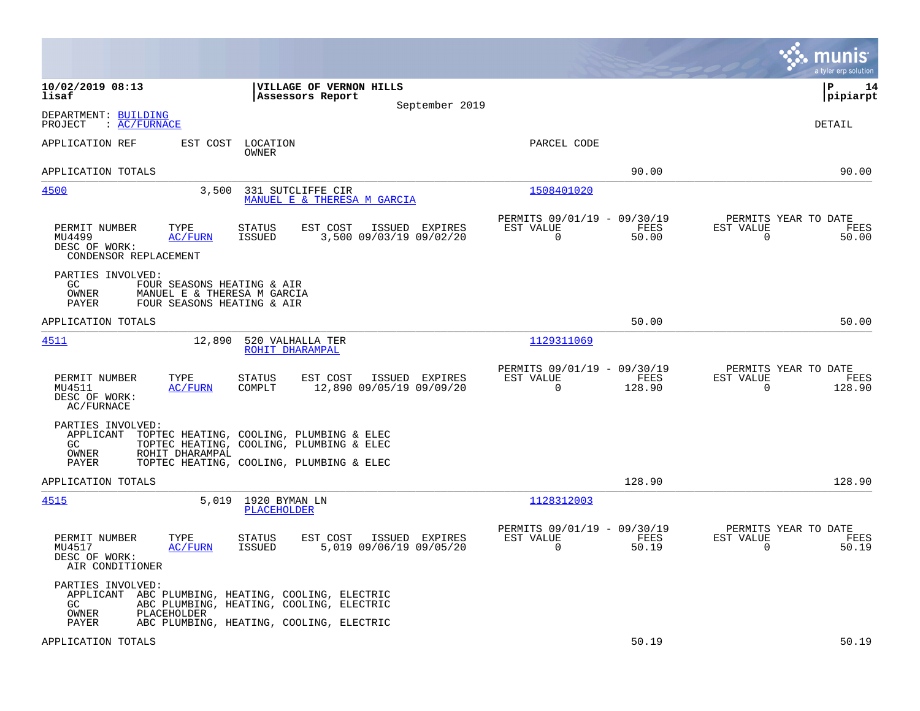**10/02/2019 08:13**
**lisaf**

**VILLAGE OF VERNON HILLS**
**Assessors Report**
September 2019

**P 14**
**pipiarpt**

DEPARTMENT: BUILDING
PROJECT : AC/FURNACE

DETAIL

| APPLICATION REF | EST COST | LOCATION / OWNER | PARCEL CODE |
|---|---|---|---|

APPLICATION TOTALS — 90.00 — 90.00

---

**4500** — 3,500 — 331 SUTCLIFFE CIR — MANUEL E & THERESA M GARCIA — 1508401020

| PERMIT NUMBER | TYPE | STATUS | EST COST | ISSUED | EXPIRES | PERMITS 09/01/19 - 09/30/19 EST VALUE | FEES | PERMITS YEAR TO DATE EST VALUE | FEES |
|---|---|---|---|---|---|---|---|---|---|
| MU4499 | AC/FURN | ISSUED | 3,500 | 09/03/19 | 09/02/20 | 0 | 50.00 | 0 | 50.00 |

DESC OF WORK:
CONDENSOR REPLACEMENT

PARTIES INVOLVED:
- GC: FOUR SEASONS HEATING & AIR
- OWNER: MANUEL E & THERESA M GARCIA
- PAYER: FOUR SEASONS HEATING & AIR

APPLICATION TOTALS — 50.00 — 50.00

---

**4511** — 12,890 — 520 VALHALLA TER — ROHIT DHARAMPAL — 1129311069

| PERMIT NUMBER | TYPE | STATUS | EST COST | ISSUED | EXPIRES | PERMITS 09/01/19 - 09/30/19 EST VALUE | FEES | PERMITS YEAR TO DATE EST VALUE | FEES |
|---|---|---|---|---|---|---|---|---|---|
| MU4511 | AC/FURN | COMPLT | 12,890 | 09/05/19 | 09/09/20 | 0 | 128.90 | 0 | 128.90 |

DESC OF WORK:
AC/FURNACE

PARTIES INVOLVED:
- APPLICANT: TOPTEC HEATING, COOLING, PLUMBING & ELEC
- GC: TOPTEC HEATING, COOLING, PLUMBING & ELEC
- OWNER: ROHIT DHARAMPAL
- PAYER: TOPTEC HEATING, COOLING, PLUMBING & ELEC

APPLICATION TOTALS — 128.90 — 128.90

---

**4515** — 5,019 — 1920 BYMAN LN — PLACEHOLDER — 1128312003

| PERMIT NUMBER | TYPE | STATUS | EST COST | ISSUED | EXPIRES | PERMITS 09/01/19 - 09/30/19 EST VALUE | FEES | PERMITS YEAR TO DATE EST VALUE | FEES |
|---|---|---|---|---|---|---|---|---|---|
| MU4517 | AC/FURN | ISSUED | 5,019 | 09/06/19 | 09/05/20 | 0 | 50.19 | 0 | 50.19 |

DESC OF WORK:
AIR CONDITIONER

PARTIES INVOLVED:
- APPLICANT: ABC PLUMBING, HEATING, COOLING, ELECTRIC
- GC: ABC PLUMBING, HEATING, COOLING, ELECTRIC
- OWNER: PLACEHOLDER
- PAYER: ABC PLUMBING, HEATING, COOLING, ELECTRIC

APPLICATION TOTALS — 50.19 — 50.19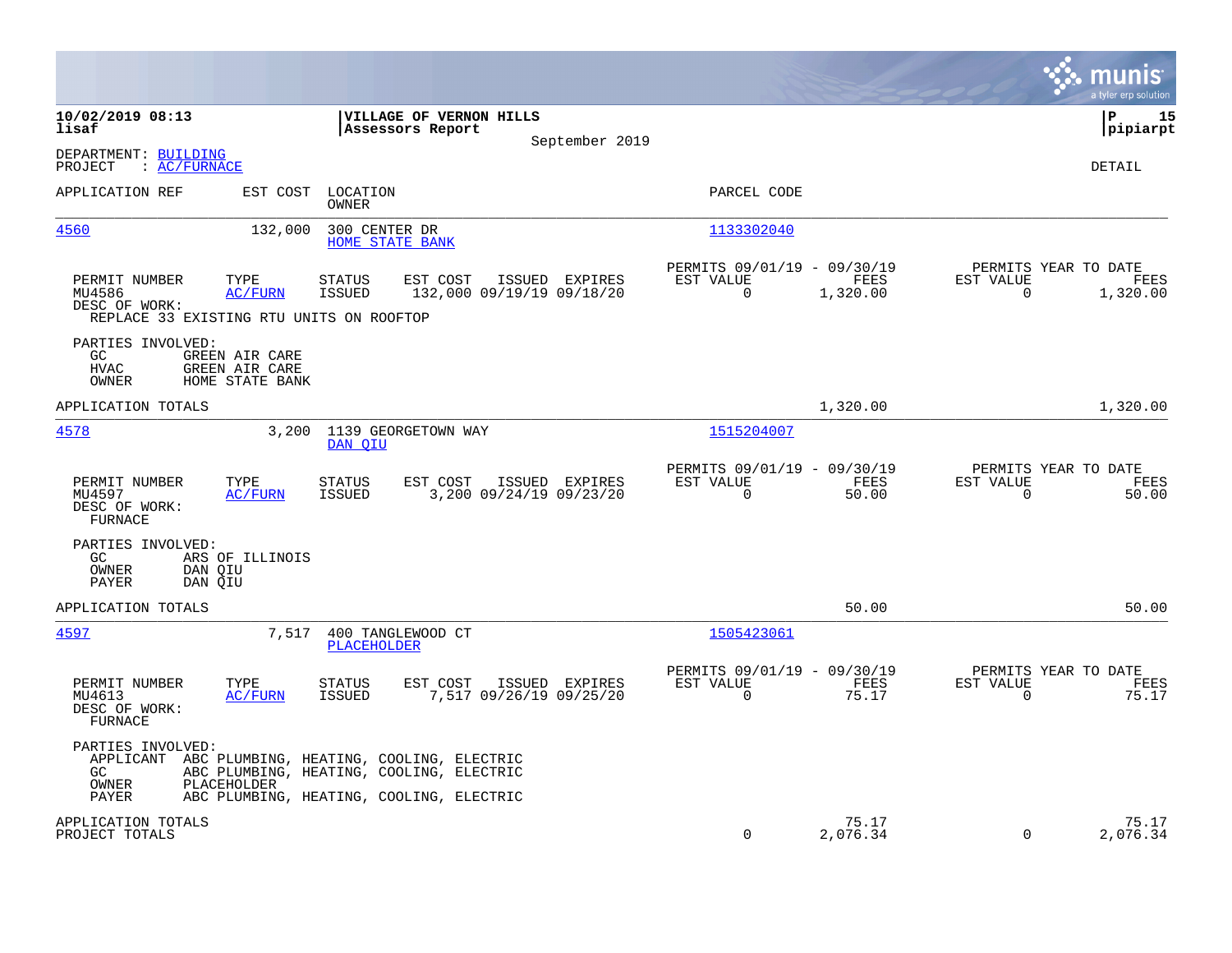10/02/2019 08:13
lisaf

**VILLAGE OF VERNON HILLS**
**Assessors Report**
September 2019

P 15
pipiarpt

DEPARTMENT: BUILDING
PROJECT : AC/FURNACE

DETAIL

| APPLICATION REF | EST COST | LOCATION / OWNER | PARCEL CODE |
|---|---|---|---|
| 4560 | 132,000 | 300 CENTER DR / HOME STATE BANK | 1133302040 |

| PERMIT NUMBER | TYPE | STATUS | EST COST | ISSUED | EXPIRES | PERMITS 09/01/19 - 09/30/19 EST VALUE | FEES | PERMITS YEAR TO DATE EST VALUE | FEES |
|---|---|---|---|---|---|---|---|---|---|
| MU4586 | AC/FURN | ISSUED | 132,000 | 09/19/19 | 09/18/20 | 0 | 1,320.00 | 0 | 1,320.00 |

DESC OF WORK:
REPLACE 33 EXISTING RTU UNITS ON ROOFTOP

PARTIES INVOLVED:
- GC: GREEN AIR CARE
- HVAC: GREEN AIR CARE
- OWNER: HOME STATE BANK

APPLICATION TOTALS — 1,320.00 — 1,320.00

| APPLICATION REF | EST COST | LOCATION / OWNER | PARCEL CODE |
|---|---|---|---|
| 4578 | 3,200 | 1139 GEORGETOWN WAY / DAN QIU | 1515204007 |

| PERMIT NUMBER | TYPE | STATUS | EST COST | ISSUED | EXPIRES | PERMITS 09/01/19 - 09/30/19 EST VALUE | FEES | PERMITS YEAR TO DATE EST VALUE | FEES |
|---|---|---|---|---|---|---|---|---|---|
| MU4597 | AC/FURN | ISSUED | 3,200 | 09/24/19 | 09/23/20 | 0 | 50.00 | 0 | 50.00 |

DESC OF WORK:
FURNACE

PARTIES INVOLVED:
- GC: ARS OF ILLINOIS
- OWNER: DAN QIU
- PAYER: DAN QIU

APPLICATION TOTALS — 50.00 — 50.00

| APPLICATION REF | EST COST | LOCATION / OWNER | PARCEL CODE |
|---|---|---|---|
| 4597 | 7,517 | 400 TANGLEWOOD CT / PLACEHOLDER | 1505423061 |

| PERMIT NUMBER | TYPE | STATUS | EST COST | ISSUED | EXPIRES | PERMITS 09/01/19 - 09/30/19 EST VALUE | FEES | PERMITS YEAR TO DATE EST VALUE | FEES |
|---|---|---|---|---|---|---|---|---|---|
| MU4613 | AC/FURN | ISSUED | 7,517 | 09/26/19 | 09/25/20 | 0 | 75.17 | 0 | 75.17 |

DESC OF WORK:
FURNACE

PARTIES INVOLVED:
- APPLICANT: ABC PLUMBING, HEATING, COOLING, ELECTRIC
- GC: ABC PLUMBING, HEATING, COOLING, ELECTRIC
- OWNER: PLACEHOLDER
- PAYER: ABC PLUMBING, HEATING, COOLING, ELECTRIC

| | EST VALUE | FEES | EST VALUE (YTD) | FEES (YTD) |
|---|---|---|---|---|
| APPLICATION TOTALS | | 75.17 | | 75.17 |
| PROJECT TOTALS | 0 | 2,076.34 | 0 | 2,076.34 |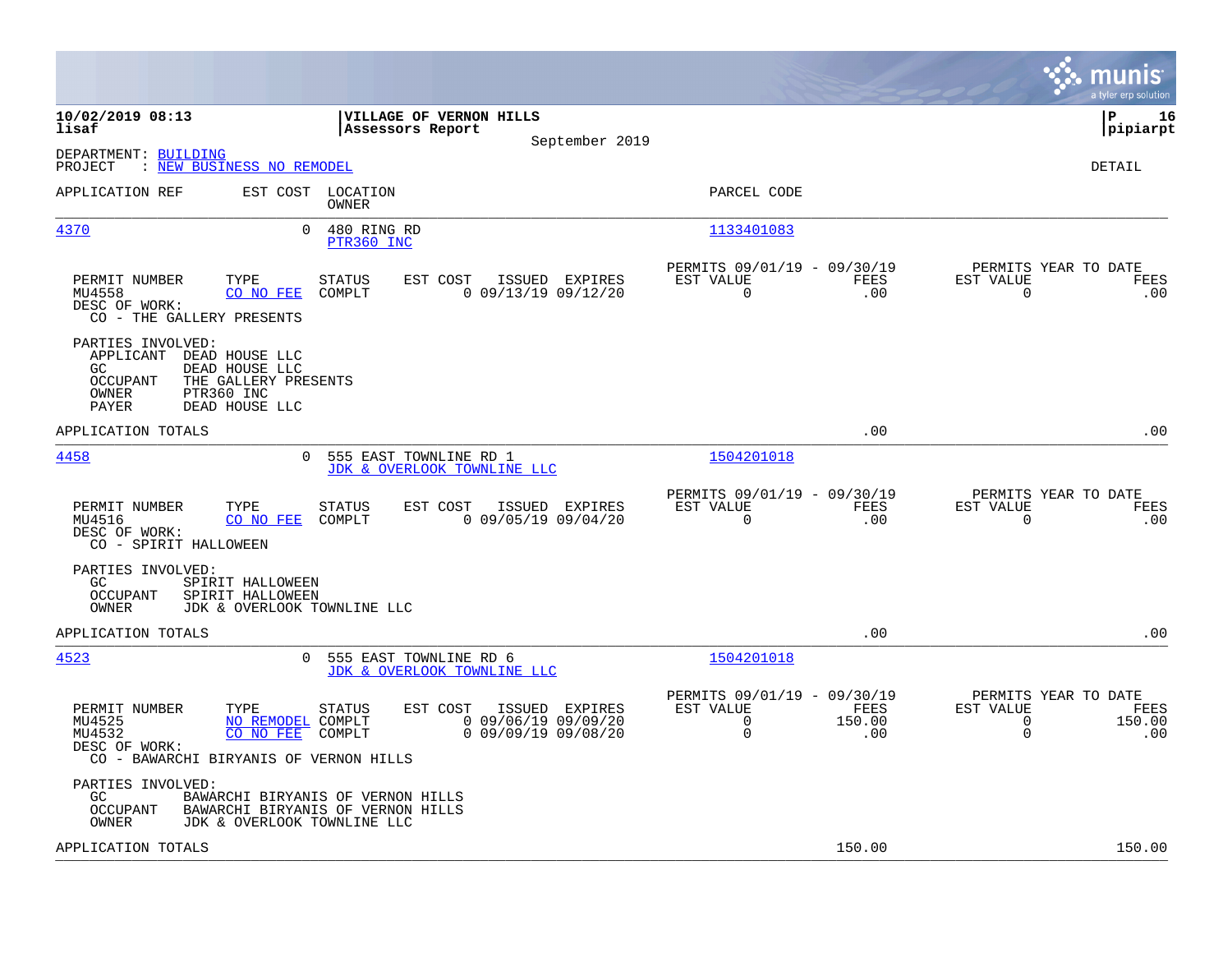**10/02/2019 08:13** | **VILLAGE OF VERNON HILLS** | **P 16**
**lisaf** | **Assessors Report** | **pipiarpt**

September 2019

DEPARTMENT: BUILDING
PROJECT : NEW BUSINESS NO REMODEL

DETAIL

| APPLICATION REF | EST COST | LOCATION / OWNER | PARCEL CODE |
|---|---|---|---|
| 4370 | 0 | 480 RING RD / PTR360 INC | 1133401083 |

| PERMIT NUMBER | TYPE | STATUS | EST COST | ISSUED | EXPIRES | PERMITS 09/01/19 - 09/30/19 EST VALUE | FEES | PERMITS YEAR TO DATE EST VALUE | FEES |
|---|---|---|---|---|---|---|---|---|---|
| MU4558 | CO NO FEE | COMPLT | 0 | 09/13/19 | 09/12/20 | 0 | .00 | 0 | .00 |

DESC OF WORK:
CO - THE GALLERY PRESENTS

PARTIES INVOLVED:
- APPLICANT DEAD HOUSE LLC
- GC DEAD HOUSE LLC
- OCCUPANT THE GALLERY PRESENTS
- OWNER PTR360 INC
- PAYER DEAD HOUSE LLC

APPLICATION TOTALS .00 .00

---

| APPLICATION REF | EST COST | LOCATION / OWNER | PARCEL CODE |
|---|---|---|---|
| 4458 | 0 | 555 EAST TOWNLINE RD 1 / JDK & OVERLOOK TOWNLINE LLC | 1504201018 |

| PERMIT NUMBER | TYPE | STATUS | EST COST | ISSUED | EXPIRES | PERMITS 09/01/19 - 09/30/19 EST VALUE | FEES | PERMITS YEAR TO DATE EST VALUE | FEES |
|---|---|---|---|---|---|---|---|---|---|
| MU4516 | CO NO FEE | COMPLT | 0 | 09/05/19 | 09/04/20 | 0 | .00 | 0 | .00 |

DESC OF WORK:
CO - SPIRIT HALLOWEEN

PARTIES INVOLVED:
- GC SPIRIT HALLOWEEN
- OCCUPANT SPIRIT HALLOWEEN
- OWNER JDK & OVERLOOK TOWNLINE LLC

APPLICATION TOTALS .00 .00

---

| APPLICATION REF | EST COST | LOCATION / OWNER | PARCEL CODE |
|---|---|---|---|
| 4523 | 0 | 555 EAST TOWNLINE RD 6 / JDK & OVERLOOK TOWNLINE LLC | 1504201018 |

| PERMIT NUMBER | TYPE | STATUS | EST COST | ISSUED | EXPIRES | PERMITS 09/01/19 - 09/30/19 EST VALUE | FEES | PERMITS YEAR TO DATE EST VALUE | FEES |
|---|---|---|---|---|---|---|---|---|---|
| MU4525 | NO REMODEL | COMPLT | 0 | 09/06/19 | 09/09/20 | 0 | 150.00 | 0 | 150.00 |
| MU4532 | CO NO FEE | COMPLT | 0 | 09/09/19 | 09/08/20 | 0 | .00 | 0 | .00 |

DESC OF WORK:
CO - BAWARCHI BIRYANIS OF VERNON HILLS

PARTIES INVOLVED:
- GC BAWARCHI BIRYANIS OF VERNON HILLS
- OCCUPANT BAWARCHI BIRYANIS OF VERNON HILLS
- OWNER JDK & OVERLOOK TOWNLINE LLC

APPLICATION TOTALS 150.00 150.00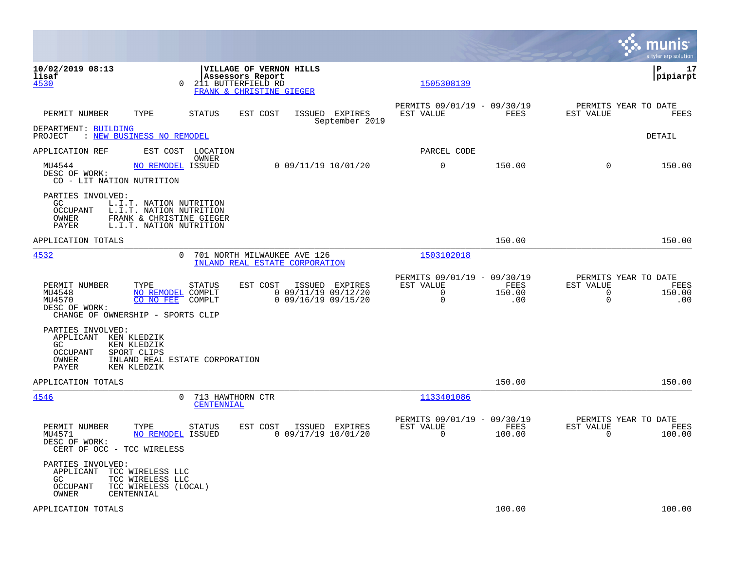10/02/2019 08:13
lisaf

**VILLAGE OF VERNON HILLS**
**Assessors Report**

P 17
pipiarpt

September 2019

| PERMIT NUMBER | TYPE | STATUS | EST COST | ISSUED | EXPIRES | PERMITS 09/01/19 - 09/30/19 EST VALUE | FEES | PERMITS YEAR TO DATE EST VALUE | FEES |
|---|---|---|---|---|---|---|---|---|---|

DEPARTMENT: BUILDING
PROJECT : NEW BUSINESS NO REMODEL

DETAIL

APPLICATION REF | EST COST | LOCATION / OWNER | PARCEL CODE

---

**4530** | 0 | 211 BUTTERFIELD RD | FRANK & CHRISTINE GIEGER | 1505308139

| PERMIT NUMBER | TYPE | STATUS | EST COST | ISSUED | EXPIRES | EST VALUE | FEES | YTD EST VALUE | YTD FEES |
|---|---|---|---|---|---|---|---|---|---|
| MU4544 | NO REMODEL | ISSUED | 0 | 09/11/19 | 10/01/20 | 0 | 150.00 | 0 | 150.00 |

DESC OF WORK:
CO - LIT NATION NUTRITION

PARTIES INVOLVED:
- GC: L.I.T. NATION NUTRITION
- OCCUPANT: L.I.T. NATION NUTRITION
- OWNER: FRANK & CHRISTINE GIEGER
- PAYER: L.I.T. NATION NUTRITION

APPLICATION TOTALS: 150.00 | 150.00

---

**4532** | 0 | 701 NORTH MILWAUKEE AVE 126 | INLAND REAL ESTATE CORPORATION | 1503102018

| PERMIT NUMBER | TYPE | STATUS | EST COST | ISSUED | EXPIRES | EST VALUE | FEES | YTD EST VALUE | YTD FEES |
|---|---|---|---|---|---|---|---|---|---|
| MU4548 | NO REMODEL | COMPLT | 0 | 09/11/19 | 09/12/20 | 0 | 150.00 | 0 | 150.00 |
| MU4570 | CO NO FEE | COMPLT | 0 | 09/16/19 | 09/15/20 | 0 | .00 | 0 | .00 |

DESC OF WORK:
CHANGE OF OWNERSHIP - SPORTS CLIP

PARTIES INVOLVED:
- APPLICANT: KEN KLEDZIK
- GC: KEN KLEDZIK
- OCCUPANT: SPORT CLIPS
- OWNER: INLAND REAL ESTATE CORPORATION
- PAYER: KEN KLEDZIK

APPLICATION TOTALS: 150.00 | 150.00

---

**4546** | 0 | 713 HAWTHORN CTR | CENTENNIAL | 1133401086

| PERMIT NUMBER | TYPE | STATUS | EST COST | ISSUED | EXPIRES | EST VALUE | FEES | YTD EST VALUE | YTD FEES |
|---|---|---|---|---|---|---|---|---|---|
| MU4571 | NO REMODEL | ISSUED | 0 | 09/17/19 | 10/01/20 | 0 | 100.00 | 0 | 100.00 |

DESC OF WORK:
CERT OF OCC - TCC WIRELESS

PARTIES INVOLVED:
- APPLICANT: TCC WIRELESS LLC
- GC: TCC WIRELESS LLC
- OCCUPANT: TCC WIRELESS (LOCAL)
- OWNER: CENTENNIAL

APPLICATION TOTALS: 100.00 | 100.00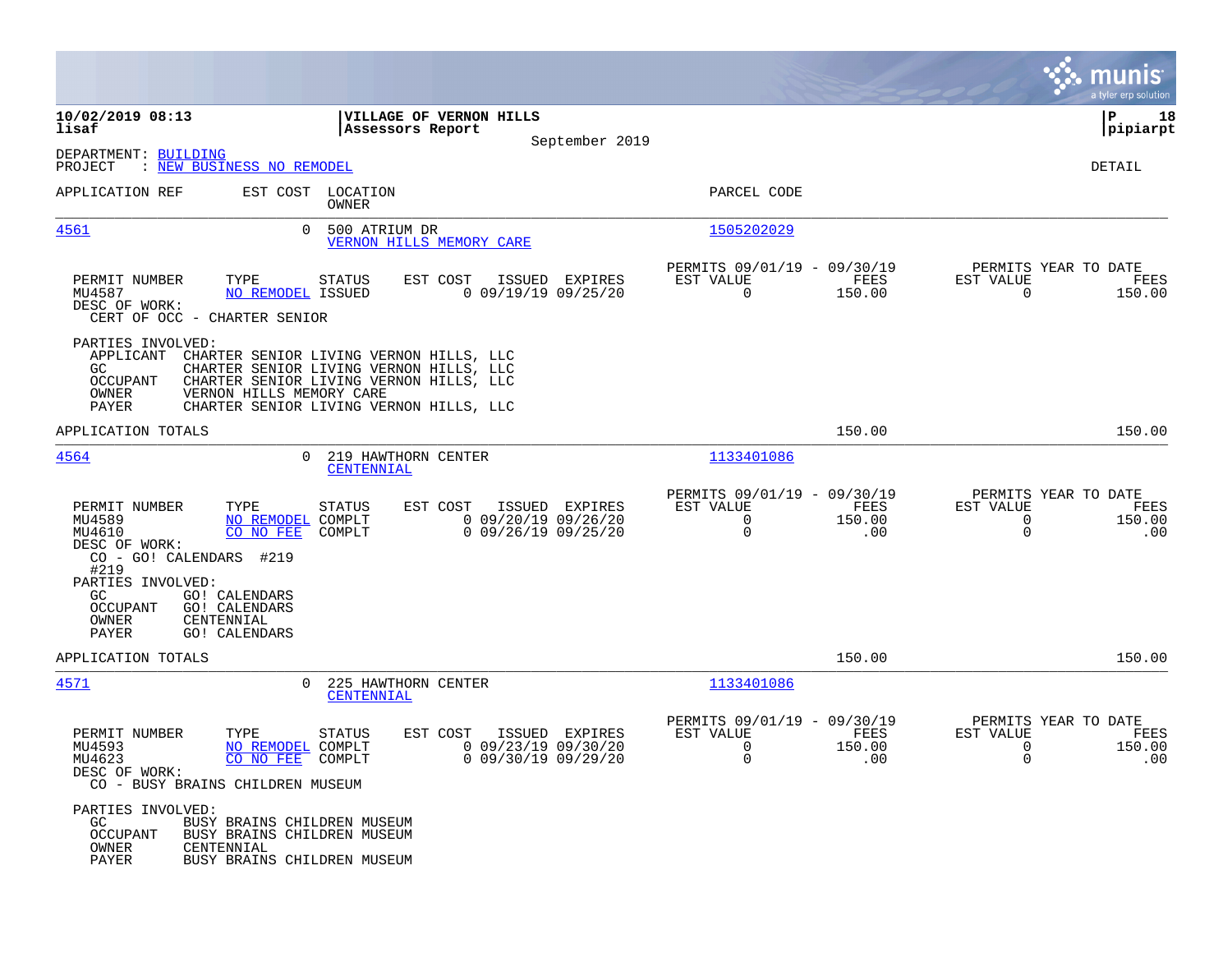10/02/2019 08:13
lisaf

**VILLAGE OF VERNON HILLS**
**Assessors Report**
September 2019

DEPARTMENT: BUILDING
PROJECT : NEW BUSINESS NO REMODEL

DETAIL

| APPLICATION REF | EST COST | LOCATION / OWNER | PARCEL CODE |
|---|---|---|---|
| 4561 | 0 | 500 ATRIUM DR / VERNON HILLS MEMORY CARE | 1505202029 |

| PERMIT NUMBER | TYPE | STATUS | EST COST | ISSUED | EXPIRES | PERMITS 09/01/19 - 09/30/19 EST VALUE | FEES | PERMITS YEAR TO DATE EST VALUE | FEES |
|---|---|---|---|---|---|---|---|---|---|
| MU4587 | NO REMODEL | ISSUED | 0 | 09/19/19 | 09/25/20 | 0 | 150.00 | 0 | 150.00 |

DESC OF WORK:
CERT OF OCC - CHARTER SENIOR

PARTIES INVOLVED:
- APPLICANT CHARTER SENIOR LIVING VERNON HILLS, LLC
- GC CHARTER SENIOR LIVING VERNON HILLS, LLC
- OCCUPANT CHARTER SENIOR LIVING VERNON HILLS, LLC
- OWNER VERNON HILLS MEMORY CARE
- PAYER CHARTER SENIOR LIVING VERNON HILLS, LLC

APPLICATION TOTALS: 150.00 | 150.00

---

| APPLICATION REF | EST COST | LOCATION / OWNER | PARCEL CODE |
|---|---|---|---|
| 4564 | 0 | 219 HAWTHORN CENTER / CENTENNIAL | 1133401086 |

| PERMIT NUMBER | TYPE | STATUS | EST COST | ISSUED | EXPIRES | PERMITS 09/01/19 - 09/30/19 EST VALUE | FEES | PERMITS YEAR TO DATE EST VALUE | FEES |
|---|---|---|---|---|---|---|---|---|---|
| MU4589 | NO REMODEL | COMPLT | 0 | 09/20/19 | 09/26/20 | 0 | 150.00 | 0 | 150.00 |
| MU4610 | CO NO FEE | COMPLT | 0 | 09/26/19 | 09/25/20 | 0 | .00 | 0 | .00 |

DESC OF WORK:
CO - GO! CALENDARS #219
#219

PARTIES INVOLVED:
- GC GO! CALENDARS
- OCCUPANT GO! CALENDARS
- OWNER CENTENNIAL
- PAYER GO! CALENDARS

APPLICATION TOTALS: 150.00 | 150.00

---

| APPLICATION REF | EST COST | LOCATION / OWNER | PARCEL CODE |
|---|---|---|---|
| 4571 | 0 | 225 HAWTHORN CENTER / CENTENNIAL | 1133401086 |

| PERMIT NUMBER | TYPE | STATUS | EST COST | ISSUED | EXPIRES | PERMITS 09/01/19 - 09/30/19 EST VALUE | FEES | PERMITS YEAR TO DATE EST VALUE | FEES |
|---|---|---|---|---|---|---|---|---|---|
| MU4593 | NO REMODEL | COMPLT | 0 | 09/23/19 | 09/30/20 | 0 | 150.00 | 0 | 150.00 |
| MU4623 | CO NO FEE | COMPLT | 0 | 09/30/19 | 09/29/20 | 0 | .00 | 0 | .00 |

DESC OF WORK:
CO - BUSY BRAINS CHILDREN MUSEUM

PARTIES INVOLVED:
- GC BUSY BRAINS CHILDREN MUSEUM
- OCCUPANT BUSY BRAINS CHILDREN MUSEUM
- OWNER CENTENNIAL
- PAYER BUSY BRAINS CHILDREN MUSEUM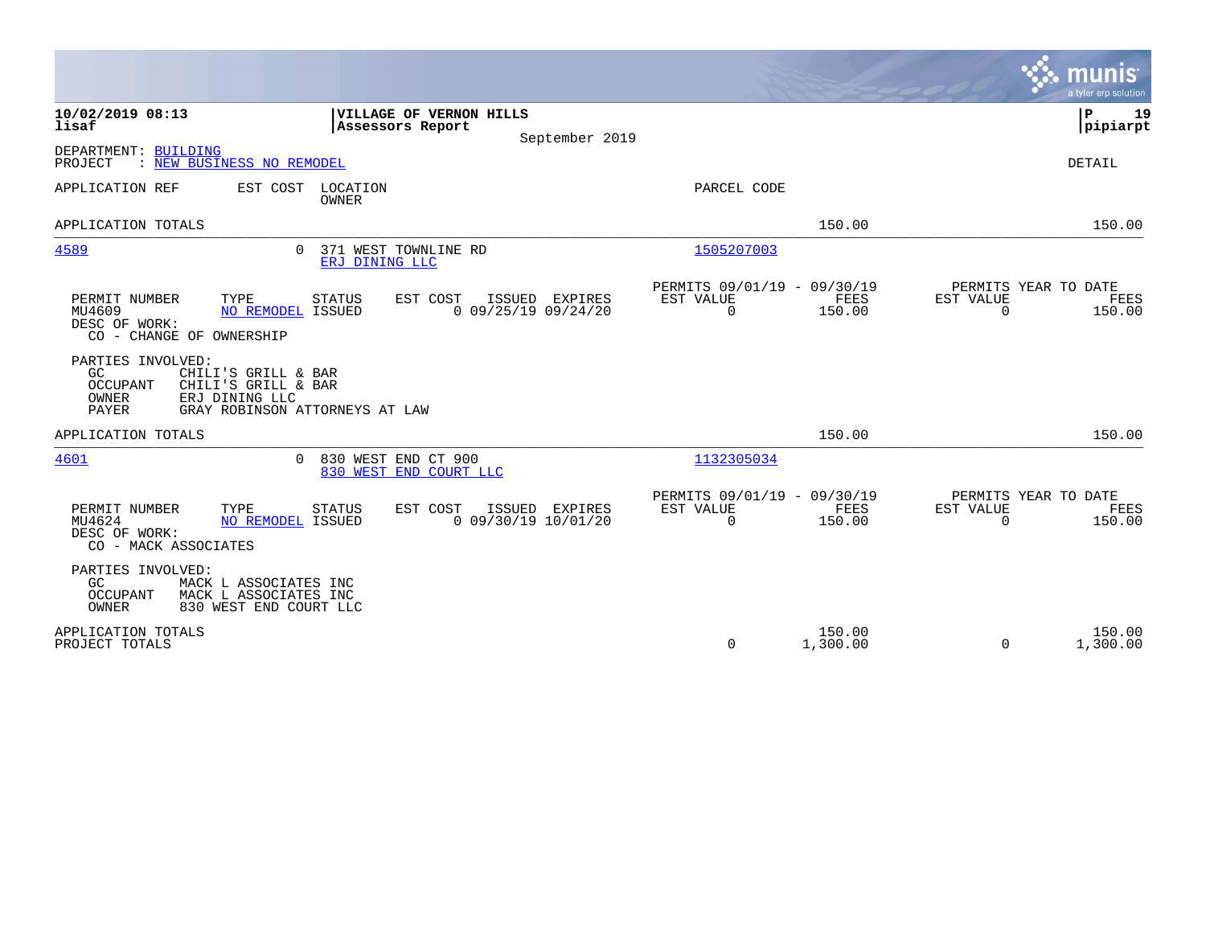**VILLAGE OF VERNON HILLS**
**Assessors Report**
September 2019

**10/02/2019 08:13**
**lisaf**

**P 19**
**pipiarpt**

DEPARTMENT: BUILDING
PROJECT : NEW BUSINESS NO REMODEL

DETAIL

| APPLICATION REF | EST COST | LOCATION / OWNER | PARCEL CODE | | | | |
|---|---|---|---|---|---|---|---|
| APPLICATION TOTALS | | | | | 150.00 | | 150.00 |
| 4589 | 0 | 371 WEST TOWNLINE RD / ERJ DINING LLC | 1505207003 | | | | |

| PERMIT NUMBER | TYPE | STATUS | EST COST | ISSUED | EXPIRES | PERMITS 09/01/19 - 09/30/19 EST VALUE | FEES | PERMITS YEAR TO DATE EST VALUE | FEES |
|---|---|---|---|---|---|---|---|---|---|
| MU4609 | NO REMODEL | ISSUED | 0 | 09/25/19 | 09/24/20 | 0 | 150.00 | 0 | 150.00 |

DESC OF WORK:
CO - CHANGE OF OWNERSHIP

PARTIES INVOLVED:
- GC: CHILI'S GRILL & BAR
- OCCUPANT: CHILI'S GRILL & BAR
- OWNER: ERJ DINING LLC
- PAYER: GRAY ROBINSON ATTORNEYS AT LAW

| APPLICATION REF | EST COST | LOCATION / OWNER | PARCEL CODE | | | | |
|---|---|---|---|---|---|---|---|
| APPLICATION TOTALS | | | | | 150.00 | | 150.00 |
| 4601 | 0 | 830 WEST END CT 900 / 830 WEST END COURT LLC | 1132305034 | | | | |

| PERMIT NUMBER | TYPE | STATUS | EST COST | ISSUED | EXPIRES | PERMITS 09/01/19 - 09/30/19 EST VALUE | FEES | PERMITS YEAR TO DATE EST VALUE | FEES |
|---|---|---|---|---|---|---|---|---|---|
| MU4624 | NO REMODEL | ISSUED | 0 | 09/30/19 | 10/01/20 | 0 | 150.00 | 0 | 150.00 |

DESC OF WORK:
CO - MACK ASSOCIATES

PARTIES INVOLVED:
- GC: MACK L ASSOCIATES INC
- OCCUPANT: MACK L ASSOCIATES INC
- OWNER: 830 WEST END COURT LLC

| | EST VALUE | FEES | EST VALUE | FEES |
|---|---|---|---|---|
| APPLICATION TOTALS | | 150.00 | | 150.00 |
| PROJECT TOTALS | 0 | 1,300.00 | 0 | 1,300.00 |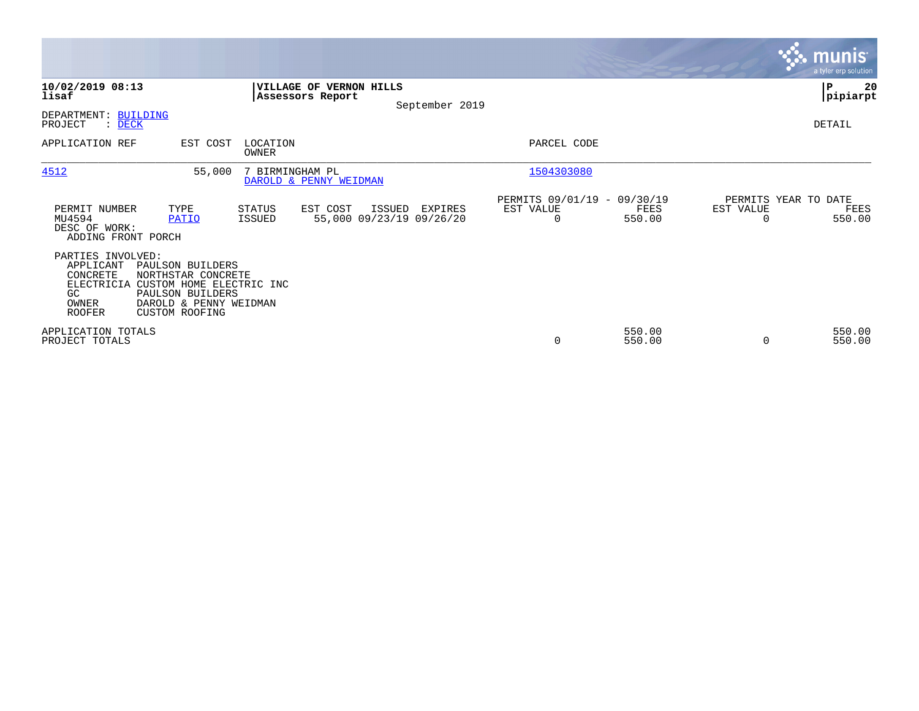**10/02/2019 08:13**
**lisaf**

**VILLAGE OF VERNON HILLS**
**Assessors Report**

September 2019

**P 20**
**pipiarpt**

DEPARTMENT: BUILDING
PROJECT : DECK

DETAIL

| APPLICATION REF | EST COST | LOCATION / OWNER | PARCEL CODE |
|---|---|---|---|
| 4512 | 55,000 | 7 BIRMINGHAM PL / DAROLD & PENNY WEIDMAN | 1504303080 |

| PERMIT NUMBER | TYPE | STATUS | EST COST | ISSUED | EXPIRES | PERMITS 09/01/19 - 09/30/19 EST VALUE | FEES | PERMITS YEAR TO DATE EST VALUE | FEES |
|---|---|---|---|---|---|---|---|---|---|
| MU4594 | PATIO | ISSUED | 55,000 | 09/23/19 | 09/26/20 | 0 | 550.00 | 0 | 550.00 |

DESC OF WORK:
ADDING FRONT PORCH

PARTIES INVOLVED:

| Role | Party |
|---|---|
| APPLICANT | PAULSON BUILDERS |
| CONCRETE | NORTHSTAR CONCRETE |
| ELECTRICIA | CUSTOM HOME ELECTRIC INC |
| GC | PAULSON BUILDERS |
| OWNER | DAROLD & PENNY WEIDMAN |
| ROOFER | CUSTOM ROOFING |

| | EST VALUE | FEES | YTD EST VALUE | YTD FEES |
|---|---|---|---|---|
| APPLICATION TOTALS | | 550.00 | | 550.00 |
| PROJECT TOTALS | 0 | 550.00 | 0 | 550.00 |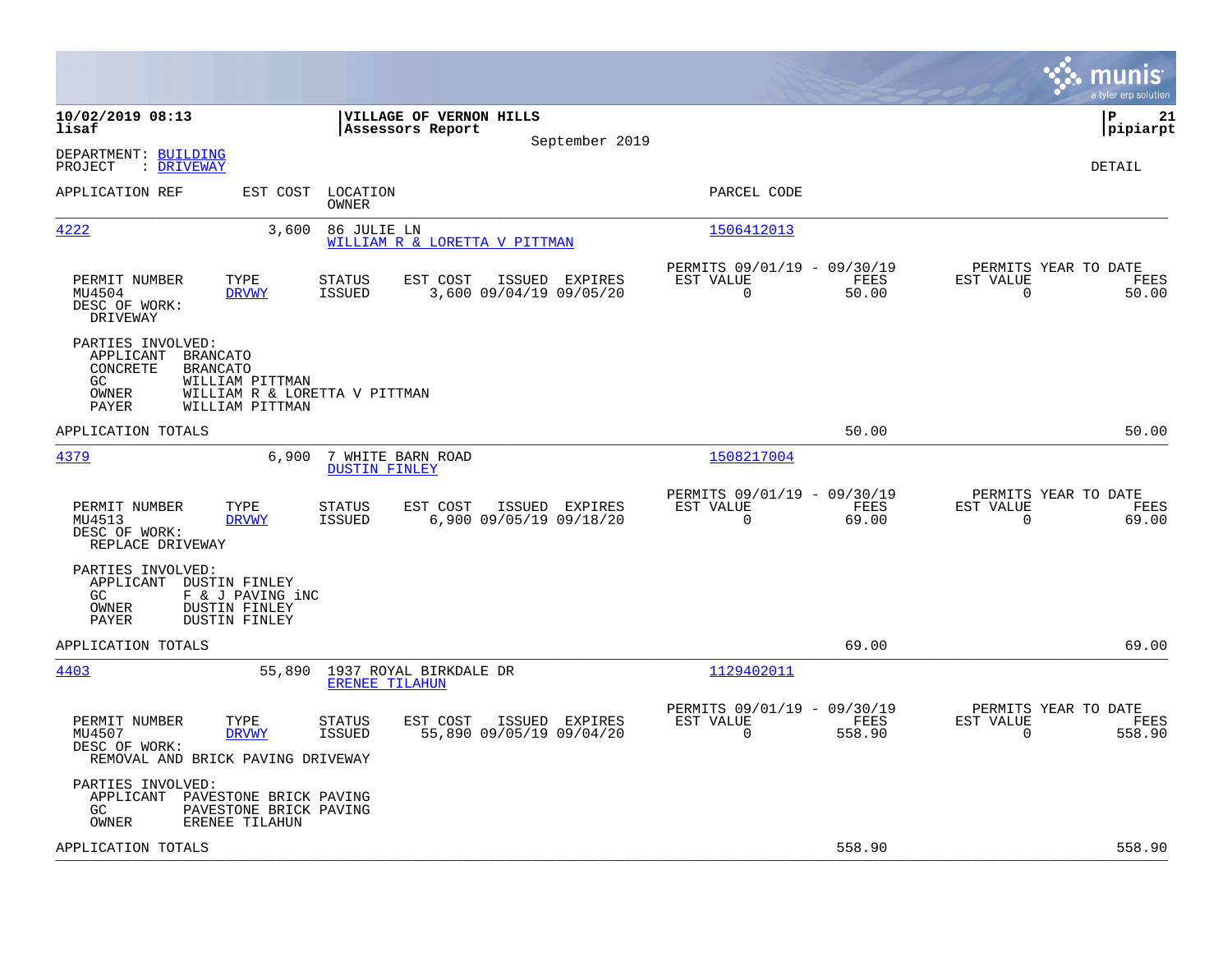**10/02/2019 08:13** **VILLAGE OF VERNON HILLS** **P 21**
**lisaf** **Assessors Report** **pipiarpt**
September 2019

DEPARTMENT: BUILDING
PROJECT : DRIVEWAY
DETAIL

| APPLICATION REF | EST COST | LOCATION / OWNER | PARCEL CODE |
|---|---|---|---|
| 4222 | 3,600 | 86 JULIE LN / WILLIAM R & LORETTA V PITTMAN | 1506412013 |

| PERMIT NUMBER | TYPE | STATUS | EST COST | ISSUED | EXPIRES | PERMITS 09/01/19 - 09/30/19 EST VALUE | FEES | PERMITS YEAR TO DATE EST VALUE | FEES |
|---|---|---|---|---|---|---|---|---|---|
| MU4504 | DRVWY | ISSUED | 3,600 | 09/04/19 | 09/05/20 | 0 | 50.00 | 0 | 50.00 |

DESC OF WORK:
DRIVEWAY

PARTIES INVOLVED:
- APPLICANT BRANCATO
- CONCRETE BRANCATO
- GC WILLIAM PITTMAN
- OWNER WILLIAM R & LORETTA V PITTMAN
- PAYER WILLIAM PITTMAN

APPLICATION TOTALS 50.00 50.00

| APPLICATION REF | EST COST | LOCATION / OWNER | PARCEL CODE |
|---|---|---|---|
| 4379 | 6,900 | 7 WHITE BARN ROAD / DUSTIN FINLEY | 1508217004 |

| PERMIT NUMBER | TYPE | STATUS | EST COST | ISSUED | EXPIRES | PERMITS 09/01/19 - 09/30/19 EST VALUE | FEES | PERMITS YEAR TO DATE EST VALUE | FEES |
|---|---|---|---|---|---|---|---|---|---|
| MU4513 | DRVWY | ISSUED | 6,900 | 09/05/19 | 09/18/20 | 0 | 69.00 | 0 | 69.00 |

DESC OF WORK:
REPLACE DRIVEWAY

PARTIES INVOLVED:
- APPLICANT DUSTIN FINLEY
- GC F & J PAVING iNC
- OWNER DUSTIN FINLEY
- PAYER DUSTIN FINLEY

APPLICATION TOTALS 69.00 69.00

| APPLICATION REF | EST COST | LOCATION / OWNER | PARCEL CODE |
|---|---|---|---|
| 4403 | 55,890 | 1937 ROYAL BIRKDALE DR / ERENEE TILAHUN | 1129402011 |

| PERMIT NUMBER | TYPE | STATUS | EST COST | ISSUED | EXPIRES | PERMITS 09/01/19 - 09/30/19 EST VALUE | FEES | PERMITS YEAR TO DATE EST VALUE | FEES |
|---|---|---|---|---|---|---|---|---|---|
| MU4507 | DRVWY | ISSUED | 55,890 | 09/05/19 | 09/04/20 | 0 | 558.90 | 0 | 558.90 |

DESC OF WORK:
REMOVAL AND BRICK PAVING DRIVEWAY

PARTIES INVOLVED:
- APPLICANT PAVESTONE BRICK PAVING
- GC PAVESTONE BRICK PAVING
- OWNER ERENEE TILAHUN

APPLICATION TOTALS 558.90 558.90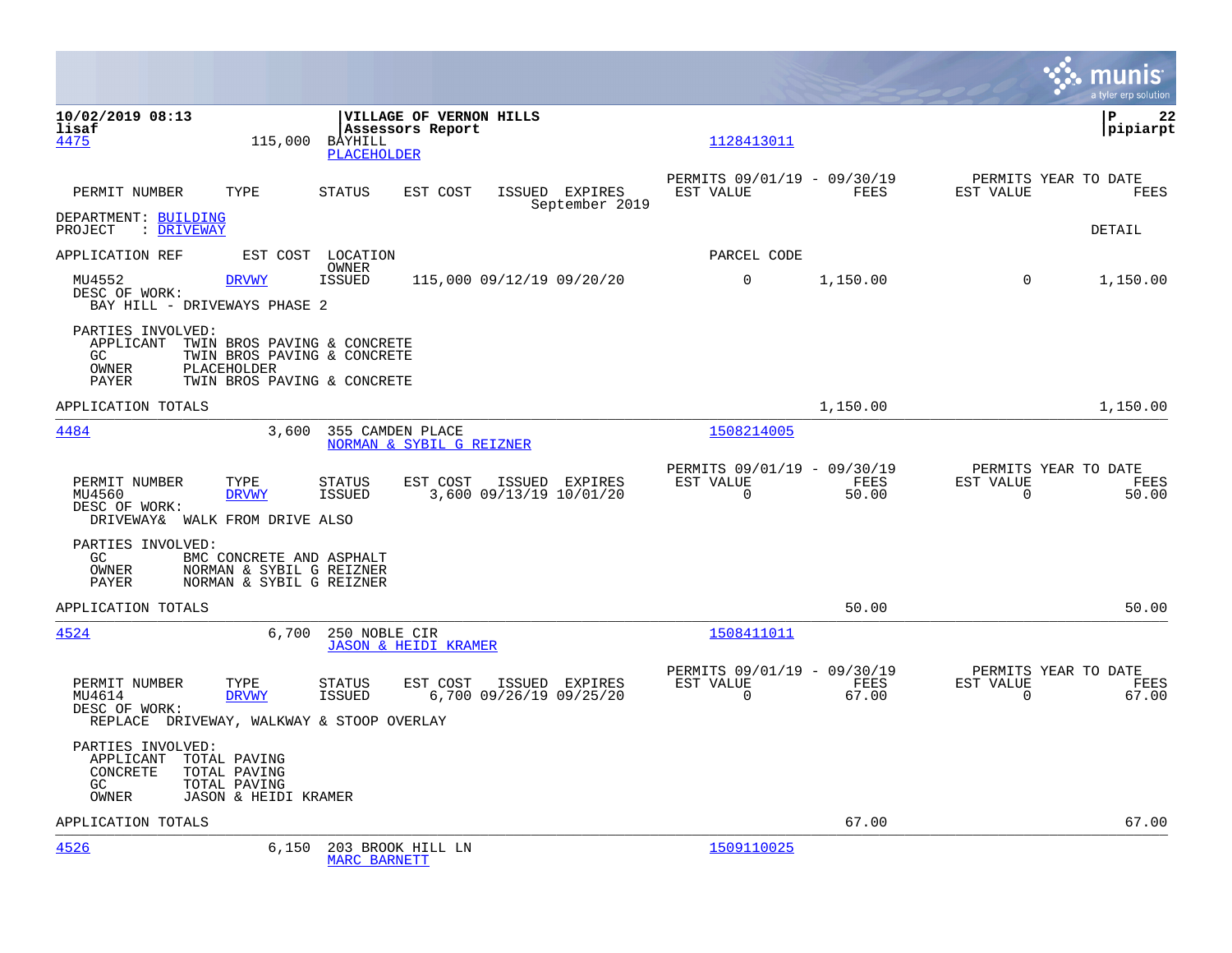10/02/2019 08:13 | **VILLAGE OF VERNON HILLS** | P 22
lisaf | Assessors Report | pipiarpt

4475 115,000 BAYHILL 1128413011
PLACEHOLDER

| PERMIT NUMBER | TYPE | STATUS | EST COST | ISSUED | EXPIRES | PERMITS 09/01/19 - 09/30/19 EST VALUE | FEES | PERMITS YEAR TO DATE EST VALUE | FEES |
|---|---|---|---|---|---|---|---|---|---|
| | | | | | September 2019 | | | | |

DEPARTMENT: BUILDING
PROJECT : DRIVEWAY

DETAIL

APPLICATION REF EST COST LOCATION PARCEL CODE
OWNER

| PERMIT NUMBER | TYPE | STATUS | EST COST | ISSUED | EXPIRES | EST VALUE | FEES | EST VALUE | FEES |
|---|---|---|---|---|---|---|---|---|---|
| MU4552 | DRVWY | ISSUED | 115,000 | 09/12/19 | 09/20/20 | 0 | 1,150.00 | 0 | 1,150.00 |

DESC OF WORK:
BAY HILL - DRIVEWAYS PHASE 2

PARTIES INVOLVED:
APPLICANT TWIN BROS PAVING & CONCRETE
GC TWIN BROS PAVING & CONCRETE
OWNER PLACEHOLDER
PAYER TWIN BROS PAVING & CONCRETE

APPLICATION TOTALS 1,150.00 1,150.00

---

4484 3,600 355 CAMDEN PLACE 1508214005
NORMAN & SYBIL G REIZNER

| PERMIT NUMBER | TYPE | STATUS | EST COST | ISSUED | EXPIRES | PERMITS 09/01/19 - 09/30/19 EST VALUE | FEES | PERMITS YEAR TO DATE EST VALUE | FEES |
|---|---|---|---|---|---|---|---|---|---|
| MU4560 | DRVWY | ISSUED | 3,600 | 09/13/19 | 10/01/20 | 0 | 50.00 | 0 | 50.00 |

DESC OF WORK:
DRIVEWAY& WALK FROM DRIVE ALSO

PARTIES INVOLVED:
GC BMC CONCRETE AND ASPHALT
OWNER NORMAN & SYBIL G REIZNER
PAYER NORMAN & SYBIL G REIZNER

APPLICATION TOTALS 50.00 50.00

---

4524 6,700 250 NOBLE CIR 1508411011
JASON & HEIDI KRAMER

| PERMIT NUMBER | TYPE | STATUS | EST COST | ISSUED | EXPIRES | PERMITS 09/01/19 - 09/30/19 EST VALUE | FEES | PERMITS YEAR TO DATE EST VALUE | FEES |
|---|---|---|---|---|---|---|---|---|---|
| MU4614 | DRVWY | ISSUED | 6,700 | 09/26/19 | 09/25/20 | 0 | 67.00 | 0 | 67.00 |

DESC OF WORK:
REPLACE DRIVEWAY, WALKWAY & STOOP OVERLAY

PARTIES INVOLVED:
APPLICANT TOTAL PAVING
CONCRETE TOTAL PAVING
GC TOTAL PAVING
OWNER JASON & HEIDI KRAMER

APPLICATION TOTALS 67.00 67.00

---

4526 6,150 203 BROOK HILL LN 1509110025
MARC BARNETT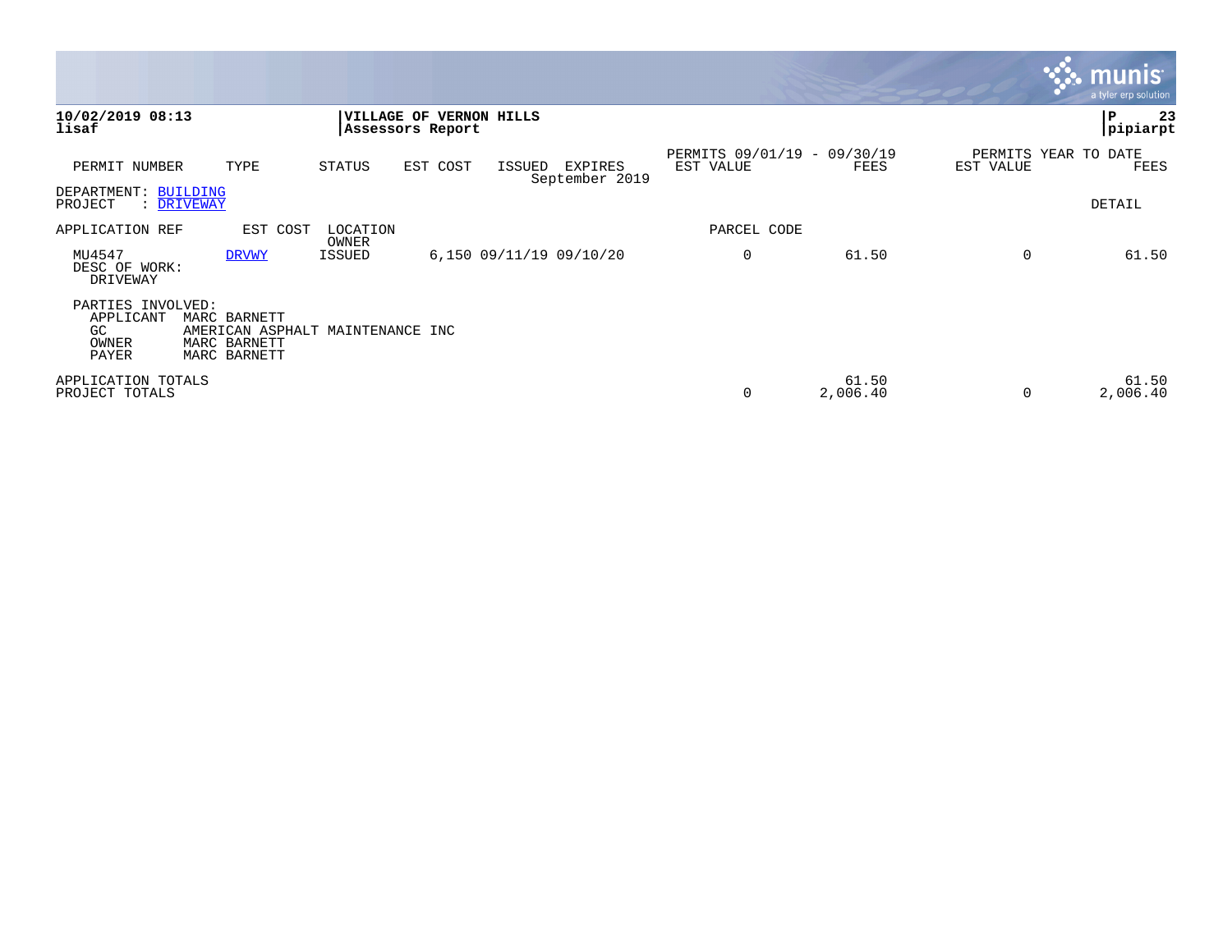**10/02/2019 08:13**
**lisaf**

**VILLAGE OF VERNON HILLS**
**Assessors Report**

**pipiarpt**

| PERMIT NUMBER | TYPE | STATUS | EST COST | ISSUED | EXPIRES | PERMITS 09/01/19 - 09/30/19 EST VALUE | FEES | PERMITS YEAR TO DATE EST VALUE | FEES |
|---|---|---|---|---|---|---|---|---|---|
| | | | | | September 2019 | | | | |

DEPARTMENT: BUILDING
PROJECT : DRIVEWAY

DETAIL

| APPLICATION REF | EST COST | LOCATION / OWNER | | | PARCEL CODE | | | |
|---|---|---|---|---|---|---|---|---|
| MU4547 | DRVWY | ISSUED | 6,150 | 09/11/19 09/10/20 | 0 | 61.50 | 0 | 61.50 |

DESC OF WORK:
DRIVEWAY

PARTIES INVOLVED:
- APPLICANT MARC BARNETT
- GC AMERICAN ASPHALT MAINTENANCE INC
- OWNER MARC BARNETT
- PAYER MARC BARNETT

| | | | | |
|---|---|---|---|---|
| APPLICATION TOTALS | | 61.50 | | 61.50 |
| PROJECT TOTALS | 0 | 2,006.40 | 0 | 2,006.40 |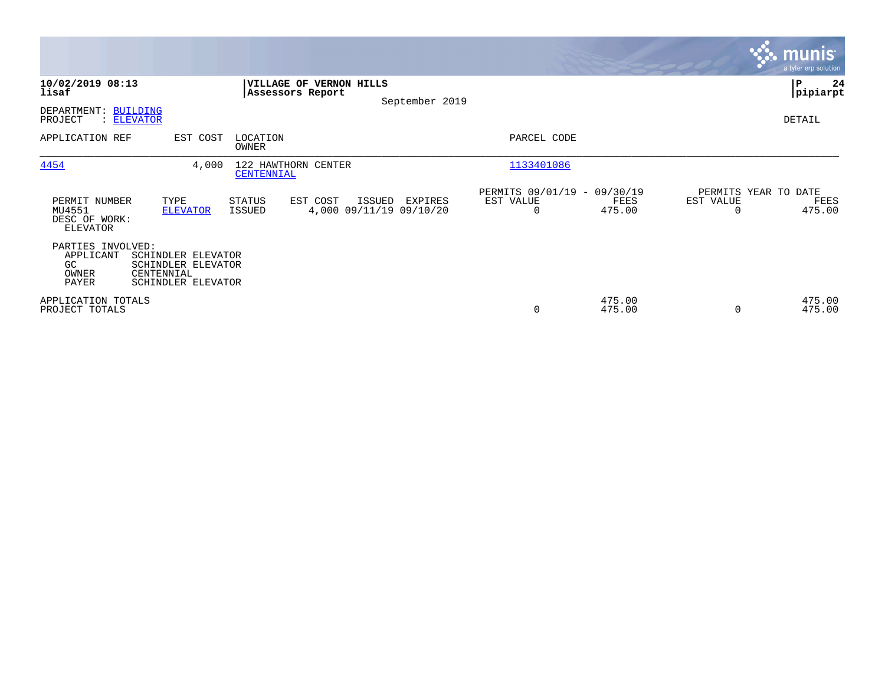**10/02/2019 08:13**
**lisaf**

**VILLAGE OF VERNON HILLS**
**Assessors Report**
September 2019

**P 24**
**pipiarpt**

DEPARTMENT: BUILDING
PROJECT : ELEVATOR

DETAIL

| APPLICATION REF | EST COST | LOCATION / OWNER | PARCEL CODE |
|---|---|---|---|
| 4454 | 4,000 | 122 HAWTHORN CENTER / CENTENNIAL | 1133401086 |

| PERMIT NUMBER | TYPE | STATUS | EST COST | ISSUED | EXPIRES | PERMITS 09/01/19 - 09/30/19 EST VALUE | FEES | PERMITS YEAR TO DATE EST VALUE | FEES |
|---|---|---|---|---|---|---|---|---|---|
| MU4551 | ELEVATOR | ISSUED | 4,000 | 09/11/19 | 09/10/20 | 0 | 475.00 | 0 | 475.00 |

DESC OF WORK:
ELEVATOR

PARTIES INVOLVED:

| Role | Name |
|---|---|
| APPLICANT | SCHINDLER ELEVATOR |
| GC | SCHINDLER ELEVATOR |
| OWNER | CENTENNIAL |
| PAYER | SCHINDLER ELEVATOR |

| | EST VALUE | FEES | EST VALUE | FEES |
|---|---|---|---|---|
| APPLICATION TOTALS | | 475.00 | | 475.00 |
| PROJECT TOTALS | 0 | 475.00 | 0 | 475.00 |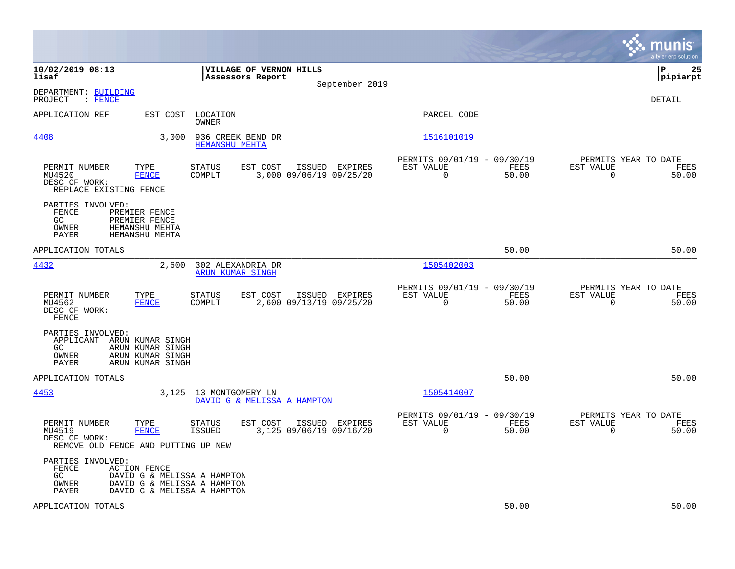**10/02/2019 08:13**
**lisaf**

**VILLAGE OF VERNON HILLS**
**Assessors Report**
September 2019

**P 25**
**pipiarpt**

DEPARTMENT: BUILDING
PROJECT : FENCE

DETAIL

| APPLICATION REF | EST COST | LOCATION / OWNER | PARCEL CODE |
|---|---|---|---|
| 4408 | 3,000 | 936 CREEK BEND DR / HEMANSHU MEHTA | 1516101019 |

| PERMIT NUMBER | TYPE | STATUS | EST COST | ISSUED | EXPIRES | PERMITS 09/01/19 - 09/30/19 EST VALUE | FEES | PERMITS YEAR TO DATE EST VALUE | FEES |
|---|---|---|---|---|---|---|---|---|---|
| MU4520 | FENCE | COMPLT | 3,000 | 09/06/19 | 09/25/20 | 0 | 50.00 | 0 | 50.00 |

DESC OF WORK:
REPLACE EXISTING FENCE

PARTIES INVOLVED:
- FENCE: PREMIER FENCE
- GC: PREMIER FENCE
- OWNER: HEMANSHU MEHTA
- PAYER: HEMANSHU MEHTA

APPLICATION TOTALS: 50.00 | 50.00

| APPLICATION REF | EST COST | LOCATION / OWNER | PARCEL CODE |
|---|---|---|---|
| 4432 | 2,600 | 302 ALEXANDRIA DR / ARUN KUMAR SINGH | 1505402003 |

| PERMIT NUMBER | TYPE | STATUS | EST COST | ISSUED | EXPIRES | PERMITS 09/01/19 - 09/30/19 EST VALUE | FEES | PERMITS YEAR TO DATE EST VALUE | FEES |
|---|---|---|---|---|---|---|---|---|---|
| MU4562 | FENCE | COMPLT | 2,600 | 09/13/19 | 09/25/20 | 0 | 50.00 | 0 | 50.00 |

DESC OF WORK:
FENCE

PARTIES INVOLVED:
- APPLICANT: ARUN KUMAR SINGH
- GC: ARUN KUMAR SINGH
- OWNER: ARUN KUMAR SINGH
- PAYER: ARUN KUMAR SINGH

APPLICATION TOTALS: 50.00 | 50.00

| APPLICATION REF | EST COST | LOCATION / OWNER | PARCEL CODE |
|---|---|---|---|
| 4453 | 3,125 | 13 MONTGOMERY LN / DAVID G & MELISSA A HAMPTON | 1505414007 |

| PERMIT NUMBER | TYPE | STATUS | EST COST | ISSUED | EXPIRES | PERMITS 09/01/19 - 09/30/19 EST VALUE | FEES | PERMITS YEAR TO DATE EST VALUE | FEES |
|---|---|---|---|---|---|---|---|---|---|
| MU4519 | FENCE | ISSUED | 3,125 | 09/06/19 | 09/16/20 | 0 | 50.00 | 0 | 50.00 |

DESC OF WORK:
REMOVE OLD FENCE AND PUTTING UP NEW

PARTIES INVOLVED:
- FENCE: ACTION FENCE
- GC: DAVID G & MELISSA A HAMPTON
- OWNER: DAVID G & MELISSA A HAMPTON
- PAYER: DAVID G & MELISSA A HAMPTON

APPLICATION TOTALS: 50.00 | 50.00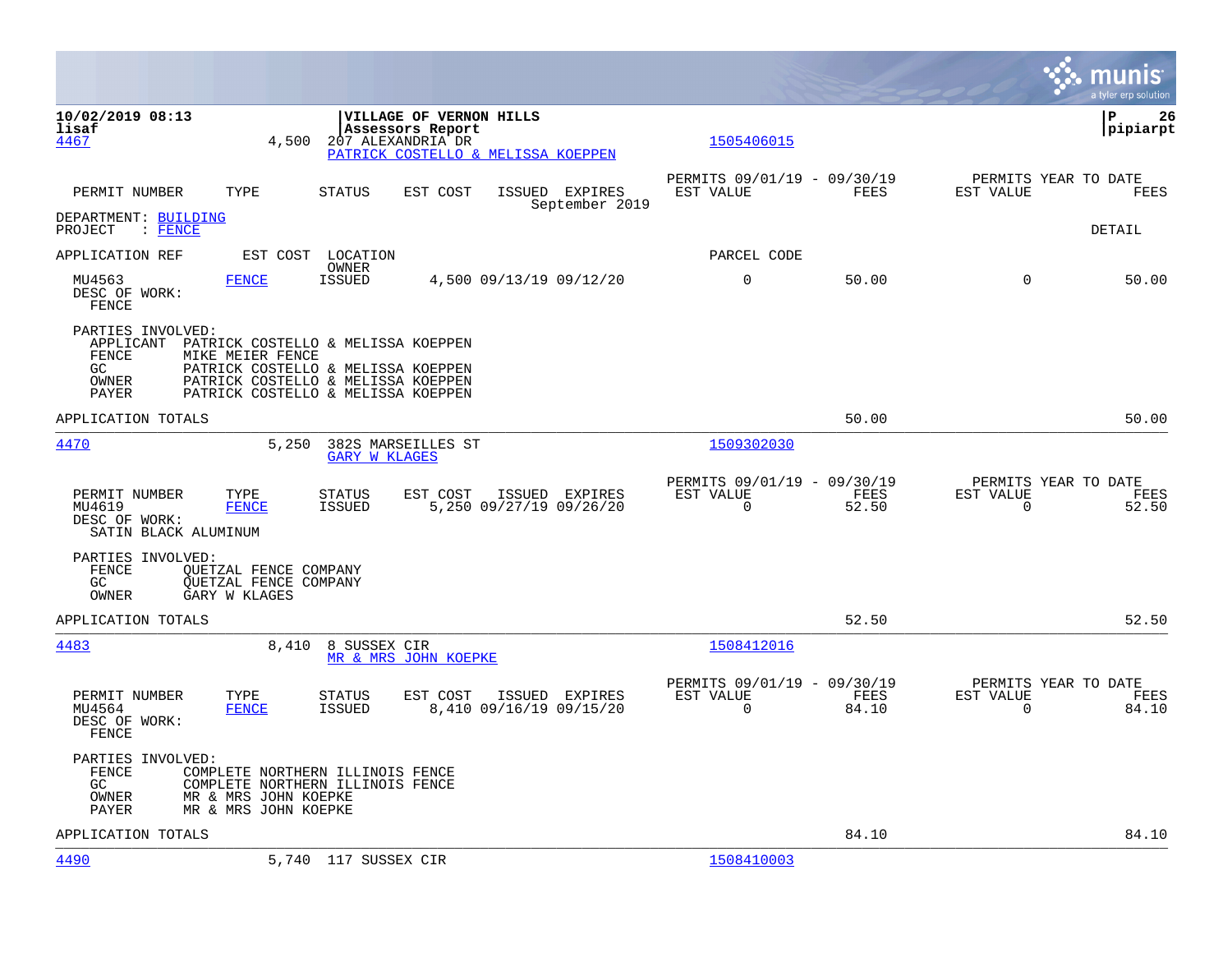10/02/2019 08:13 | **VILLAGE OF VERNON HILLS** | P 26
lisaf | **Assessors Report** | pipiarpt

4467 &nbsp;&nbsp; 4,500 &nbsp;&nbsp; 207 ALEXANDRIA DR &nbsp;&nbsp; 1505406015
PATRICK COSTELLO & MELISSA KOEPPEN

| PERMIT NUMBER | TYPE | STATUS | EST COST | ISSUED | EXPIRES | PERMITS 09/01/19 - 09/30/19 EST VALUE | FEES | PERMITS YEAR TO DATE EST VALUE | FEES |
|---|---|---|---|---|---|---|---|---|---|
| | | | | September 2019 | | | | | |

DEPARTMENT: BUILDING
PROJECT : FENCE &nbsp;&nbsp; DETAIL

| APPLICATION REF | EST COST | LOCATION OWNER | | | PARCEL CODE | | | |
|---|---|---|---|---|---|---|---|---|
| MU4563 | FENCE | ISSUED | 4,500 09/13/19 | 09/12/20 | 0 | 50.00 | 0 | 50.00 |

DESC OF WORK:
FENCE

PARTIES INVOLVED:
- APPLICANT PATRICK COSTELLO & MELISSA KOEPPEN
- FENCE MIKE MEIER FENCE
- GC PATRICK COSTELLO & MELISSA KOEPPEN
- OWNER PATRICK COSTELLO & MELISSA KOEPPEN
- PAYER PATRICK COSTELLO & MELISSA KOEPPEN

APPLICATION TOTALS &nbsp;&nbsp; 50.00 &nbsp;&nbsp; 50.00

---

4470 &nbsp;&nbsp; 5,250 &nbsp;&nbsp; 382S MARSEILLES ST &nbsp;&nbsp; 1509302030
GARY W KLAGES

| PERMIT NUMBER | TYPE | STATUS | EST COST | ISSUED | EXPIRES | PERMITS 09/01/19 - 09/30/19 EST VALUE | FEES | PERMITS YEAR TO DATE EST VALUE | FEES |
|---|---|---|---|---|---|---|---|---|---|
| MU4619 | FENCE | ISSUED | 5,250 | 09/27/19 | 09/26/20 | 0 | 52.50 | 0 | 52.50 |

DESC OF WORK:
SATIN BLACK ALUMINUM

PARTIES INVOLVED:
- FENCE QUETZAL FENCE COMPANY
- GC QUETZAL FENCE COMPANY
- OWNER GARY W KLAGES

APPLICATION TOTALS &nbsp;&nbsp; 52.50 &nbsp;&nbsp; 52.50

---

4483 &nbsp;&nbsp; 8,410 &nbsp;&nbsp; 8 SUSSEX CIR &nbsp;&nbsp; 1508412016
MR & MRS JOHN KOEPKE

| PERMIT NUMBER | TYPE | STATUS | EST COST | ISSUED | EXPIRES | PERMITS 09/01/19 - 09/30/19 EST VALUE | FEES | PERMITS YEAR TO DATE EST VALUE | FEES |
|---|---|---|---|---|---|---|---|---|---|
| MU4564 | FENCE | ISSUED | 8,410 | 09/16/19 | 09/15/20 | 0 | 84.10 | 0 | 84.10 |

DESC OF WORK:
FENCE

PARTIES INVOLVED:
- FENCE COMPLETE NORTHERN ILLINOIS FENCE
- GC COMPLETE NORTHERN ILLINOIS FENCE
- OWNER MR & MRS JOHN KOEPKE
- PAYER MR & MRS JOHN KOEPKE

APPLICATION TOTALS &nbsp;&nbsp; 84.10 &nbsp;&nbsp; 84.10

---

4490 &nbsp;&nbsp; 5,740 &nbsp;&nbsp; 117 SUSSEX CIR &nbsp;&nbsp; 1508410003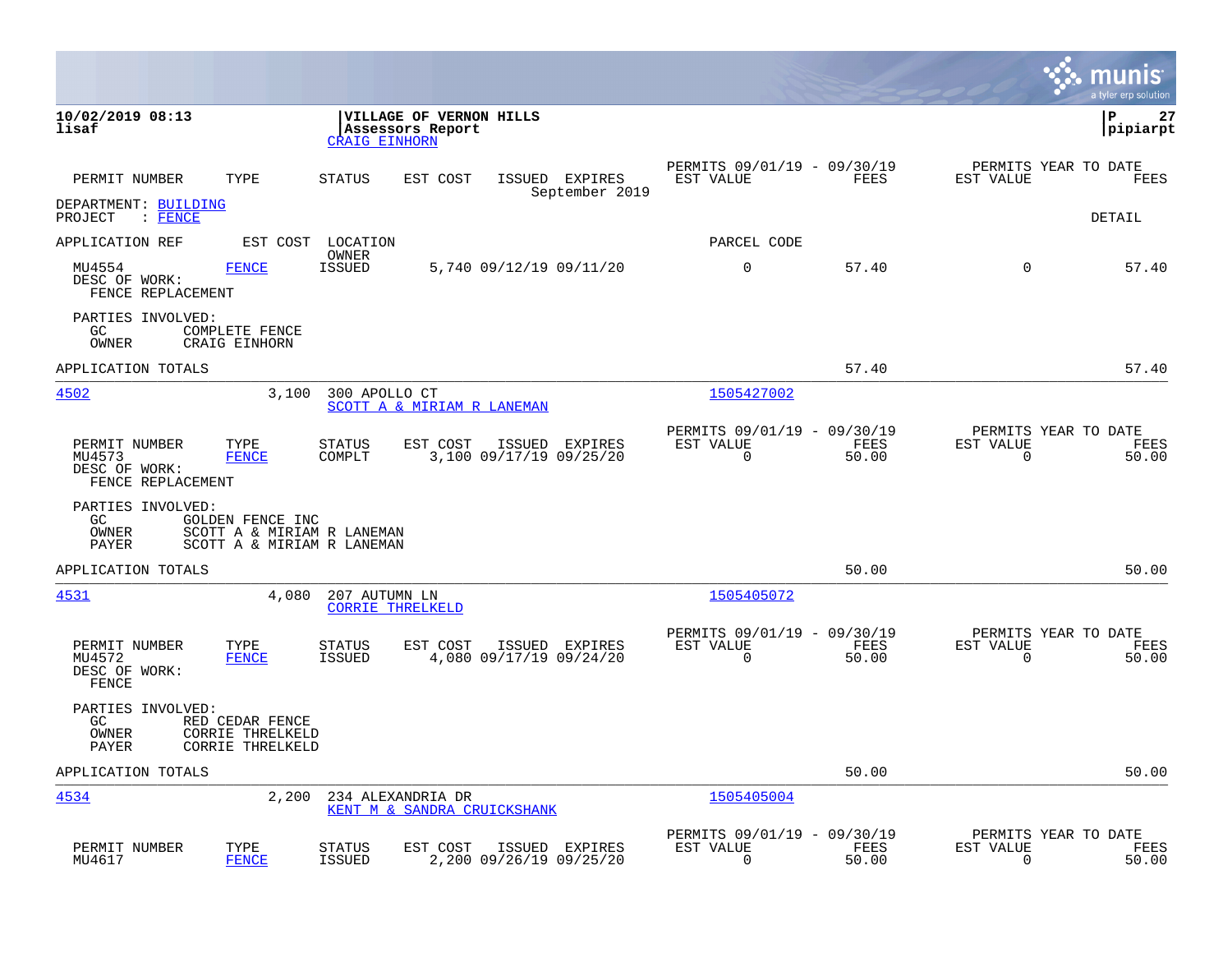**10/02/2019 08:13**
**lisaf**

**VILLAGE OF VERNON HILLS**
**Assessors Report**
CRAIG EINHORN

**P 27**
**pipiarpt**

| PERMIT NUMBER | TYPE | STATUS | EST COST | ISSUED | EXPIRES | PERMITS 09/01/19 - 09/30/19 EST VALUE | FEES | PERMITS YEAR TO DATE EST VALUE | FEES |
|---|---|---|---|---|---|---|---|---|---|
| | | | | September 2019 | | | | | |

DEPARTMENT: BUILDING
PROJECT : FENCE

DETAIL

APPLICATION REF | EST COST | LOCATION | OWNER | PARCEL CODE

| PERMIT NUMBER | TYPE | STATUS | EST COST | ISSUED | EXPIRES | EST VALUE | FEES | EST VALUE | FEES |
|---|---|---|---|---|---|---|---|---|---|
| MU4554 | FENCE | ISSUED | 5,740 | 09/12/19 | 09/11/20 | 0 | 57.40 | 0 | 57.40 |

DESC OF WORK:
FENCE REPLACEMENT

PARTIES INVOLVED:
GC COMPLETE FENCE
OWNER CRAIG EINHORN

APPLICATION TOTALS 57.40 57.40

---

4502 | 3,100 | 300 APOLLO CT | SCOTT A & MIRIAM R LANEMAN | 1505427002

| PERMIT NUMBER | TYPE | STATUS | EST COST | ISSUED | EXPIRES | PERMITS 09/01/19 - 09/30/19 EST VALUE | FEES | PERMITS YEAR TO DATE EST VALUE | FEES |
|---|---|---|---|---|---|---|---|---|---|
| MU4573 | FENCE | COMPLT | 3,100 | 09/17/19 | 09/25/20 | 0 | 50.00 | 0 | 50.00 |

DESC OF WORK:
FENCE REPLACEMENT

PARTIES INVOLVED:
GC GOLDEN FENCE INC
OWNER SCOTT A & MIRIAM R LANEMAN
PAYER SCOTT A & MIRIAM R LANEMAN

APPLICATION TOTALS 50.00 50.00

---

4531 | 4,080 | 207 AUTUMN LN | CORRIE THRELKELD | 1505405072

| PERMIT NUMBER | TYPE | STATUS | EST COST | ISSUED | EXPIRES | PERMITS 09/01/19 - 09/30/19 EST VALUE | FEES | PERMITS YEAR TO DATE EST VALUE | FEES |
|---|---|---|---|---|---|---|---|---|---|
| MU4572 | FENCE | ISSUED | 4,080 | 09/17/19 | 09/24/20 | 0 | 50.00 | 0 | 50.00 |

DESC OF WORK:
FENCE

PARTIES INVOLVED:
GC RED CEDAR FENCE
OWNER CORRIE THRELKELD
PAYER CORRIE THRELKELD

APPLICATION TOTALS 50.00 50.00

---

4534 | 2,200 | 234 ALEXANDRIA DR | KENT M & SANDRA CRUICKSHANK | 1505405004

| PERMIT NUMBER | TYPE | STATUS | EST COST | ISSUED | EXPIRES | PERMITS 09/01/19 - 09/30/19 EST VALUE | FEES | PERMITS YEAR TO DATE EST VALUE | FEES |
|---|---|---|---|---|---|---|---|---|---|
| MU4617 | FENCE | ISSUED | 2,200 | 09/26/19 | 09/25/20 | 0 | 50.00 | 0 | 50.00 |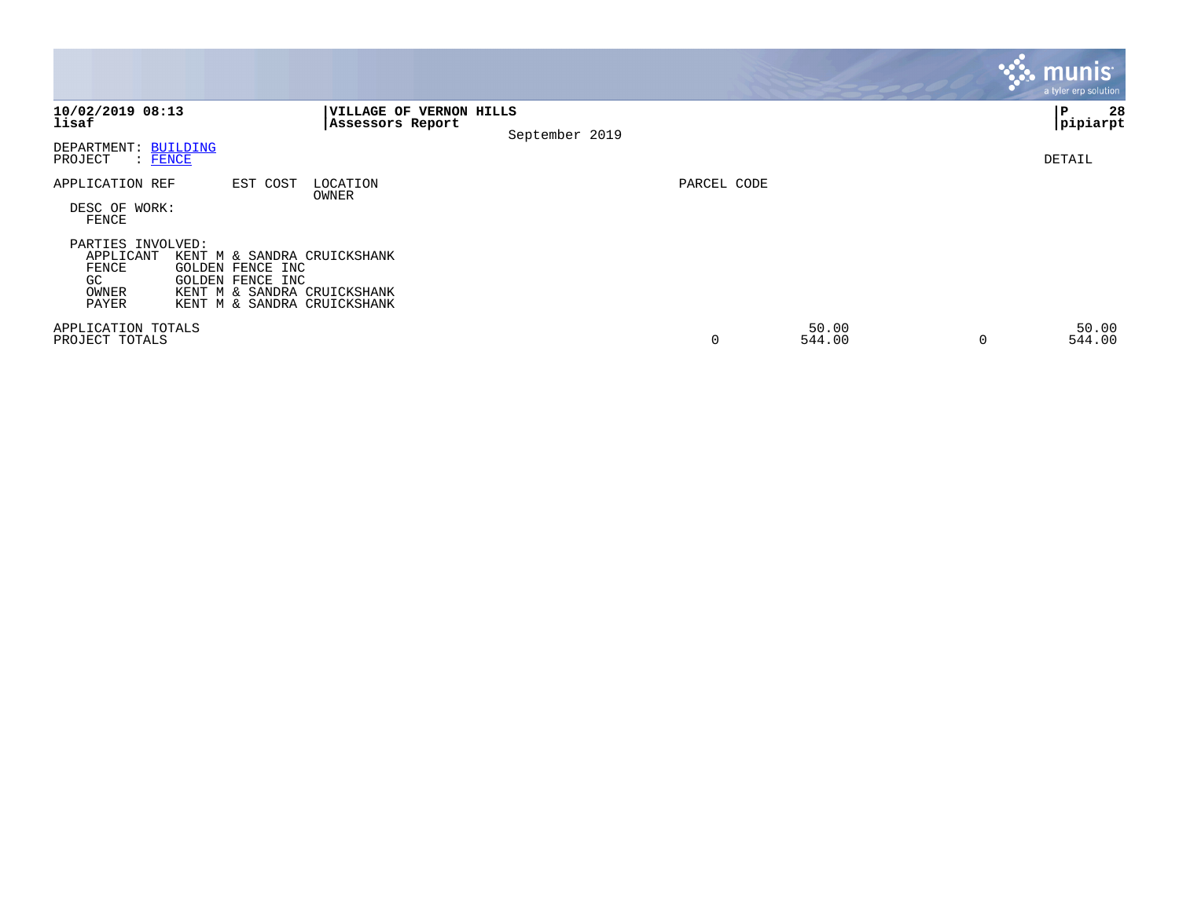**10/02/2019 08:13**
**lisaf**

**VILLAGE OF VERNON HILLS**
**Assessors Report**

September 2019

**P 28**
**pipiarpt**

DEPARTMENT: BUILDING
PROJECT : FENCE

DETAIL

| APPLICATION REF | EST COST | LOCATION / OWNER | PARCEL CODE |
|---|---|---|---|

DESC OF WORK:
FENCE

PARTIES INVOLVED:

| Role | Name |
|---|---|
| APPLICANT | KENT M & SANDRA CRUICKSHANK |
| FENCE | GOLDEN FENCE INC |
| GC | GOLDEN FENCE INC |
| OWNER | KENT M & SANDRA CRUICKSHANK |
| PAYER | KENT M & SANDRA CRUICKSHANK |

| | | | | |
|---|---|---|---|---|
| APPLICATION TOTALS | | 50.00 | | 50.00 |
| PROJECT TOTALS | 0 | 544.00 | 0 | 544.00 |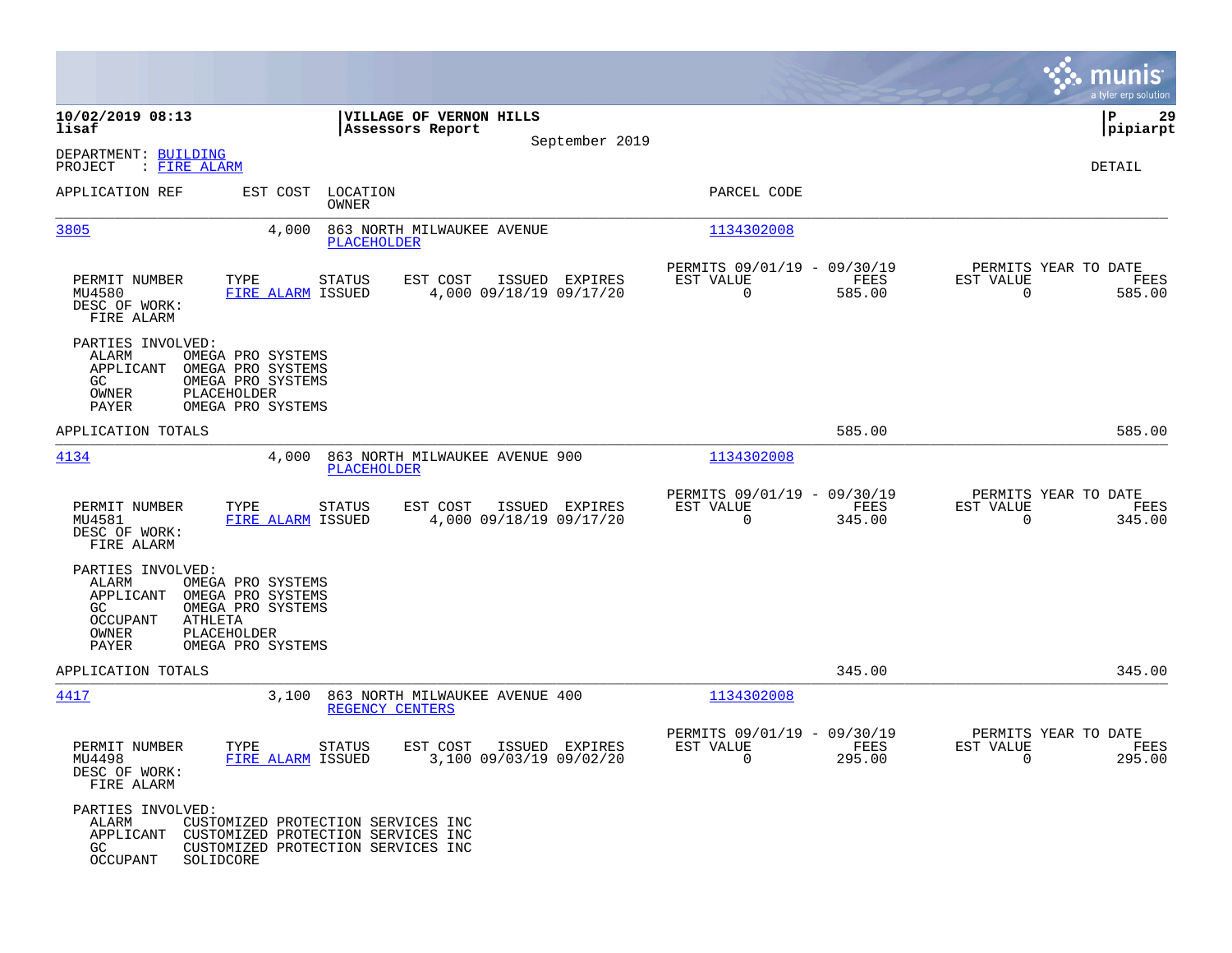**10/02/2019 08:13** | **VILLAGE OF VERNON HILLS** | **P 29**
**lisaf** | **Assessors Report** | **pipiarpt**

September 2019

DEPARTMENT: BUILDING
PROJECT : FIRE ALARM

DETAIL

| APPLICATION REF | EST COST | LOCATION / OWNER | PARCEL CODE |
|---|---|---|---|
| 3805 | 4,000 | 863 NORTH MILWAUKEE AVENUE / PLACEHOLDER | 1134302008 |

| PERMIT NUMBER | TYPE | STATUS | EST COST | ISSUED | EXPIRES | PERMITS 09/01/19 - 09/30/19 EST VALUE | FEES | PERMITS YEAR TO DATE EST VALUE | FEES |
|---|---|---|---|---|---|---|---|---|---|
| MU4580 | FIRE ALARM | ISSUED | 4,000 | 09/18/19 | 09/17/20 | 0 | 585.00 | 0 | 585.00 |

DESC OF WORK:
FIRE ALARM

PARTIES INVOLVED:
- ALARM OMEGA PRO SYSTEMS
- APPLICANT OMEGA PRO SYSTEMS
- GC OMEGA PRO SYSTEMS
- OWNER PLACEHOLDER
- PAYER OMEGA PRO SYSTEMS

APPLICATION TOTALS 585.00 585.00

| APPLICATION REF | EST COST | LOCATION / OWNER | PARCEL CODE |
|---|---|---|---|
| 4134 | 4,000 | 863 NORTH MILWAUKEE AVENUE 900 / PLACEHOLDER | 1134302008 |

| PERMIT NUMBER | TYPE | STATUS | EST COST | ISSUED | EXPIRES | PERMITS 09/01/19 - 09/30/19 EST VALUE | FEES | PERMITS YEAR TO DATE EST VALUE | FEES |
|---|---|---|---|---|---|---|---|---|---|
| MU4581 | FIRE ALARM | ISSUED | 4,000 | 09/18/19 | 09/17/20 | 0 | 345.00 | 0 | 345.00 |

DESC OF WORK:
FIRE ALARM

PARTIES INVOLVED:
- ALARM OMEGA PRO SYSTEMS
- APPLICANT OMEGA PRO SYSTEMS
- GC OMEGA PRO SYSTEMS
- OCCUPANT ATHLETA
- OWNER PLACEHOLDER
- PAYER OMEGA PRO SYSTEMS

APPLICATION TOTALS 345.00 345.00

| APPLICATION REF | EST COST | LOCATION / OWNER | PARCEL CODE |
|---|---|---|---|
| 4417 | 3,100 | 863 NORTH MILWAUKEE AVENUE 400 / REGENCY CENTERS | 1134302008 |

| PERMIT NUMBER | TYPE | STATUS | EST COST | ISSUED | EXPIRES | PERMITS 09/01/19 - 09/30/19 EST VALUE | FEES | PERMITS YEAR TO DATE EST VALUE | FEES |
|---|---|---|---|---|---|---|---|---|---|
| MU4498 | FIRE ALARM | ISSUED | 3,100 | 09/03/19 | 09/02/20 | 0 | 295.00 | 0 | 295.00 |

DESC OF WORK:
FIRE ALARM

PARTIES INVOLVED:
- ALARM CUSTOMIZED PROTECTION SERVICES INC
- APPLICANT CUSTOMIZED PROTECTION SERVICES INC
- GC CUSTOMIZED PROTECTION SERVICES INC
- OCCUPANT SOLIDCORE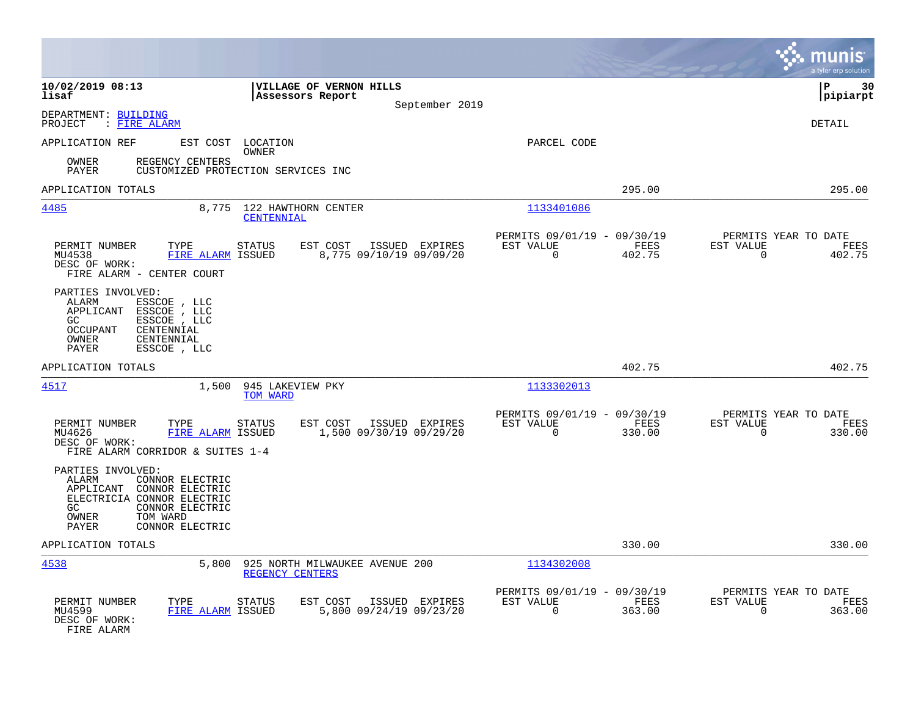**10/02/2019 08:13** | **VILLAGE OF VERNON HILLS** | **P 30**
**lisaf** | **Assessors Report** | **pipiarpt**

September 2019

DEPARTMENT: BUILDING
PROJECT : FIRE ALARM

DETAIL

APPLICATION REF | EST COST | LOCATION / OWNER | PARCEL CODE

OWNER REGENCY CENTERS
PAYER CUSTOMIZED PROTECTION SERVICES INC

APPLICATION TOTALS 295.00 295.00

---

**4485** 8,775 122 HAWTHORN CENTER — CENTENNIAL — 1133401086

| PERMIT NUMBER | TYPE | STATUS | EST COST | ISSUED | EXPIRES | PERMITS 09/01/19 - 09/30/19 EST VALUE | FEES | PERMITS YEAR TO DATE EST VALUE | FEES |
|---|---|---|---|---|---|---|---|---|---|
| MU4538 | FIRE ALARM | ISSUED | 8,775 | 09/10/19 | 09/09/20 | 0 | 402.75 | 0 | 402.75 |

DESC OF WORK:
FIRE ALARM - CENTER COURT

PARTIES INVOLVED:
- ALARM ESSCOE , LLC
- APPLICANT ESSCOE , LLC
- GC ESSCOE , LLC
- OCCUPANT CENTENNIAL
- OWNER CENTENNIAL
- PAYER ESSCOE , LLC

APPLICATION TOTALS 402.75 402.75

---

**4517** 1,500 945 LAKEVIEW PKY — TOM WARD — 1133302013

| PERMIT NUMBER | TYPE | STATUS | EST COST | ISSUED | EXPIRES | PERMITS 09/01/19 - 09/30/19 EST VALUE | FEES | PERMITS YEAR TO DATE EST VALUE | FEES |
|---|---|---|---|---|---|---|---|---|---|
| MU4626 | FIRE ALARM | ISSUED | 1,500 | 09/30/19 | 09/29/20 | 0 | 330.00 | 0 | 330.00 |

DESC OF WORK:
FIRE ALARM CORRIDOR & SUITES 1-4

PARTIES INVOLVED:
- ALARM CONNOR ELECTRIC
- APPLICANT CONNOR ELECTRIC
- ELECTRICIA CONNOR ELECTRIC
- GC CONNOR ELECTRIC
- OWNER TOM WARD
- PAYER CONNOR ELECTRIC

APPLICATION TOTALS 330.00 330.00

---

**4538** 5,800 925 NORTH MILWAUKEE AVENUE 200 — REGENCY CENTERS — 1134302008

| PERMIT NUMBER | TYPE | STATUS | EST COST | ISSUED | EXPIRES | PERMITS 09/01/19 - 09/30/19 EST VALUE | FEES | PERMITS YEAR TO DATE EST VALUE | FEES |
|---|---|---|---|---|---|---|---|---|---|
| MU4599 | FIRE ALARM | ISSUED | 5,800 | 09/24/19 | 09/23/20 | 0 | 363.00 | 0 | 363.00 |

DESC OF WORK:
FIRE ALARM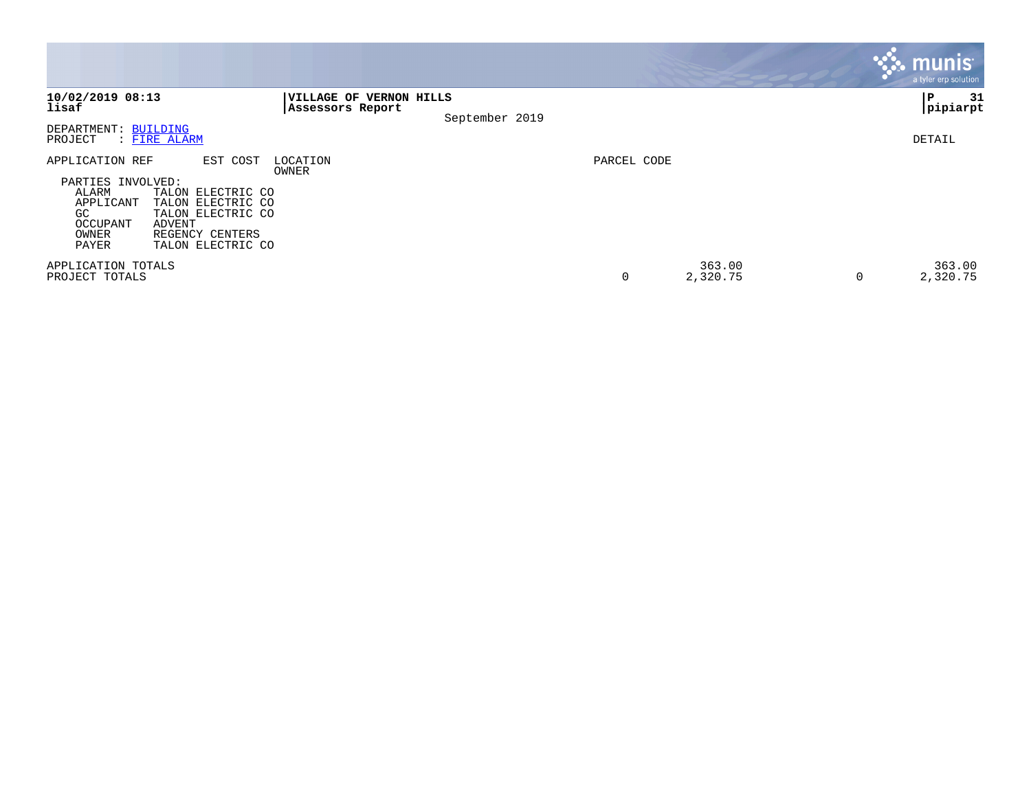**10/02/2019 08:13**
**lisaf**

**VILLAGE OF VERNON HILLS**
**Assessors Report**

September 2019

**P 31**
**pipiarpt**

DEPARTMENT: BUILDING
PROJECT : FIRE ALARM

DETAIL

| APPLICATION REF | EST COST | LOCATION / OWNER | PARCEL CODE | | | |
|---|---|---|---|---|---|---|

PARTIES INVOLVED:

| Role | Party |
|---|---|
| ALARM | TALON ELECTRIC CO |
| APPLICANT | TALON ELECTRIC CO |
| GC | TALON ELECTRIC CO |
| OCCUPANT | ADVENT |
| OWNER | REGENCY CENTERS |
| PAYER | TALON ELECTRIC CO |

| | | | | |
|---|---|---|---|---|
| APPLICATION TOTALS | | 363.00 | | 363.00 |
| PROJECT TOTALS | 0 | 2,320.75 | 0 | 2,320.75 |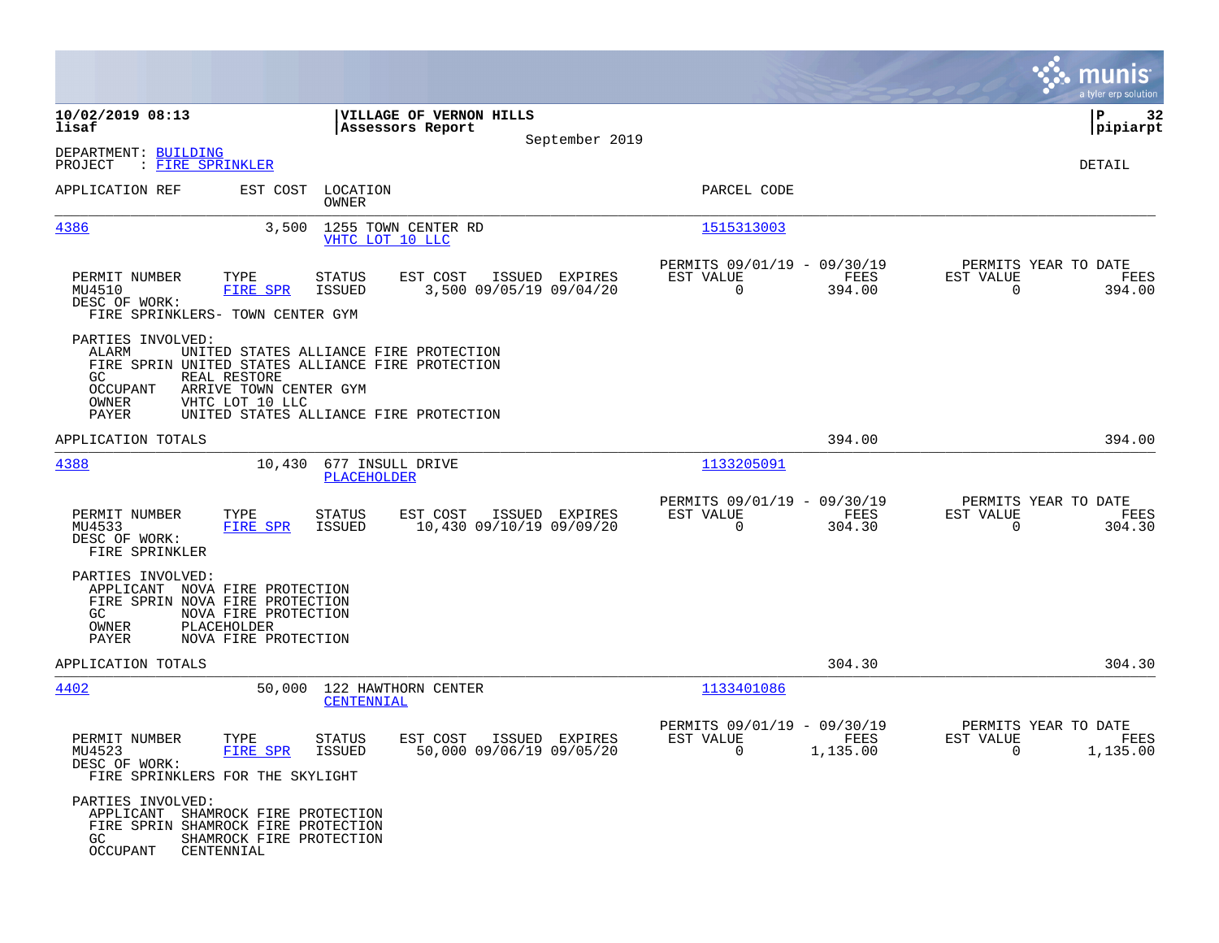**10/02/2019 08:13**
**lisaf**

**VILLAGE OF VERNON HILLS**
**Assessors Report**
September 2019

**P 32**
**pipiarpt**

DEPARTMENT: BUILDING
PROJECT : FIRE SPRINKLER

DETAIL

| APPLICATION REF | EST COST | LOCATION / OWNER | PARCEL CODE |
|---|---|---|---|
| 4386 | 3,500 | 1255 TOWN CENTER RD / VHTC LOT 10 LLC | 1515313003 |

| PERMIT NUMBER | TYPE | STATUS | EST COST | ISSUED | EXPIRES | PERMITS 09/01/19 - 09/30/19 EST VALUE | FEES | PERMITS YEAR TO DATE EST VALUE | FEES |
|---|---|---|---|---|---|---|---|---|---|
| MU4510 | FIRE SPR | ISSUED | 3,500 | 09/05/19 | 09/04/20 | 0 | 394.00 | 0 | 394.00 |

DESC OF WORK:
FIRE SPRINKLERS- TOWN CENTER GYM

PARTIES INVOLVED:
- ALARM UNITED STATES ALLIANCE FIRE PROTECTION
- FIRE SPRIN UNITED STATES ALLIANCE FIRE PROTECTION
- GC REAL RESTORE
- OCCUPANT ARRIVE TOWN CENTER GYM
- OWNER VHTC LOT 10 LLC
- PAYER UNITED STATES ALLIANCE FIRE PROTECTION

APPLICATION TOTALS: 394.00 | 394.00

| APPLICATION REF | EST COST | LOCATION / OWNER | PARCEL CODE |
|---|---|---|---|
| 4388 | 10,430 | 677 INSULL DRIVE / PLACEHOLDER | 1133205091 |

| PERMIT NUMBER | TYPE | STATUS | EST COST | ISSUED | EXPIRES | PERMITS 09/01/19 - 09/30/19 EST VALUE | FEES | PERMITS YEAR TO DATE EST VALUE | FEES |
|---|---|---|---|---|---|---|---|---|---|
| MU4533 | FIRE SPR | ISSUED | 10,430 | 09/10/19 | 09/09/20 | 0 | 304.30 | 0 | 304.30 |

DESC OF WORK:
FIRE SPRINKLER

PARTIES INVOLVED:
- APPLICANT NOVA FIRE PROTECTION
- FIRE SPRIN NOVA FIRE PROTECTION
- GC NOVA FIRE PROTECTION
- OWNER PLACEHOLDER
- PAYER NOVA FIRE PROTECTION

APPLICATION TOTALS: 304.30 | 304.30

| APPLICATION REF | EST COST | LOCATION / OWNER | PARCEL CODE |
|---|---|---|---|
| 4402 | 50,000 | 122 HAWTHORN CENTER / CENTENNIAL | 1133401086 |

| PERMIT NUMBER | TYPE | STATUS | EST COST | ISSUED | EXPIRES | PERMITS 09/01/19 - 09/30/19 EST VALUE | FEES | PERMITS YEAR TO DATE EST VALUE | FEES |
|---|---|---|---|---|---|---|---|---|---|
| MU4523 | FIRE SPR | ISSUED | 50,000 | 09/06/19 | 09/05/20 | 0 | 1,135.00 | 0 | 1,135.00 |

DESC OF WORK:
FIRE SPRINKLERS FOR THE SKYLIGHT

PARTIES INVOLVED:
- APPLICANT SHAMROCK FIRE PROTECTION
- FIRE SPRIN SHAMROCK FIRE PROTECTION
- GC SHAMROCK FIRE PROTECTION
- OCCUPANT CENTENNIAL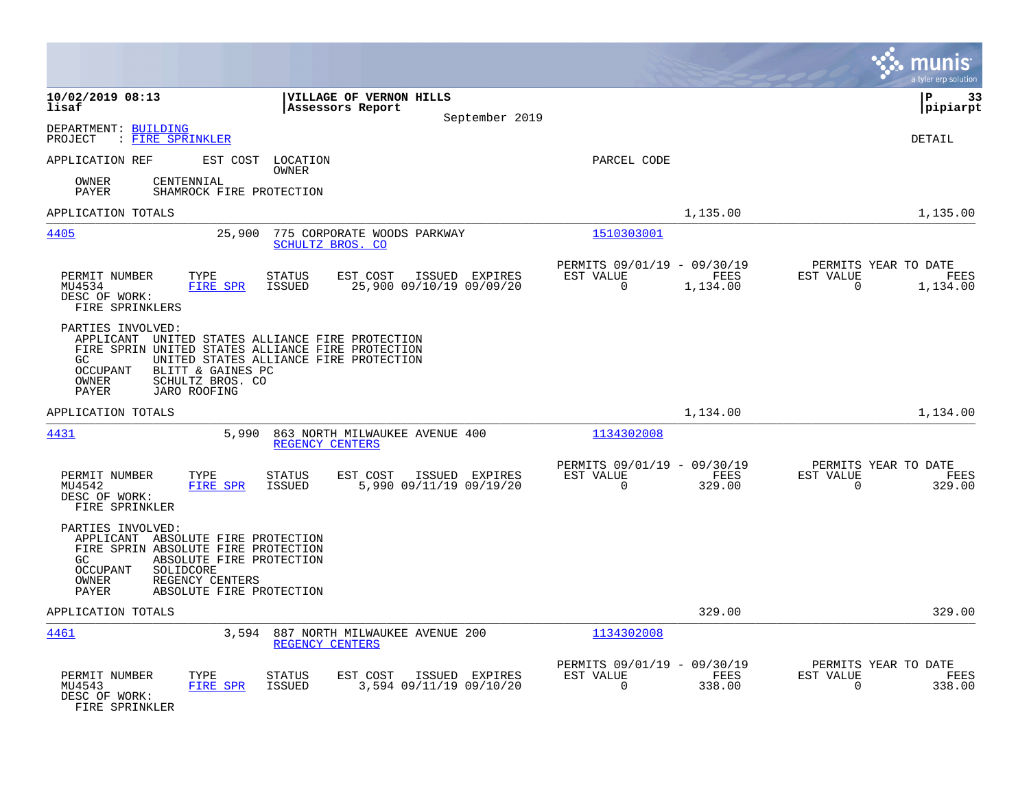**10/02/2019 08:13** | **VILLAGE OF VERNON HILLS** | **P 33**
**lisaf** | **Assessors Report** | **pipiarpt**
September 2019

DEPARTMENT: BUILDING
PROJECT : FIRE SPRINKLER

DETAIL

APPLICATION REF | EST COST | LOCATION / OWNER | PARCEL CODE

OWNER CENTENNIAL
PAYER SHAMROCK FIRE PROTECTION

APPLICATION TOTALS | 1,135.00 | 1,135.00

---

**4405** | 25,900 | 775 CORPORATE WOODS PARKWAY / SCHULTZ BROS. CO | 1510303001

| PERMIT NUMBER | TYPE | STATUS | EST COST | ISSUED | EXPIRES | PERMITS 09/01/19 - 09/30/19 EST VALUE | FEES | PERMITS YEAR TO DATE EST VALUE | FEES |
|---|---|---|---|---|---|---|---|---|---|
| MU4534 | FIRE SPR | ISSUED | 25,900 | 09/10/19 | 09/09/20 | 0 | 1,134.00 | 0 | 1,134.00 |

DESC OF WORK:
FIRE SPRINKLERS

PARTIES INVOLVED:
- APPLICANT UNITED STATES ALLIANCE FIRE PROTECTION
- FIRE SPRIN UNITED STATES ALLIANCE FIRE PROTECTION
- GC UNITED STATES ALLIANCE FIRE PROTECTION
- OCCUPANT BLITT & GAINES PC
- OWNER SCHULTZ BROS. CO
- PAYER JARO ROOFING

APPLICATION TOTALS | 1,134.00 | 1,134.00

---

**4431** | 5,990 | 863 NORTH MILWAUKEE AVENUE 400 / REGENCY CENTERS | 1134302008

| PERMIT NUMBER | TYPE | STATUS | EST COST | ISSUED | EXPIRES | PERMITS 09/01/19 - 09/30/19 EST VALUE | FEES | PERMITS YEAR TO DATE EST VALUE | FEES |
|---|---|---|---|---|---|---|---|---|---|
| MU4542 | FIRE SPR | ISSUED | 5,990 | 09/11/19 | 09/19/20 | 0 | 329.00 | 0 | 329.00 |

DESC OF WORK:
FIRE SPRINKLER

PARTIES INVOLVED:
- APPLICANT ABSOLUTE FIRE PROTECTION
- FIRE SPRIN ABSOLUTE FIRE PROTECTION
- GC ABSOLUTE FIRE PROTECTION
- OCCUPANT SOLIDCORE
- OWNER REGENCY CENTERS
- PAYER ABSOLUTE FIRE PROTECTION

APPLICATION TOTALS | 329.00 | 329.00

---

**4461** | 3,594 | 887 NORTH MILWAUKEE AVENUE 200 / REGENCY CENTERS | 1134302008

| PERMIT NUMBER | TYPE | STATUS | EST COST | ISSUED | EXPIRES | PERMITS 09/01/19 - 09/30/19 EST VALUE | FEES | PERMITS YEAR TO DATE EST VALUE | FEES |
|---|---|---|---|---|---|---|---|---|---|
| MU4543 | FIRE SPR | ISSUED | 3,594 | 09/11/19 | 09/10/20 | 0 | 338.00 | 0 | 338.00 |

DESC OF WORK:
FIRE SPRINKLER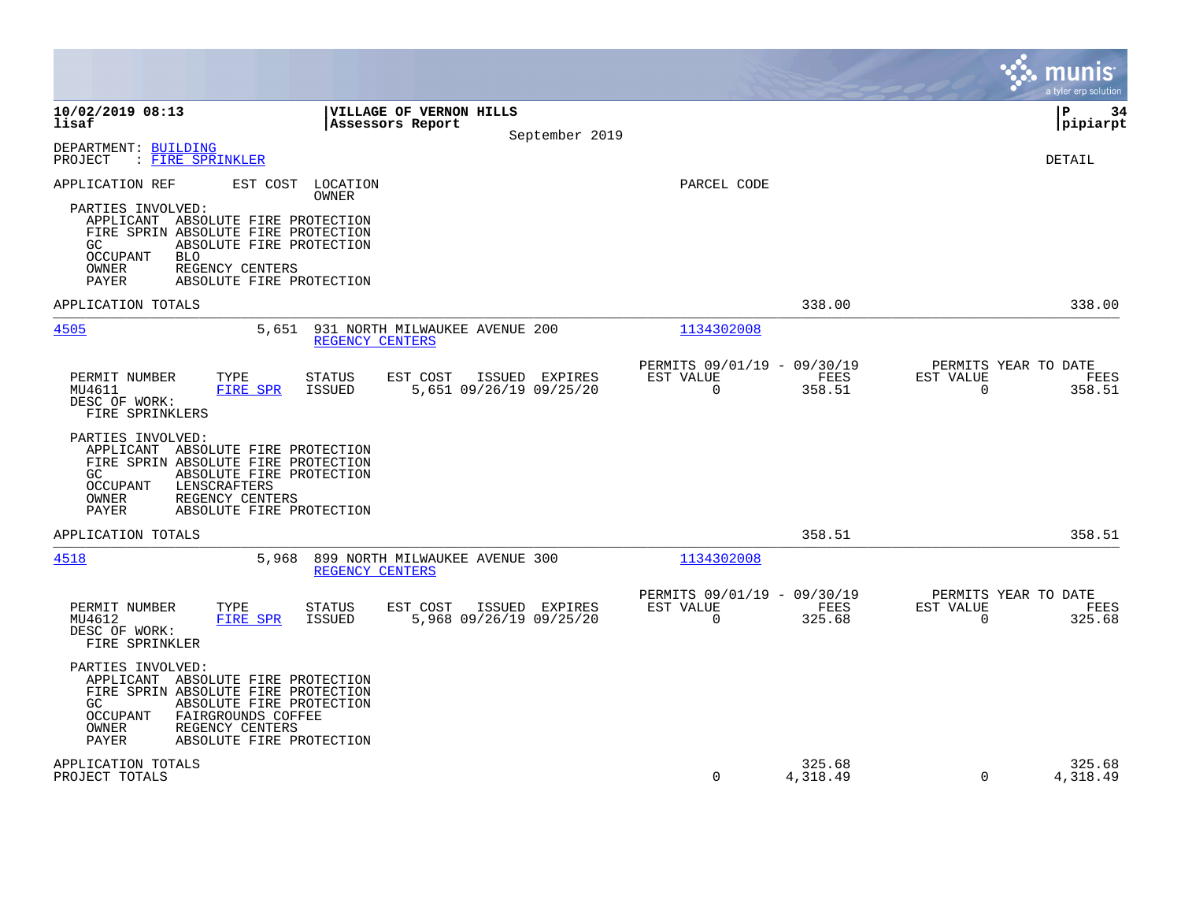**10/02/2019 08:13**
**lisaf**

**VILLAGE OF VERNON HILLS**
**Assessors Report**
September 2019

**P 34**
**pipiarpt**

DEPARTMENT: BUILDING
PROJECT : FIRE SPRINKLER

DETAIL

APPLICATION REF | EST COST | LOCATION / OWNER | PARCEL CODE

PARTIES INVOLVED:
- APPLICANT ABSOLUTE FIRE PROTECTION
- FIRE SPRIN ABSOLUTE FIRE PROTECTION
- GC ABSOLUTE FIRE PROTECTION
- OCCUPANT BLO
- OWNER REGENCY CENTERS
- PAYER ABSOLUTE FIRE PROTECTION

APPLICATION TOTALS — 338.00 — 338.00

---

**4505** — 5,651 — 931 NORTH MILWAUKEE AVENUE 200 — REGENCY CENTERS — 1134302008

| PERMIT NUMBER | TYPE | STATUS | EST COST | ISSUED | EXPIRES | PERMITS 09/01/19 - 09/30/19 EST VALUE | FEES | PERMITS YEAR TO DATE EST VALUE | FEES |
|---|---|---|---|---|---|---|---|---|---|
| MU4611 | FIRE SPR | ISSUED | 5,651 | 09/26/19 | 09/25/20 | 0 | 358.51 | 0 | 358.51 |

DESC OF WORK:
FIRE SPRINKLERS

PARTIES INVOLVED:
- APPLICANT ABSOLUTE FIRE PROTECTION
- FIRE SPRIN ABSOLUTE FIRE PROTECTION
- GC ABSOLUTE FIRE PROTECTION
- OCCUPANT LENSCRAFTERS
- OWNER REGENCY CENTERS
- PAYER ABSOLUTE FIRE PROTECTION

APPLICATION TOTALS — 358.51 — 358.51

---

**4518** — 5,968 — 899 NORTH MILWAUKEE AVENUE 300 — REGENCY CENTERS — 1134302008

| PERMIT NUMBER | TYPE | STATUS | EST COST | ISSUED | EXPIRES | PERMITS 09/01/19 - 09/30/19 EST VALUE | FEES | PERMITS YEAR TO DATE EST VALUE | FEES |
|---|---|---|---|---|---|---|---|---|---|
| MU4612 | FIRE SPR | ISSUED | 5,968 | 09/26/19 | 09/25/20 | 0 | 325.68 | 0 | 325.68 |

DESC OF WORK:
FIRE SPRINKLER

PARTIES INVOLVED:
- APPLICANT ABSOLUTE FIRE PROTECTION
- FIRE SPRIN ABSOLUTE FIRE PROTECTION
- GC ABSOLUTE FIRE PROTECTION
- OCCUPANT FAIRGROUNDS COFFEE
- OWNER REGENCY CENTERS
- PAYER ABSOLUTE FIRE PROTECTION

| | EST VALUE | FEES | EST VALUE | FEES |
|---|---|---|---|---|
| APPLICATION TOTALS | | 325.68 | | 325.68 |
| PROJECT TOTALS | 0 | 4,318.49 | 0 | 4,318.49 |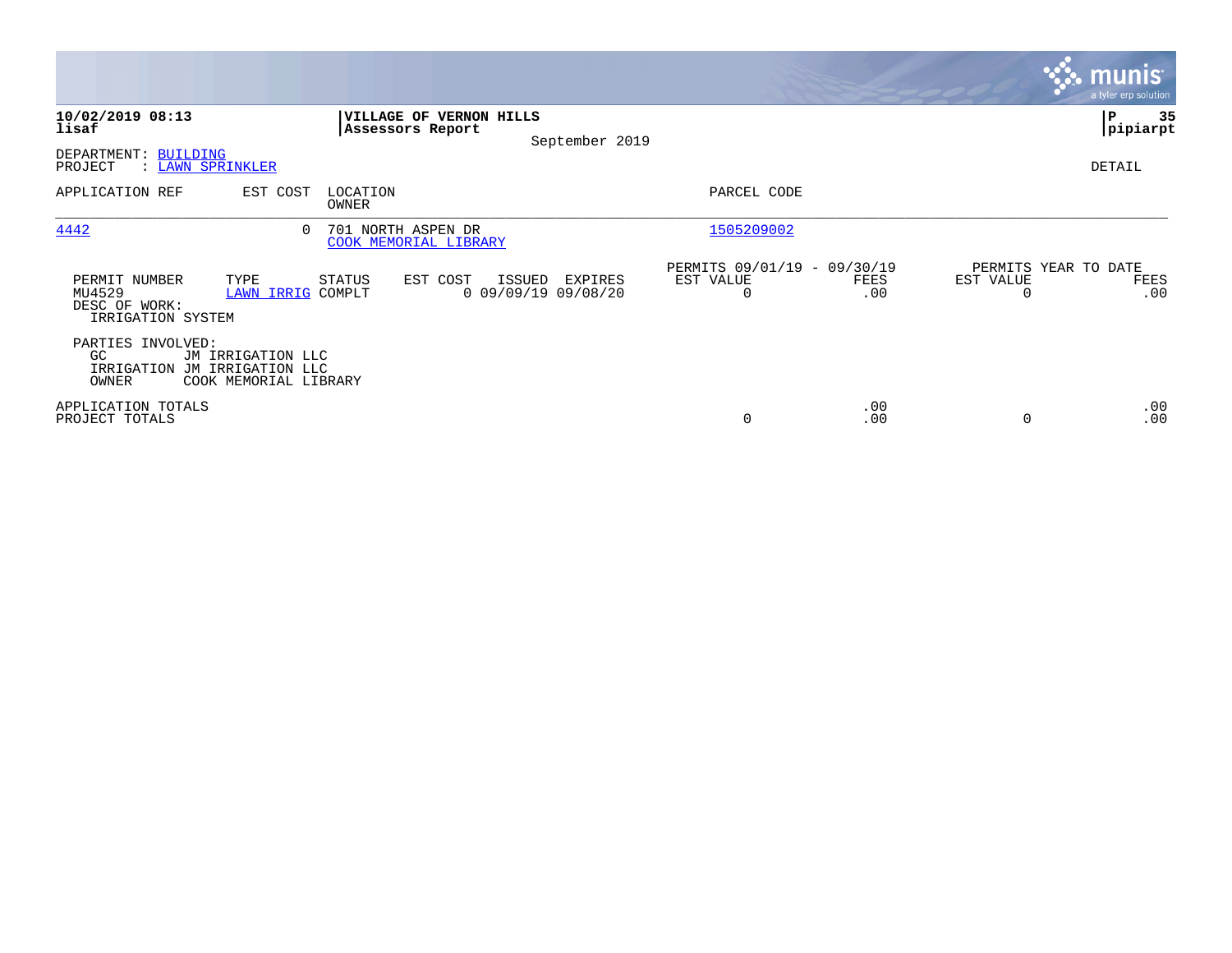**10/02/2019 08:13**
**lisaf**

**VILLAGE OF VERNON HILLS**
**Assessors Report**
September 2019

**P 35**
**pipiarpt**

DEPARTMENT: BUILDING
PROJECT : LAWN SPRINKLER

DETAIL

| APPLICATION REF | EST COST | LOCATION / OWNER | PARCEL CODE |
|---|---|---|---|
| 4442 | 0 | 701 NORTH ASPEN DR / COOK MEMORIAL LIBRARY | 1505209002 |

| PERMIT NUMBER | TYPE | STATUS | EST COST | ISSUED | EXPIRES | PERMITS 09/01/19 - 09/30/19 EST VALUE | FEES | PERMITS YEAR TO DATE EST VALUE | FEES |
|---|---|---|---|---|---|---|---|---|---|
| MU4529 | LAWN IRRIG | COMPLT | 0 | 09/09/19 | 09/08/20 | 0 | .00 | 0 | .00 |

DESC OF WORK:
IRRIGATION SYSTEM

PARTIES INVOLVED:

| Role | Name |
|---|---|
| GC | JM IRRIGATION LLC |
| IRRIGATION | JM IRRIGATION LLC |
| OWNER | COOK MEMORIAL LIBRARY |

| | PERMITS EST VALUE | FEES | YEAR TO DATE EST VALUE | FEES |
|---|---|---|---|---|
| APPLICATION TOTALS | | .00 | | .00 |
| PROJECT TOTALS | 0 | .00 | 0 | .00 |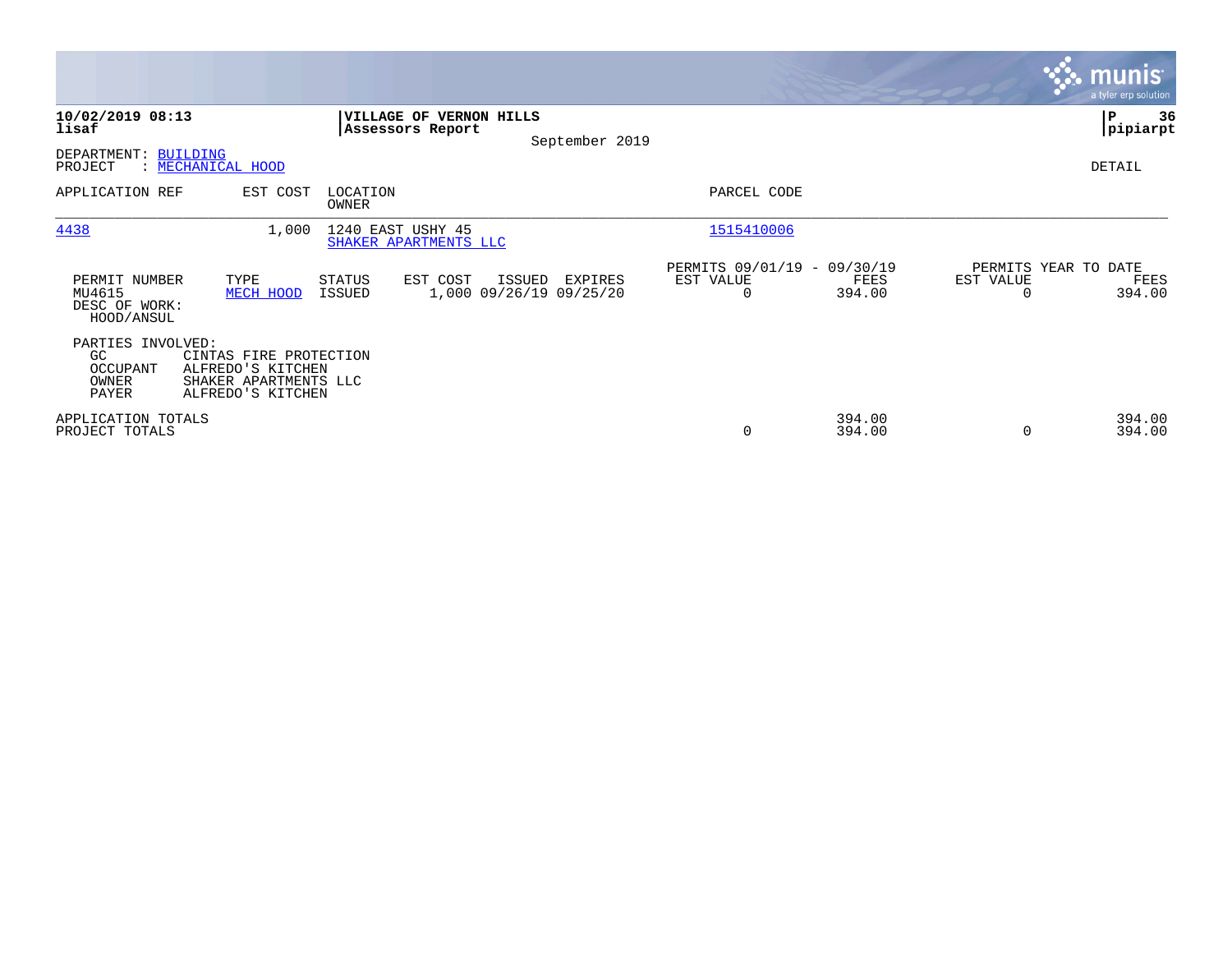**10/02/2019 08:13**
**lisaf**

**VILLAGE OF VERNON HILLS**
**Assessors Report**
September 2019

**P 36**
**pipiarpt**

DEPARTMENT: BUILDING
PROJECT : MECHANICAL HOOD

DETAIL

| APPLICATION REF | EST COST | LOCATION / OWNER | PARCEL CODE |
|---|---|---|---|
| 4438 | 1,000 | 1240 EAST USHY 45 / SHAKER APARTMENTS LLC | 1515410006 |

| PERMIT NUMBER | TYPE | STATUS | EST COST | ISSUED | EXPIRES | PERMITS 09/01/19 - 09/30/19 EST VALUE | PERMITS 09/01/19 - 09/30/19 FEES | PERMITS YEAR TO DATE EST VALUE | PERMITS YEAR TO DATE FEES |
|---|---|---|---|---|---|---|---|---|---|
| MU4615 | MECH HOOD | ISSUED | 1,000 | 09/26/19 | 09/25/20 | 0 | 394.00 | 0 | 394.00 |

DESC OF WORK:
HOOD/ANSUL

PARTIES INVOLVED:

| | |
|---|---|
| GC | CINTAS FIRE PROTECTION |
| OCCUPANT | ALFREDO'S KITCHEN |
| OWNER | SHAKER APARTMENTS LLC |
| PAYER | ALFREDO'S KITCHEN |

| | EST VALUE | FEES | YTD EST VALUE | YTD FEES |
|---|---|---|---|---|
| APPLICATION TOTALS | | 394.00 | | 394.00 |
| PROJECT TOTALS | 0 | 394.00 | 0 | 394.00 |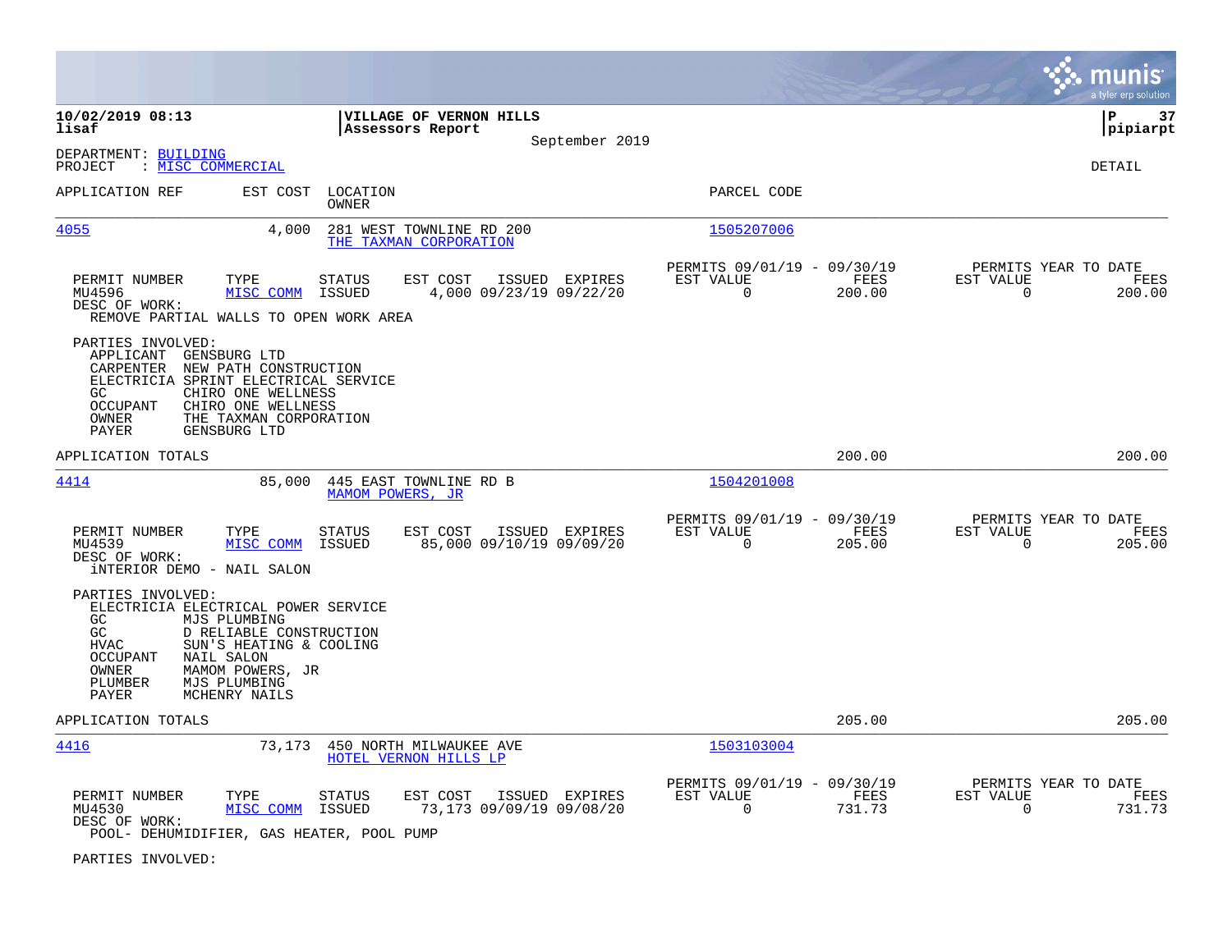**10/02/2019 08:13** **VILLAGE OF VERNON HILLS**
**lisaf** **Assessors Report**
September 2019
**pipiarpt**

DEPARTMENT: BUILDING
PROJECT : MISC COMMERCIAL

DETAIL

| APPLICATION REF | EST COST | LOCATION / OWNER | PARCEL CODE |
|---|---|---|---|
| 4055 | 4,000 | 281 WEST TOWNLINE RD 200 / THE TAXMAN CORPORATION | 1505207006 |

| PERMIT NUMBER | TYPE | STATUS | EST COST | ISSUED | EXPIRES | PERMITS 09/01/19 - 09/30/19 EST VALUE | FEES | PERMITS YEAR TO DATE EST VALUE | FEES |
|---|---|---|---|---|---|---|---|---|---|
| MU4596 | MISC COMM | ISSUED | 4,000 | 09/23/19 | 09/22/20 | 0 | 200.00 | 0 | 200.00 |

DESC OF WORK:
REMOVE PARTIAL WALLS TO OPEN WORK AREA

PARTIES INVOLVED:
- APPLICANT GENSBURG LTD
- CARPENTER NEW PATH CONSTRUCTION
- ELECTRICIA SPRINT ELECTRICAL SERVICE
- GC CHIRO ONE WELLNESS
- OCCUPANT CHIRO ONE WELLNESS
- OWNER THE TAXMAN CORPORATION
- PAYER GENSBURG LTD

APPLICATION TOTALS 200.00 200.00

| APPLICATION REF | EST COST | LOCATION / OWNER | PARCEL CODE |
|---|---|---|---|
| 4414 | 85,000 | 445 EAST TOWNLINE RD B / MAMOM POWERS, JR | 1504201008 |

| PERMIT NUMBER | TYPE | STATUS | EST COST | ISSUED | EXPIRES | PERMITS 09/01/19 - 09/30/19 EST VALUE | FEES | PERMITS YEAR TO DATE EST VALUE | FEES |
|---|---|---|---|---|---|---|---|---|---|
| MU4539 | MISC COMM | ISSUED | 85,000 | 09/10/19 | 09/09/20 | 0 | 205.00 | 0 | 205.00 |

DESC OF WORK:
iNTERIOR DEMO - NAIL SALON

PARTIES INVOLVED:
- ELECTRICIA ELECTRICAL POWER SERVICE
- GC MJS PLUMBING
- GC D RELIABLE CONSTRUCTION
- HVAC SUN'S HEATING & COOLING
- OCCUPANT NAIL SALON
- OWNER MAMOM POWERS, JR
- PLUMBER MJS PLUMBING
- PAYER MCHENRY NAILS

APPLICATION TOTALS 205.00 205.00

| APPLICATION REF | EST COST | LOCATION / OWNER | PARCEL CODE |
|---|---|---|---|
| 4416 | 73,173 | 450 NORTH MILWAUKEE AVE / HOTEL VERNON HILLS LP | 1503103004 |

| PERMIT NUMBER | TYPE | STATUS | EST COST | ISSUED | EXPIRES | PERMITS 09/01/19 - 09/30/19 EST VALUE | FEES | PERMITS YEAR TO DATE EST VALUE | FEES |
|---|---|---|---|---|---|---|---|---|---|
| MU4530 | MISC COMM | ISSUED | 73,173 | 09/09/19 | 09/08/20 | 0 | 731.73 | 0 | 731.73 |

DESC OF WORK:
POOL- DEHUMIDIFIER, GAS HEATER, POOL PUMP

PARTIES INVOLVED: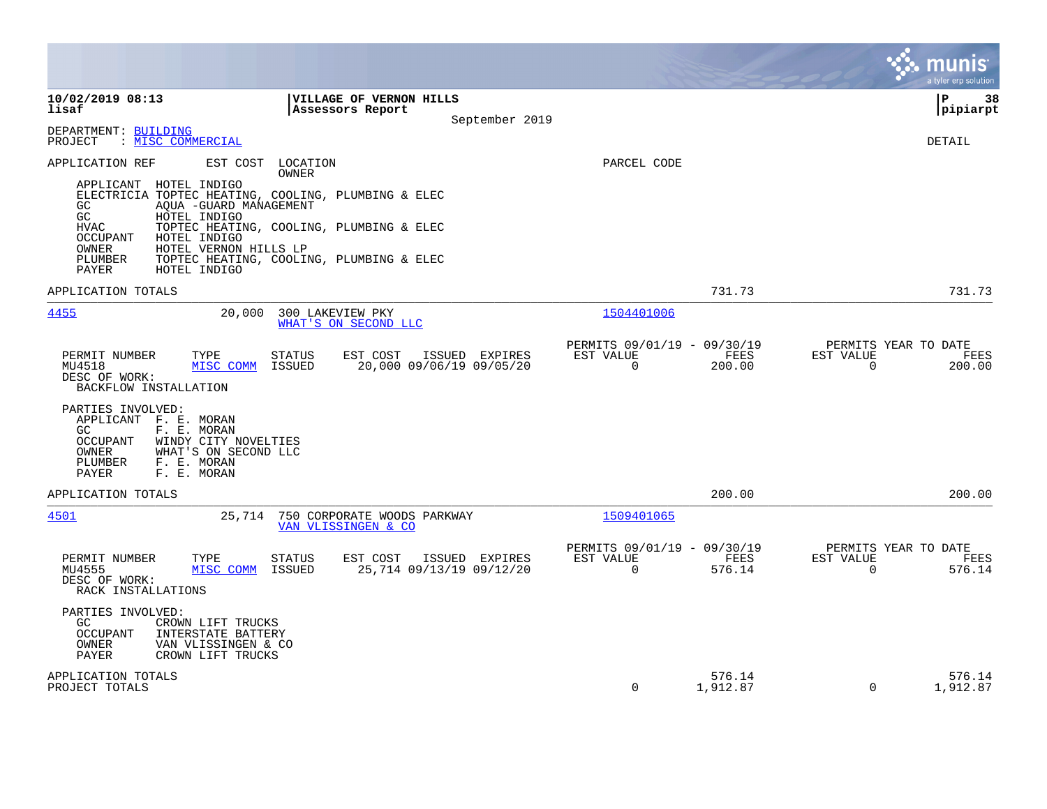**10/02/2019 08:13** | **VILLAGE OF VERNON HILLS** | **P 38**
**lisaf** | **Assessors Report** | **pipiarpt**
September 2019

DEPARTMENT: BUILDING
PROJECT : MISC COMMERCIAL

DETAIL

APPLICATION REF | EST COST | LOCATION / OWNER | PARCEL CODE

- APPLICANT HOTEL INDIGO
- ELECTRICIA TOPTEC HEATING, COOLING, PLUMBING & ELEC
- GC AQUA -GUARD MANAGEMENT
- GC HOTEL INDIGO
- HVAC TOPTEC HEATING, COOLING, PLUMBING & ELEC
- OCCUPANT HOTEL INDIGO
- OWNER HOTEL VERNON HILLS LP
- PLUMBER TOPTEC HEATING, COOLING, PLUMBING & ELEC
- PAYER HOTEL INDIGO

APPLICATION TOTALS 731.73 731.73

---

**4455** 20,000 300 LAKEVIEW PKY — WHAT'S ON SECOND LLC — Parcel 1504401006

| PERMIT NUMBER | TYPE | STATUS | EST COST | ISSUED | EXPIRES | PERMITS 09/01/19 - 09/30/19 EST VALUE | FEES | PERMITS YEAR TO DATE EST VALUE | FEES |
|---|---|---|---|---|---|---|---|---|---|
| MU4518 | MISC COMM | ISSUED | 20,000 | 09/06/19 | 09/05/20 | 0 | 200.00 | 0 | 200.00 |

DESC OF WORK:
BACKFLOW INSTALLATION

PARTIES INVOLVED:
- APPLICANT F. E. MORAN
- GC F. E. MORAN
- OCCUPANT WINDY CITY NOVELTIES
- OWNER WHAT'S ON SECOND LLC
- PLUMBER F. E. MORAN
- PAYER F. E. MORAN

APPLICATION TOTALS 200.00 200.00

---

**4501** 25,714 750 CORPORATE WOODS PARKWAY — VAN VLISSINGEN & CO — Parcel 1509401065

| PERMIT NUMBER | TYPE | STATUS | EST COST | ISSUED | EXPIRES | PERMITS 09/01/19 - 09/30/19 EST VALUE | FEES | PERMITS YEAR TO DATE EST VALUE | FEES |
|---|---|---|---|---|---|---|---|---|---|
| MU4555 | MISC COMM | ISSUED | 25,714 | 09/13/19 | 09/12/20 | 0 | 576.14 | 0 | 576.14 |

DESC OF WORK:
RACK INSTALLATIONS

PARTIES INVOLVED:
- GC CROWN LIFT TRUCKS
- OCCUPANT INTERSTATE BATTERY
- OWNER VAN VLISSINGEN & CO
- PAYER CROWN LIFT TRUCKS

APPLICATION TOTALS 576.14 576.14

| | EST VALUE | FEES | YTD EST VALUE | YTD FEES |
|---|---|---|---|---|
| PROJECT TOTALS | 0 | 1,912.87 | 0 | 1,912.87 |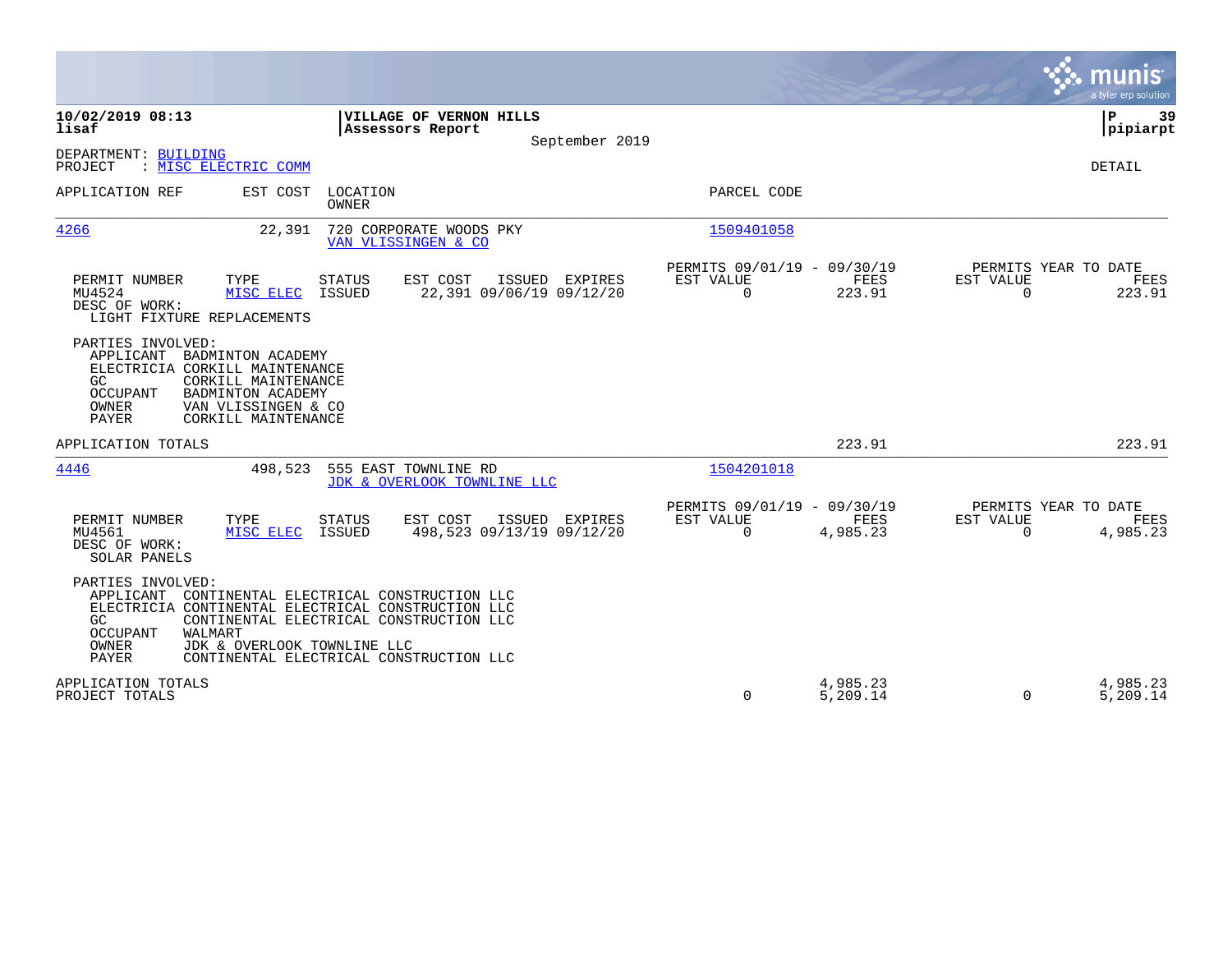**10/02/2019 08:13**
**lisaf**

**VILLAGE OF VERNON HILLS**
**Assessors Report**
September 2019

**P 39**
**pipiarpt**

DEPARTMENT: BUILDING
PROJECT : MISC ELECTRIC COMM

DETAIL

| APPLICATION REF | EST COST | LOCATION / OWNER | PARCEL CODE |
|---|---|---|---|
| 4266 | 22,391 | 720 CORPORATE WOODS PKY / VAN VLISSINGEN & CO | 1509401058 |

| PERMIT NUMBER | TYPE | STATUS | EST COST | ISSUED | EXPIRES | PERMITS 09/01/19 - 09/30/19 EST VALUE | FEES | PERMITS YEAR TO DATE EST VALUE | FEES |
|---|---|---|---|---|---|---|---|---|---|
| MU4524 | MISC ELEC | ISSUED | 22,391 | 09/06/19 | 09/12/20 | 0 | 223.91 | 0 | 223.91 |

DESC OF WORK:
LIGHT FIXTURE REPLACEMENTS

PARTIES INVOLVED:
- APPLICANT BADMINTON ACADEMY
- ELECTRICIA CORKILL MAINTENANCE
- GC CORKILL MAINTENANCE
- OCCUPANT BADMINTON ACADEMY
- OWNER VAN VLISSINGEN & CO
- PAYER CORKILL MAINTENANCE

APPLICATION TOTALS 223.91 223.91

| APPLICATION REF | EST COST | LOCATION / OWNER | PARCEL CODE |
|---|---|---|---|
| 4446 | 498,523 | 555 EAST TOWNLINE RD / JDK & OVERLOOK TOWNLINE LLC | 1504201018 |

| PERMIT NUMBER | TYPE | STATUS | EST COST | ISSUED | EXPIRES | PERMITS 09/01/19 - 09/30/19 EST VALUE | FEES | PERMITS YEAR TO DATE EST VALUE | FEES |
|---|---|---|---|---|---|---|---|---|---|
| MU4561 | MISC ELEC | ISSUED | 498,523 | 09/13/19 | 09/12/20 | 0 | 4,985.23 | 0 | 4,985.23 |

DESC OF WORK:
SOLAR PANELS

PARTIES INVOLVED:
- APPLICANT CONTINENTAL ELECTRICAL CONSTRUCTION LLC
- ELECTRICIA CONTINENTAL ELECTRICAL CONSTRUCTION LLC
- GC CONTINENTAL ELECTRICAL CONSTRUCTION LLC
- OCCUPANT WALMART
- OWNER JDK & OVERLOOK TOWNLINE LLC
- PAYER CONTINENTAL ELECTRICAL CONSTRUCTION LLC

| | EST VALUE | FEES | EST VALUE | FEES |
|---|---|---|---|---|
| APPLICATION TOTALS | | 4,985.23 | | 4,985.23 |
| PROJECT TOTALS | 0 | 5,209.14 | 0 | 5,209.14 |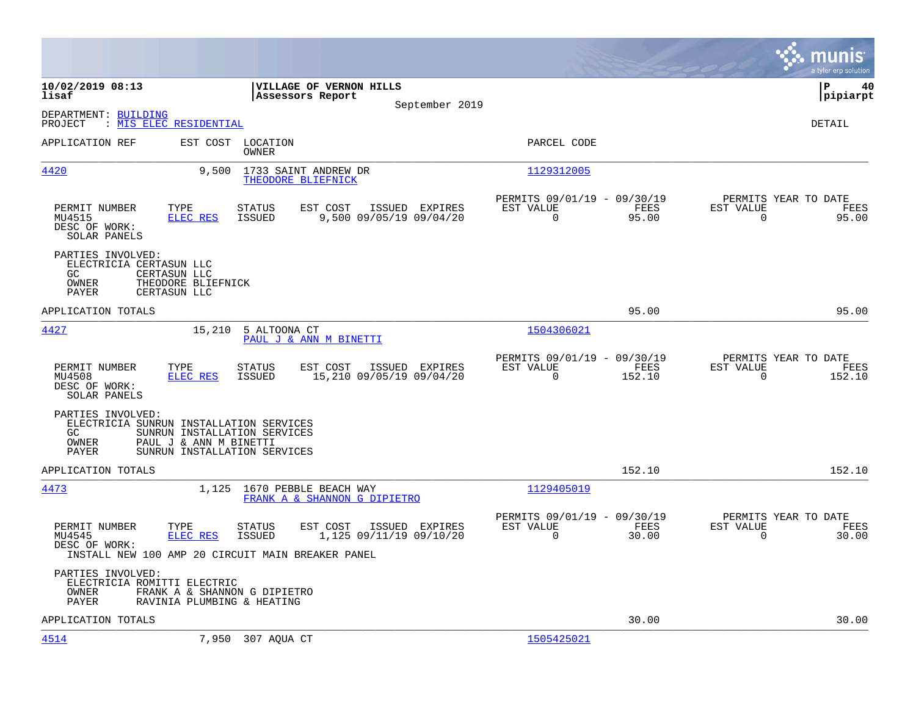10/02/2019 08:13
lisaf

**VILLAGE OF VERNON HILLS**
**Assessors Report**
September 2019

P 40
pipiarpt

DEPARTMENT: BUILDING
PROJECT : MIS ELEC RESIDENTIAL

DETAIL

| APPLICATION REF | EST COST | LOCATION / OWNER | PARCEL CODE |
|---|---|---|---|
| 4420 | 9,500 | 1733 SAINT ANDREW DR / THEODORE BLIEFNICK | 1129312005 |

| PERMIT NUMBER | TYPE | STATUS | EST COST | ISSUED | EXPIRES | PERMITS 09/01/19 - 09/30/19 EST VALUE | FEES | PERMITS YEAR TO DATE EST VALUE | FEES |
|---|---|---|---|---|---|---|---|---|---|
| MU4515 | ELEC RES | ISSUED | 9,500 | 09/05/19 | 09/04/20 | 0 | 95.00 | 0 | 95.00 |

DESC OF WORK:
SOLAR PANELS

PARTIES INVOLVED:
ELECTRICIA CERTASUN LLC
GC CERTASUN LLC
OWNER THEODORE BLIEFNICK
PAYER CERTASUN LLC

APPLICATION TOTALS: 95.00 | 95.00

| APPLICATION REF | EST COST | LOCATION / OWNER | PARCEL CODE |
|---|---|---|---|
| 4427 | 15,210 | 5 ALTOONA CT / PAUL J & ANN M BINETTI | 1504306021 |

| PERMIT NUMBER | TYPE | STATUS | EST COST | ISSUED | EXPIRES | PERMITS 09/01/19 - 09/30/19 EST VALUE | FEES | PERMITS YEAR TO DATE EST VALUE | FEES |
|---|---|---|---|---|---|---|---|---|---|
| MU4508 | ELEC RES | ISSUED | 15,210 | 09/05/19 | 09/04/20 | 0 | 152.10 | 0 | 152.10 |

DESC OF WORK:
SOLAR PANELS

PARTIES INVOLVED:
ELECTRICIA SUNRUN INSTALLATION SERVICES
GC SUNRUN INSTALLATION SERVICES
OWNER PAUL J & ANN M BINETTI
PAYER SUNRUN INSTALLATION SERVICES

APPLICATION TOTALS: 152.10 | 152.10

| APPLICATION REF | EST COST | LOCATION / OWNER | PARCEL CODE |
|---|---|---|---|
| 4473 | 1,125 | 1670 PEBBLE BEACH WAY / FRANK A & SHANNON G DIPIETRO | 1129405019 |

| PERMIT NUMBER | TYPE | STATUS | EST COST | ISSUED | EXPIRES | PERMITS 09/01/19 - 09/30/19 EST VALUE | FEES | PERMITS YEAR TO DATE EST VALUE | FEES |
|---|---|---|---|---|---|---|---|---|---|
| MU4545 | ELEC RES | ISSUED | 1,125 | 09/11/19 | 09/10/20 | 0 | 30.00 | 0 | 30.00 |

DESC OF WORK:
INSTALL NEW 100 AMP 20 CIRCUIT MAIN BREAKER PANEL

PARTIES INVOLVED:
ELECTRICIA ROMITTI ELECTRIC
OWNER FRANK A & SHANNON G DIPIETRO
PAYER RAVINIA PLUMBING & HEATING

APPLICATION TOTALS: 30.00 | 30.00

| APPLICATION REF | EST COST | LOCATION / OWNER | PARCEL CODE |
|---|---|---|---|
| 4514 | 7,950 | 307 AQUA CT | 1505425021 |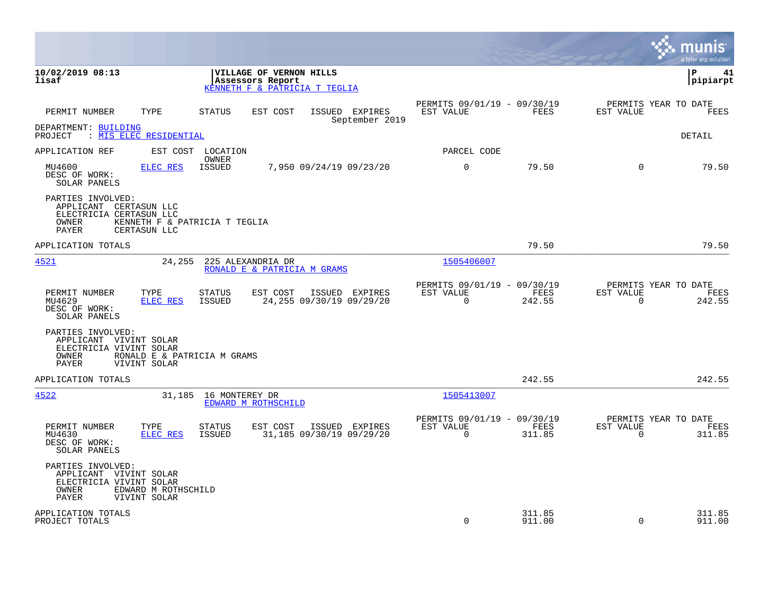**10/02/2019 08:13**
**lisaf**

**VILLAGE OF VERNON HILLS**
**Assessors Report**
KENNETH F & PATRICIA T TEGLIA

**P 41**
**pipiarpt**

| PERMIT NUMBER | TYPE | STATUS | EST COST | ISSUED | EXPIRES | PERMITS 09/01/19 - 09/30/19 EST VALUE | FEES | PERMITS YEAR TO DATE EST VALUE | FEES |
|---|---|---|---|---|---|---|---|---|---|
| | | | | September 2019 | | | | | |

DEPARTMENT: BUILDING
PROJECT : MIS ELEC RESIDENTIAL

DETAIL

APPLICATION REF    EST COST    LOCATION / OWNER    PARCEL CODE

| PERMIT NUMBER | TYPE | STATUS | EST COST | ISSUED | EXPIRES | EST VALUE | FEES | EST VALUE | FEES |
|---|---|---|---|---|---|---|---|---|---|
| MU4600 | ELEC RES | ISSUED | 7,950 | 09/24/19 | 09/23/20 | 0 | 79.50 | 0 | 79.50 |

DESC OF WORK:
SOLAR PANELS

PARTIES INVOLVED:
APPLICANT CERTASUN LLC
ELECTRICIA CERTASUN LLC
OWNER KENNETH F & PATRICIA T TEGLIA
PAYER CERTASUN LLC

APPLICATION TOTALS — 79.50 — 79.50

---

**4521** — 24,255 — 225 ALEXANDRIA DR — RONALD E & PATRICIA M GRAMS — 1505406007

| PERMIT NUMBER | TYPE | STATUS | EST COST | ISSUED | EXPIRES | PERMITS 09/01/19 - 09/30/19 EST VALUE | FEES | PERMITS YEAR TO DATE EST VALUE | FEES |
|---|---|---|---|---|---|---|---|---|---|
| MU4629 | ELEC RES | ISSUED | 24,255 | 09/30/19 | 09/29/20 | 0 | 242.55 | 0 | 242.55 |

DESC OF WORK:
SOLAR PANELS

PARTIES INVOLVED:
APPLICANT VIVINT SOLAR
ELECTRICIA VIVINT SOLAR
OWNER RONALD E & PATRICIA M GRAMS
PAYER VIVINT SOLAR

APPLICATION TOTALS — 242.55 — 242.55

---

**4522** — 31,185 — 16 MONTEREY DR — EDWARD M ROTHSCHILD — 1505413007

| PERMIT NUMBER | TYPE | STATUS | EST COST | ISSUED | EXPIRES | PERMITS 09/01/19 - 09/30/19 EST VALUE | FEES | PERMITS YEAR TO DATE EST VALUE | FEES |
|---|---|---|---|---|---|---|---|---|---|
| MU4630 | ELEC RES | ISSUED | 31,185 | 09/30/19 | 09/29/20 | 0 | 311.85 | 0 | 311.85 |

DESC OF WORK:
SOLAR PANELS

PARTIES INVOLVED:
APPLICANT VIVINT SOLAR
ELECTRICIA VIVINT SOLAR
OWNER EDWARD M ROTHSCHILD
PAYER VIVINT SOLAR

| | EST VALUE | FEES | EST VALUE | FEES |
|---|---|---|---|---|
| APPLICATION TOTALS | | 311.85 | | 311.85 |
| PROJECT TOTALS | 0 | 911.00 | 0 | 911.00 |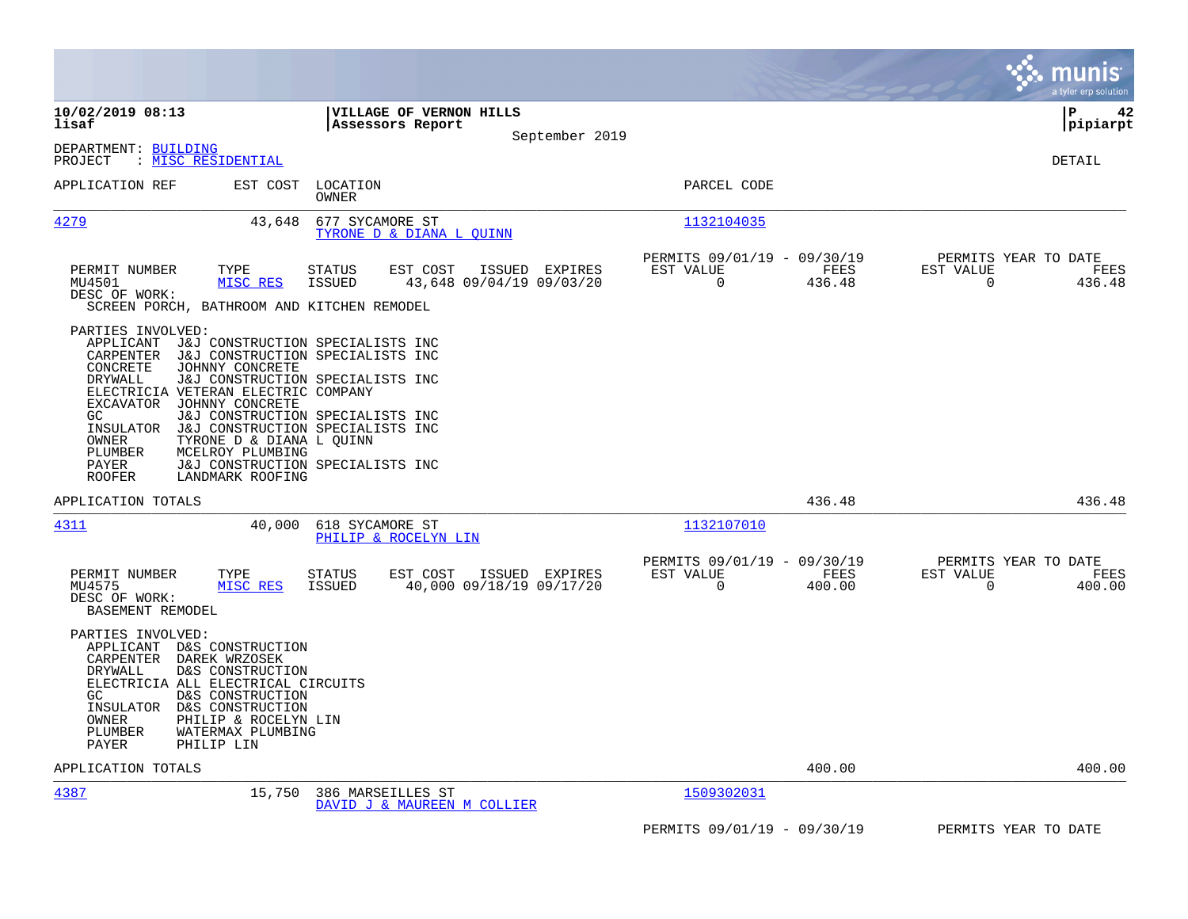**10/02/2019 08:13** | **VILLAGE OF VERNON HILLS** | **P 42**
**lisaf** | **Assessors Report** | **pipiarpt**
September 2019

DEPARTMENT: BUILDING
PROJECT : MISC RESIDENTIAL

DETAIL

| APPLICATION REF | EST COST | LOCATION / OWNER | PARCEL CODE |
|---|---|---|---|
| 4279 | 43,648 | 677 SYCAMORE ST / TYRONE D & DIANA L QUINN | 1132104035 |

| PERMIT NUMBER | TYPE | STATUS | EST COST | ISSUED | EXPIRES | PERMITS 09/01/19 - 09/30/19 EST VALUE | FEES | PERMITS YEAR TO DATE EST VALUE | FEES |
|---|---|---|---|---|---|---|---|---|---|
| MU4501 | MISC RES | ISSUED | 43,648 | 09/04/19 | 09/03/20 | 0 | 436.48 | 0 | 436.48 |

DESC OF WORK:
SCREEN PORCH, BATHROOM AND KITCHEN REMODEL

PARTIES INVOLVED:

| Role | Name |
|---|---|
| APPLICANT | J&J CONSTRUCTION SPECIALISTS INC |
| CARPENTER | J&J CONSTRUCTION SPECIALISTS INC |
| CONCRETE | JOHNNY CONCRETE |
| DRYWALL | J&J CONSTRUCTION SPECIALISTS INC |
| ELECTRICIA | VETERAN ELECTRIC COMPANY |
| EXCAVATOR | JOHNNY CONCRETE |
| GC | J&J CONSTRUCTION SPECIALISTS INC |
| INSULATOR | J&J CONSTRUCTION SPECIALISTS INC |
| OWNER | TYRONE D & DIANA L QUINN |
| PLUMBER | MCELROY PLUMBING |
| PAYER | J&J CONSTRUCTION SPECIALISTS INC |
| ROOFER | LANDMARK ROOFING |

APPLICATION TOTALS: 436.48 | 436.48

| APPLICATION REF | EST COST | LOCATION / OWNER | PARCEL CODE |
|---|---|---|---|
| 4311 | 40,000 | 618 SYCAMORE ST / PHILIP & ROCELYN LIN | 1132107010 |

| PERMIT NUMBER | TYPE | STATUS | EST COST | ISSUED | EXPIRES | PERMITS 09/01/19 - 09/30/19 EST VALUE | FEES | PERMITS YEAR TO DATE EST VALUE | FEES |
|---|---|---|---|---|---|---|---|---|---|
| MU4575 | MISC RES | ISSUED | 40,000 | 09/18/19 | 09/17/20 | 0 | 400.00 | 0 | 400.00 |

DESC OF WORK:
BASEMENT REMODEL

PARTIES INVOLVED:

| Role | Name |
|---|---|
| APPLICANT | D&S CONSTRUCTION |
| CARPENTER | DAREK WRZOSEK |
| DRYWALL | D&S CONSTRUCTION |
| ELECTRICIA | ALL ELECTRICAL CIRCUITS |
| GC | D&S CONSTRUCTION |
| INSULATOR | D&S CONSTRUCTION |
| OWNER | PHILIP & ROCELYN LIN |
| PLUMBER | WATERMAX PLUMBING |
| PAYER | PHILIP LIN |

APPLICATION TOTALS: 400.00 | 400.00

| APPLICATION REF | EST COST | LOCATION / OWNER | PARCEL CODE |
|---|---|---|---|
| 4387 | 15,750 | 386 MARSEILLES ST / DAVID J & MAUREEN M COLLIER | 1509302031 |

PERMITS 09/01/19 - 09/30/19 | PERMITS YEAR TO DATE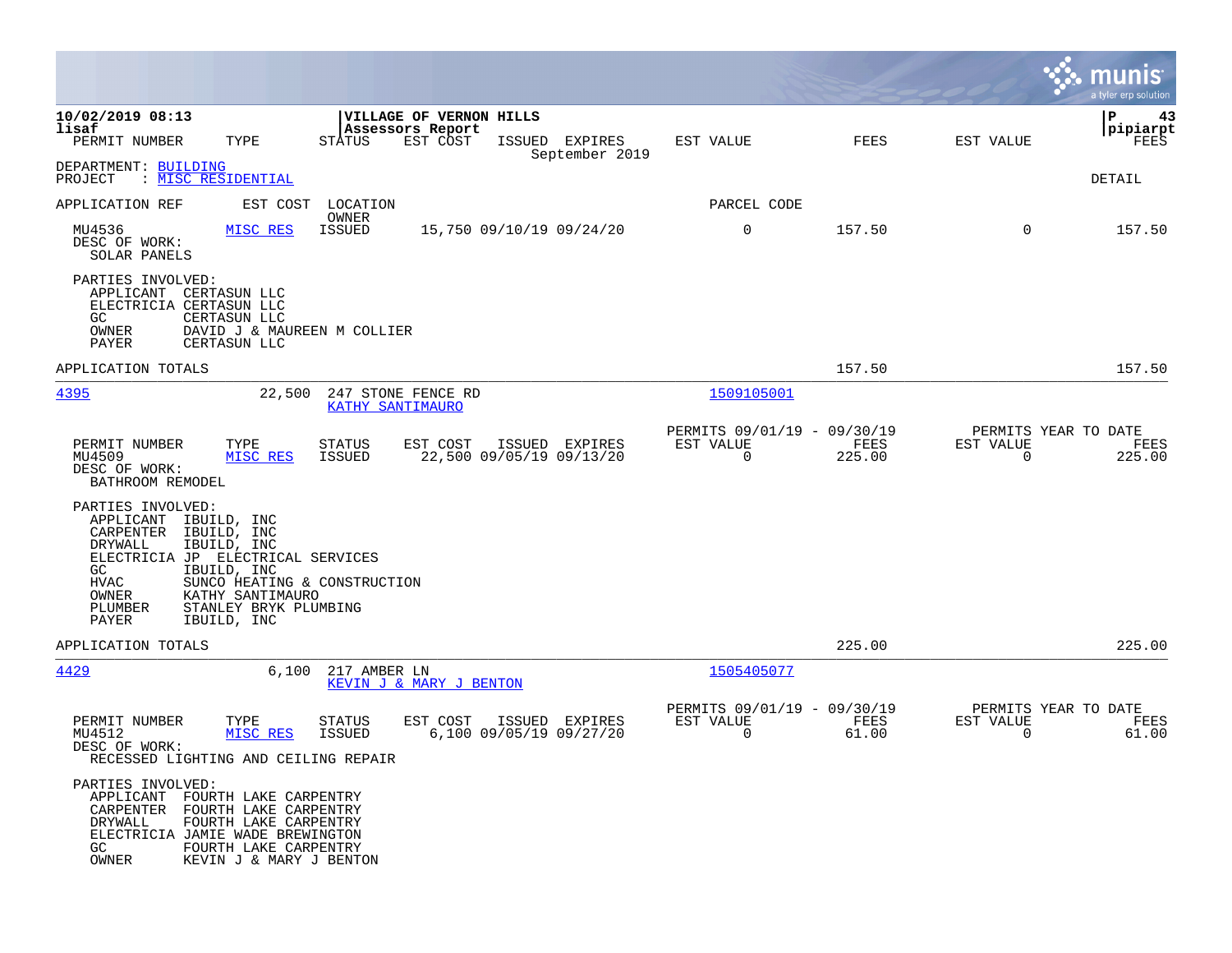**10/02/2019 08:13** | **VILLAGE OF VERNON HILLS** | **P 43**
**lisaf** | **Assessors Report** | **pipiarpt**

PERMIT NUMBER | TYPE | STATUS | EST COST | ISSUED | EXPIRES | EST VALUE | FEES | EST VALUE | FEES
September 2019

DEPARTMENT: BUILDING
PROJECT : MISC RESIDENTIAL

DETAIL

APPLICATION REF | EST COST | LOCATION / OWNER | PARCEL CODE

| PERMIT NUMBER | TYPE | STATUS | EST COST | ISSUED | EXPIRES | EST VALUE | FEES | EST VALUE | FEES |
|---|---|---|---|---|---|---|---|---|---|
| MU4536 | MISC RES | ISSUED | 15,750 | 09/10/19 | 09/24/20 | 0 | 157.50 | 0 | 157.50 |

DESC OF WORK:
SOLAR PANELS

PARTIES INVOLVED:
- APPLICANT CERTASUN LLC
- ELECTRICIA CERTASUN LLC
- GC CERTASUN LLC
- OWNER DAVID J & MAUREEN M COLLIER
- PAYER CERTASUN LLC

APPLICATION TOTALS: 157.50 | 157.50

---

**4395** | 22,500 | 247 STONE FENCE RD | KATHY SANTIMAURO | 1509105001

| PERMIT NUMBER | TYPE | STATUS | EST COST | ISSUED | EXPIRES | PERMITS 09/01/19 - 09/30/19 EST VALUE | FEES | PERMITS YEAR TO DATE EST VALUE | FEES |
|---|---|---|---|---|---|---|---|---|---|
| MU4509 | MISC RES | ISSUED | 22,500 | 09/05/19 | 09/13/20 | 0 | 225.00 | 0 | 225.00 |

DESC OF WORK:
BATHROOM REMODEL

PARTIES INVOLVED:
- APPLICANT IBUILD, INC
- CARPENTER IBUILD, INC
- DRYWALL IBUILD, INC
- ELECTRICIA JP ELECTRICAL SERVICES
- GC IBUILD, INC
- HVAC SUNCO HEATING & CONSTRUCTION
- OWNER KATHY SANTIMAURO
- PLUMBER STANLEY BRYK PLUMBING
- PAYER IBUILD, INC

APPLICATION TOTALS: 225.00 | 225.00

---

**4429** | 6,100 | 217 AMBER LN | KEVIN J & MARY J BENTON | 1505405077

| PERMIT NUMBER | TYPE | STATUS | EST COST | ISSUED | EXPIRES | PERMITS 09/01/19 - 09/30/19 EST VALUE | FEES | PERMITS YEAR TO DATE EST VALUE | FEES |
|---|---|---|---|---|---|---|---|---|---|
| MU4512 | MISC RES | ISSUED | 6,100 | 09/05/19 | 09/27/20 | 0 | 61.00 | 0 | 61.00 |

DESC OF WORK:
RECESSED LIGHTING AND CEILING REPAIR

PARTIES INVOLVED:
- APPLICANT FOURTH LAKE CARPENTRY
- CARPENTER FOURTH LAKE CARPENTRY
- DRYWALL FOURTH LAKE CARPENTRY
- ELECTRICIA JAMIE WADE BREWINGTON
- GC FOURTH LAKE CARPENTRY
- OWNER KEVIN J & MARY J BENTON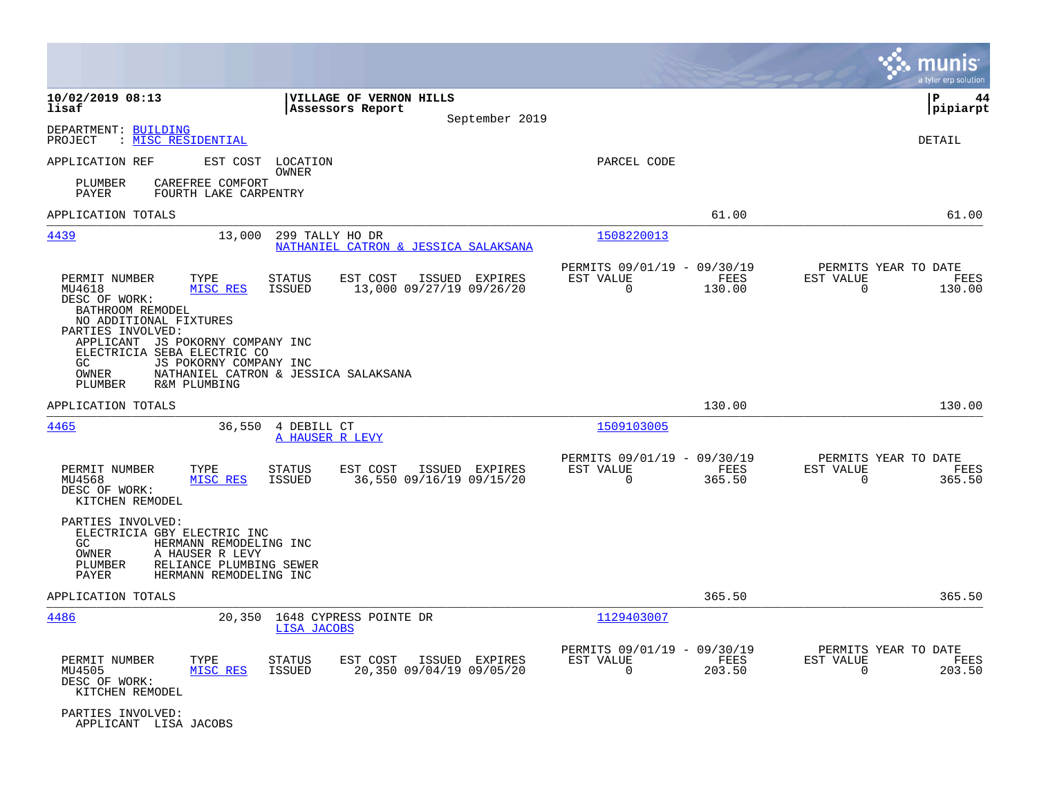10/02/2019 08:13
lisaf

**VILLAGE OF VERNON HILLS**
**Assessors Report**
September 2019

P 44
pipiarpt

DEPARTMENT: BUILDING
PROJECT : MISC RESIDENTIAL

DETAIL

APPLICATION REF | EST COST | LOCATION / OWNER | PARCEL CODE

PLUMBER CAREFREE COMFORT
PAYER FOURTH LAKE CARPENTRY

APPLICATION TOTALS 61.00 61.00

---

**4439** | 13,000 | 299 TALLY HO DR | 1508220013
NATHANIEL CATRON & JESSICA SALAKSANA

| PERMIT NUMBER | TYPE | STATUS | EST COST | ISSUED | EXPIRES | PERMITS 09/01/19 - 09/30/19 EST VALUE | FEES | PERMITS YEAR TO DATE EST VALUE | FEES |
|---|---|---|---|---|---|---|---|---|---|
| MU4618 | MISC RES | ISSUED | 13,000 | 09/27/19 | 09/26/20 | 0 | 130.00 | 0 | 130.00 |

DESC OF WORK:
BATHROOM REMODEL
NO ADDITIONAL FIXTURES
PARTIES INVOLVED:
APPLICANT JS POKORNY COMPANY INC
ELECTRICIA SEBA ELECTRIC CO
GC JS POKORNY COMPANY INC
OWNER NATHANIEL CATRON & JESSICA SALAKSANA
PLUMBER R&M PLUMBING

APPLICATION TOTALS 130.00 130.00

---

**4465** | 36,550 | 4 DEBILL CT | 1509103005
A HAUSER R LEVY

| PERMIT NUMBER | TYPE | STATUS | EST COST | ISSUED | EXPIRES | PERMITS 09/01/19 - 09/30/19 EST VALUE | FEES | PERMITS YEAR TO DATE EST VALUE | FEES |
|---|---|---|---|---|---|---|---|---|---|
| MU4568 | MISC RES | ISSUED | 36,550 | 09/16/19 | 09/15/20 | 0 | 365.50 | 0 | 365.50 |

DESC OF WORK:
KITCHEN REMODEL

PARTIES INVOLVED:
ELECTRICIA GBY ELECTRIC INC
GC HERMANN REMODELING INC
OWNER A HAUSER R LEVY
PLUMBER RELIANCE PLUMBING SEWER
PAYER HERMANN REMODELING INC

APPLICATION TOTALS 365.50 365.50

---

**4486** | 20,350 | 1648 CYPRESS POINTE DR | 1129403007
LISA JACOBS

| PERMIT NUMBER | TYPE | STATUS | EST COST | ISSUED | EXPIRES | PERMITS 09/01/19 - 09/30/19 EST VALUE | FEES | PERMITS YEAR TO DATE EST VALUE | FEES |
|---|---|---|---|---|---|---|---|---|---|
| MU4505 | MISC RES | ISSUED | 20,350 | 09/04/19 | 09/05/20 | 0 | 203.50 | 0 | 203.50 |

DESC OF WORK:
KITCHEN REMODEL

PARTIES INVOLVED:
APPLICANT LISA JACOBS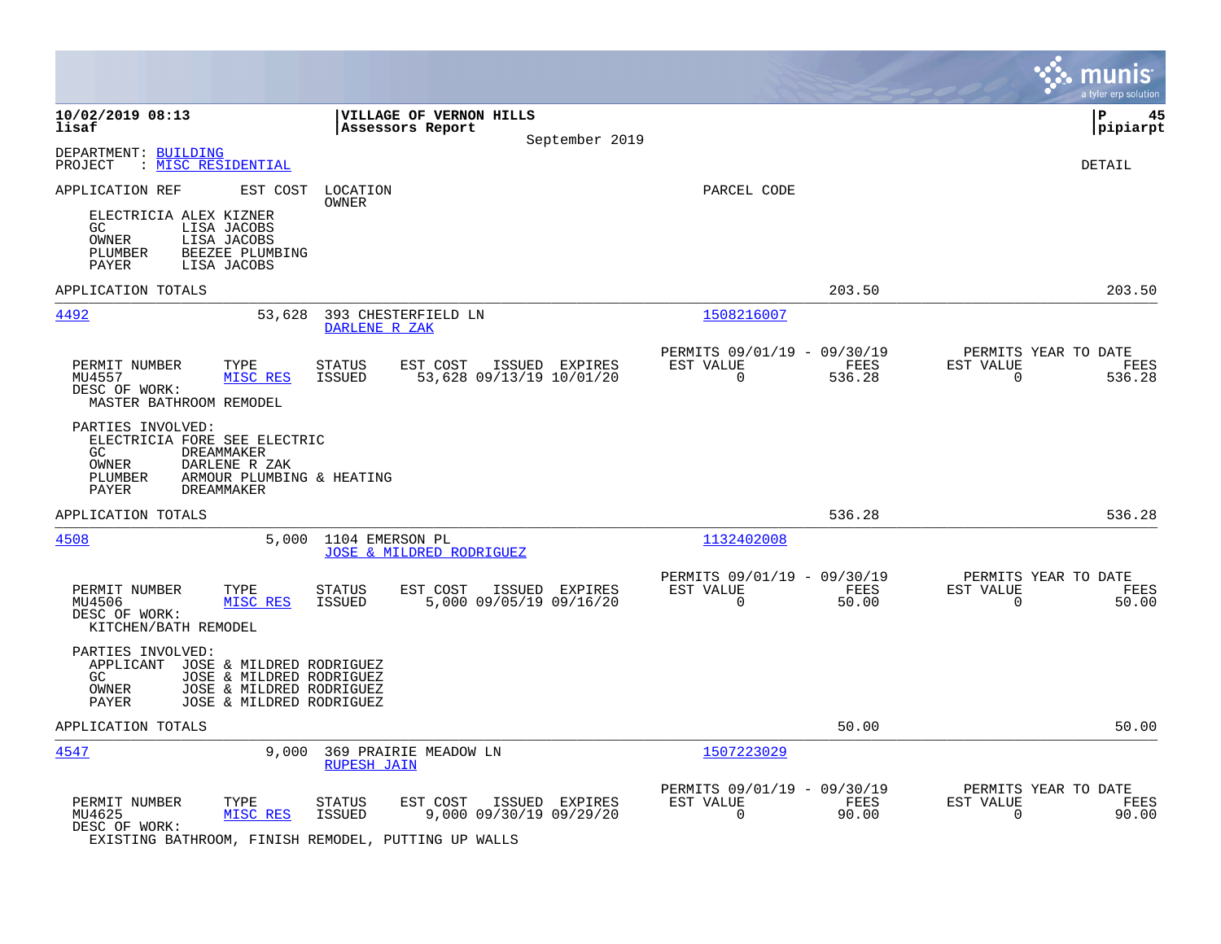**10/02/2019 08:13** | **VILLAGE OF VERNON HILLS** | **P 45**
**lisaf** | **Assessors Report** | **pipiarpt**

September 2019

DEPARTMENT: BUILDING
PROJECT : MISC RESIDENTIAL

DETAIL

APPLICATION REF — EST COST — LOCATION / OWNER — PARCEL CODE

ELECTRICIA ALEX KIZNER
GC LISA JACOBS
OWNER LISA JACOBS
PLUMBER BEEZEE PLUMBING
PAYER LISA JACOBS

APPLICATION TOTALS — 203.50 — 203.50

---

**4492** — 53,628 — 393 CHESTERFIELD LN — DARLENE R ZAK — 1508216007

| PERMIT NUMBER | TYPE | STATUS | EST COST | ISSUED | EXPIRES | PERMITS 09/01/19 - 09/30/19 EST VALUE | FEES | PERMITS YEAR TO DATE EST VALUE | FEES |
|---|---|---|---|---|---|---|---|---|---|
| MU4557 | MISC RES | ISSUED | 53,628 | 09/13/19 | 10/01/20 | 0 | 536.28 | 0 | 536.28 |

DESC OF WORK:
MASTER BATHROOM REMODEL

PARTIES INVOLVED:
ELECTRICIA FORE SEE ELECTRIC
GC DREAMMAKER
OWNER DARLENE R ZAK
PLUMBER ARMOUR PLUMBING & HEATING
PAYER DREAMMAKER

APPLICATION TOTALS — 536.28 — 536.28

---

**4508** — 5,000 — 1104 EMERSON PL — JOSE & MILDRED RODRIGUEZ — 1132402008

| PERMIT NUMBER | TYPE | STATUS | EST COST | ISSUED | EXPIRES | PERMITS 09/01/19 - 09/30/19 EST VALUE | FEES | PERMITS YEAR TO DATE EST VALUE | FEES |
|---|---|---|---|---|---|---|---|---|---|
| MU4506 | MISC RES | ISSUED | 5,000 | 09/05/19 | 09/16/20 | 0 | 50.00 | 0 | 50.00 |

DESC OF WORK:
KITCHEN/BATH REMODEL

PARTIES INVOLVED:
APPLICANT JOSE & MILDRED RODRIGUEZ
GC JOSE & MILDRED RODRIGUEZ
OWNER JOSE & MILDRED RODRIGUEZ
PAYER JOSE & MILDRED RODRIGUEZ

APPLICATION TOTALS — 50.00 — 50.00

---

**4547** — 9,000 — 369 PRAIRIE MEADOW LN — RUPESH JAIN — 1507223029

| PERMIT NUMBER | TYPE | STATUS | EST COST | ISSUED | EXPIRES | PERMITS 09/01/19 - 09/30/19 EST VALUE | FEES | PERMITS YEAR TO DATE EST VALUE | FEES |
|---|---|---|---|---|---|---|---|---|---|
| MU4625 | MISC RES | ISSUED | 9,000 | 09/30/19 | 09/29/20 | 0 | 90.00 | 0 | 90.00 |

DESC OF WORK:
EXISTING BATHROOM, FINISH REMODEL, PUTTING UP WALLS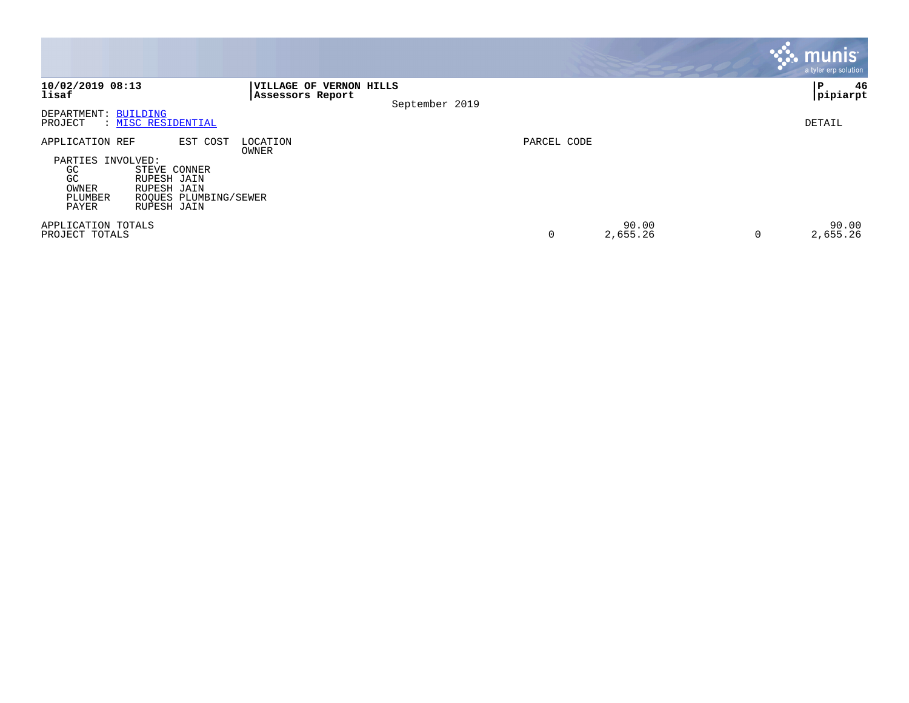10/02/2019 08:13
lisaf

**VILLAGE OF VERNON HILLS**
**Assessors Report**
September 2019

P 46
pipiarpt

DEPARTMENT: BUILDING
PROJECT : MISC RESIDENTIAL

DETAIL

| APPLICATION REF | EST COST | LOCATION / OWNER | PARCEL CODE | | | |
|---|---|---|---|---|---|---|

PARTIES INVOLVED:

| | |
|---|---|
| GC | STEVE CONNER |
| GC | RUPESH JAIN |
| OWNER | RUPESH JAIN |
| PLUMBER | ROQUES PLUMBING/SEWER |
| PAYER | RUPESH JAIN |

| | | | | |
|---|---|---|---|---|
| APPLICATION TOTALS | | 90.00 | | 90.00 |
| PROJECT TOTALS | 0 | 2,655.26 | 0 | 2,655.26 |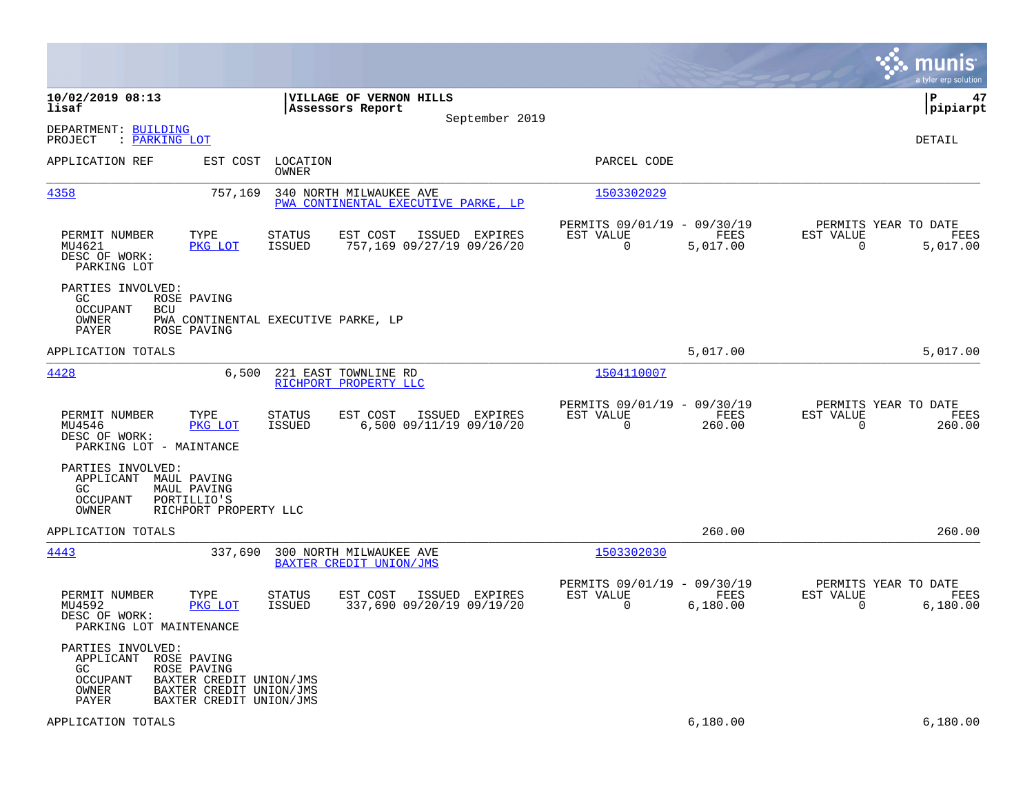10/02/2019 08:13
lisaf

**VILLAGE OF VERNON HILLS**
**Assessors Report**
September 2019

P 47
pipiarpt

DEPARTMENT: BUILDING
PROJECT : PARKING LOT

DETAIL

| APPLICATION REF | EST COST | LOCATION / OWNER | PARCEL CODE |
|---|---|---|---|
| 4358 | 757,169 | 340 NORTH MILWAUKEE AVE / PWA CONTINENTAL EXECUTIVE PARKE, LP | 1503302029 |

| PERMIT NUMBER | TYPE | STATUS | EST COST | ISSUED | EXPIRES | PERMITS 09/01/19 - 09/30/19 EST VALUE | FEES | PERMITS YEAR TO DATE EST VALUE | FEES |
|---|---|---|---|---|---|---|---|---|---|
| MU4621 | PKG LOT | ISSUED | 757,169 | 09/27/19 | 09/26/20 | 0 | 5,017.00 | 0 | 5,017.00 |

DESC OF WORK:
PARKING LOT

PARTIES INVOLVED:
- GC: ROSE PAVING
- OCCUPANT: BCU
- OWNER: PWA CONTINENTAL EXECUTIVE PARKE, LP
- PAYER: ROSE PAVING

APPLICATION TOTALS: 5,017.00 | 5,017.00

| APPLICATION REF | EST COST | LOCATION / OWNER | PARCEL CODE |
|---|---|---|---|
| 4428 | 6,500 | 221 EAST TOWNLINE RD / RICHPORT PROPERTY LLC | 1504110007 |

| PERMIT NUMBER | TYPE | STATUS | EST COST | ISSUED | EXPIRES | PERMITS 09/01/19 - 09/30/19 EST VALUE | FEES | PERMITS YEAR TO DATE EST VALUE | FEES |
|---|---|---|---|---|---|---|---|---|---|
| MU4546 | PKG LOT | ISSUED | 6,500 | 09/11/19 | 09/10/20 | 0 | 260.00 | 0 | 260.00 |

DESC OF WORK:
PARKING LOT - MAINTANCE

PARTIES INVOLVED:
- APPLICANT: MAUL PAVING
- GC: MAUL PAVING
- OCCUPANT: PORTILLIO'S
- OWNER: RICHPORT PROPERTY LLC

APPLICATION TOTALS: 260.00 | 260.00

| APPLICATION REF | EST COST | LOCATION / OWNER | PARCEL CODE |
|---|---|---|---|
| 4443 | 337,690 | 300 NORTH MILWAUKEE AVE / BAXTER CREDIT UNION/JMS | 1503302030 |

| PERMIT NUMBER | TYPE | STATUS | EST COST | ISSUED | EXPIRES | PERMITS 09/01/19 - 09/30/19 EST VALUE | FEES | PERMITS YEAR TO DATE EST VALUE | FEES |
|---|---|---|---|---|---|---|---|---|---|
| MU4592 | PKG LOT | ISSUED | 337,690 | 09/20/19 | 09/19/20 | 0 | 6,180.00 | 0 | 6,180.00 |

DESC OF WORK:
PARKING LOT MAINTENANCE

PARTIES INVOLVED:
- APPLICANT: ROSE PAVING
- GC: ROSE PAVING
- OCCUPANT: BAXTER CREDIT UNION/JMS
- OWNER: BAXTER CREDIT UNION/JMS
- PAYER: BAXTER CREDIT UNION/JMS

APPLICATION TOTALS: 6,180.00 | 6,180.00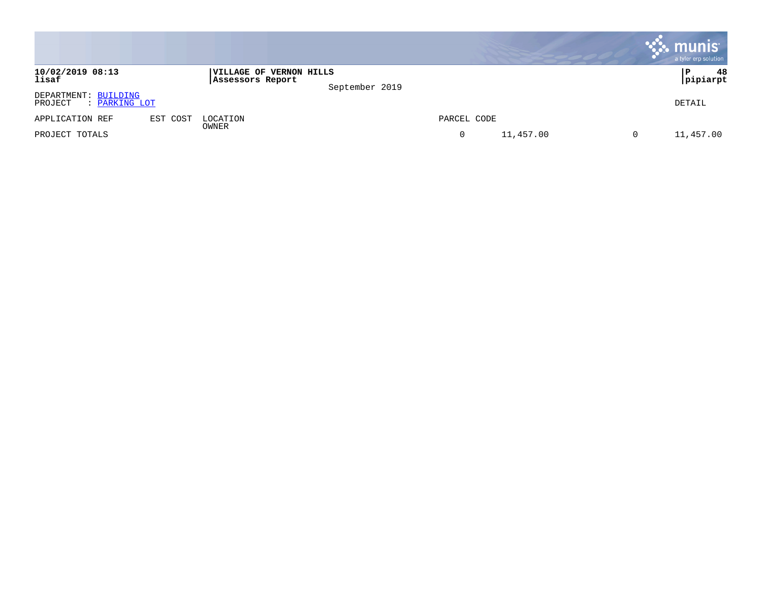**10/02/2019 08:13**
**lisaf**

**VILLAGE OF VERNON HILLS**
**Assessors Report**

September 2019

**P 48**
**pipiarpt**

DEPARTMENT: BUILDING
PROJECT : PARKING LOT

DETAIL

| APPLICATION REF | EST COST | LOCATION / OWNER | PARCEL CODE | | | |
|---|---|---|---|---|---|---|
| PROJECT TOTALS | | | 0 | 11,457.00 | 0 | 11,457.00 |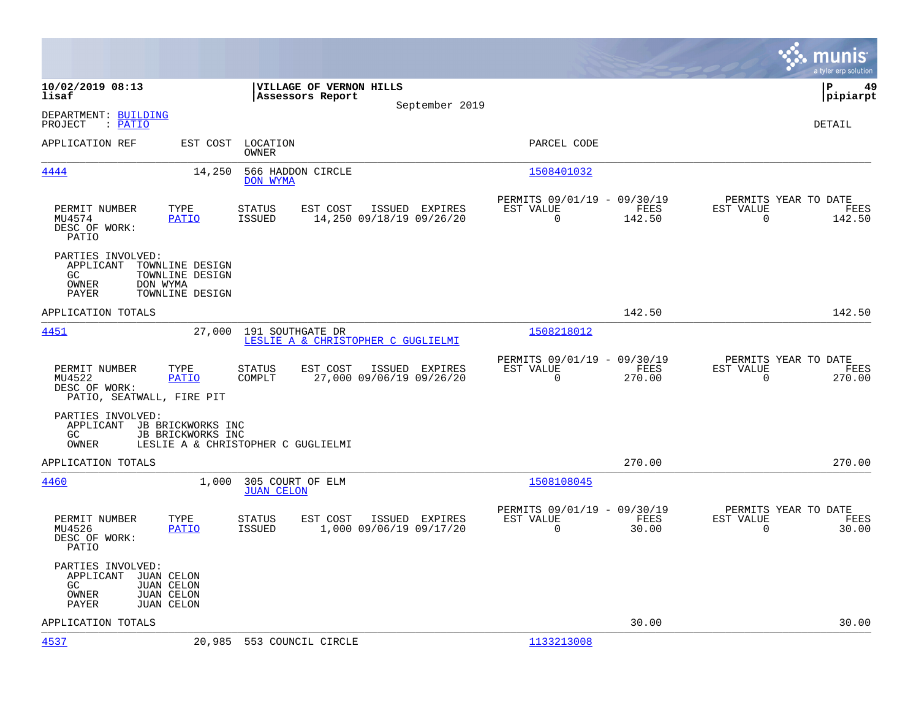**10/02/2019 08:13**
**lisaf**

**VILLAGE OF VERNON HILLS**
**Assessors Report**
September 2019

**P 49**
**pipiarpt**

DEPARTMENT: BUILDING
PROJECT : PATIO

DETAIL

| APPLICATION REF | EST COST | LOCATION / OWNER | PARCEL CODE |
|---|---|---|---|
| 4444 | 14,250 | 566 HADDON CIRCLE / DON WYMA | 1508401032 |

| PERMIT NUMBER | TYPE | STATUS | EST COST | ISSUED | EXPIRES | PERMITS 09/01/19 - 09/30/19 EST VALUE | FEES | PERMITS YEAR TO DATE EST VALUE | FEES |
|---|---|---|---|---|---|---|---|---|---|
| MU4574 | PATIO | ISSUED | 14,250 | 09/18/19 | 09/26/20 | 0 | 142.50 | 0 | 142.50 |

DESC OF WORK:
PATIO

PARTIES INVOLVED:
- APPLICANT TOWNLINE DESIGN
- GC TOWNLINE DESIGN
- OWNER DON WYMA
- PAYER TOWNLINE DESIGN

APPLICATION TOTALS 142.50 142.50

| APPLICATION REF | EST COST | LOCATION / OWNER | PARCEL CODE |
|---|---|---|---|
| 4451 | 27,000 | 191 SOUTHGATE DR / LESLIE A & CHRISTOPHER C GUGLIELMI | 1508218012 |

| PERMIT NUMBER | TYPE | STATUS | EST COST | ISSUED | EXPIRES | PERMITS 09/01/19 - 09/30/19 EST VALUE | FEES | PERMITS YEAR TO DATE EST VALUE | FEES |
|---|---|---|---|---|---|---|---|---|---|
| MU4522 | PATIO | COMPLT | 27,000 | 09/06/19 | 09/26/20 | 0 | 270.00 | 0 | 270.00 |

DESC OF WORK:
PATIO, SEATWALL, FIRE PIT

PARTIES INVOLVED:
- APPLICANT JB BRICKWORKS INC
- GC JB BRICKWORKS INC
- OWNER LESLIE A & CHRISTOPHER C GUGLIELMI

APPLICATION TOTALS 270.00 270.00

| APPLICATION REF | EST COST | LOCATION / OWNER | PARCEL CODE |
|---|---|---|---|
| 4460 | 1,000 | 305 COURT OF ELM / JUAN CELON | 1508108045 |

| PERMIT NUMBER | TYPE | STATUS | EST COST | ISSUED | EXPIRES | PERMITS 09/01/19 - 09/30/19 EST VALUE | FEES | PERMITS YEAR TO DATE EST VALUE | FEES |
|---|---|---|---|---|---|---|---|---|---|
| MU4526 | PATIO | ISSUED | 1,000 | 09/06/19 | 09/17/20 | 0 | 30.00 | 0 | 30.00 |

DESC OF WORK:
PATIO

PARTIES INVOLVED:
- APPLICANT JUAN CELON
- GC JUAN CELON
- OWNER JUAN CELON
- PAYER JUAN CELON

APPLICATION TOTALS 30.00 30.00

| APPLICATION REF | EST COST | LOCATION / OWNER | PARCEL CODE |
|---|---|---|---|
| 4537 | 20,985 | 553 COUNCIL CIRCLE | 1133213008 |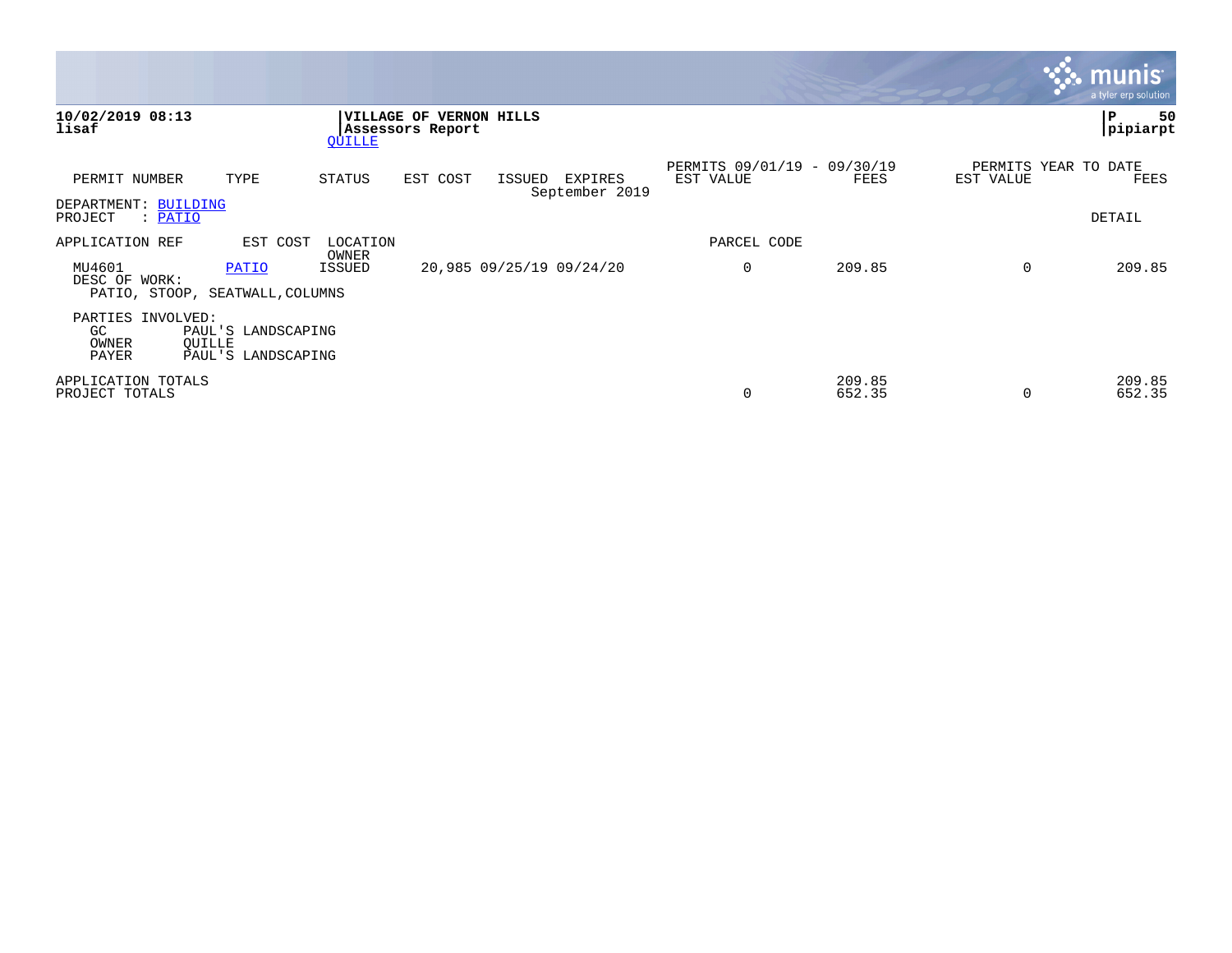10/02/2019 08:13
lisaf

**VILLAGE OF VERNON HILLS**
**Assessors Report**
QUILLE

pipiarpt

| PERMIT NUMBER | TYPE | STATUS | EST COST | ISSUED | EXPIRES | PERMITS 09/01/19 - 09/30/19 EST VALUE | FEES | PERMITS YEAR TO DATE EST VALUE | FEES |
|---|---|---|---|---|---|---|---|---|---|
| | | | | | September 2019 | | | | |

DEPARTMENT: BUILDING
PROJECT : PATIO

DETAIL

| APPLICATION REF | EST COST | LOCATION / OWNER | | | | PARCEL CODE | | | |
|---|---|---|---|---|---|---|---|---|---|
| MU4601 | PATIO | ISSUED | 20,985 | 09/25/19 | 09/24/20 | 0 | 209.85 | 0 | 209.85 |

DESC OF WORK:
PATIO, STOOP, SEATWALL,COLUMNS

PARTIES INVOLVED:
GC PAUL'S LANDSCAPING
OWNER QUILLE
PAYER PAUL'S LANDSCAPING

| | EST VALUE | FEES | EST VALUE | FEES |
|---|---|---|---|---|
| APPLICATION TOTALS | | 209.85 | | 209.85 |
| PROJECT TOTALS | 0 | 652.35 | 0 | 652.35 |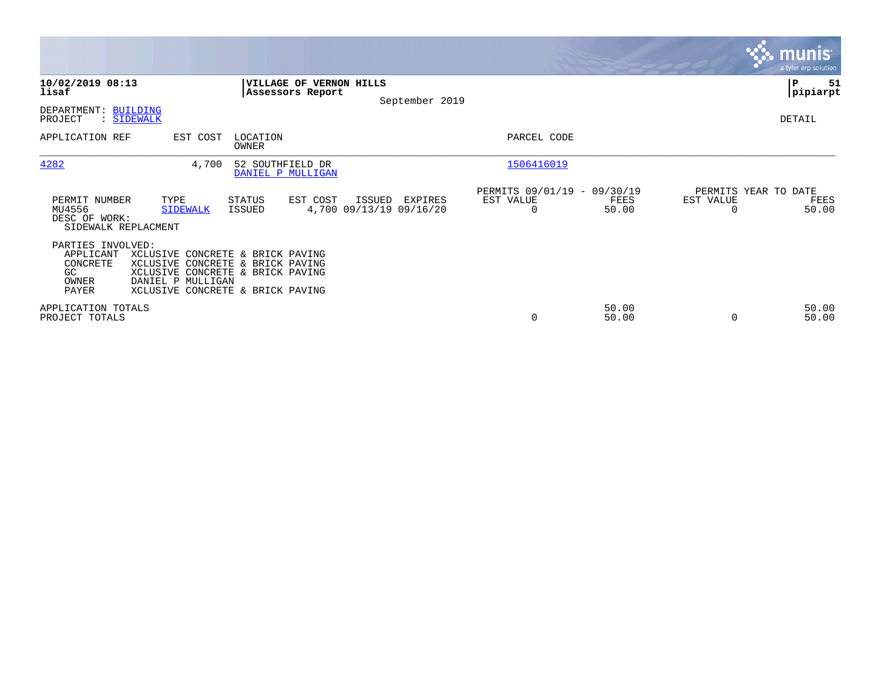**10/02/2019 08:13**
**lisaf**

**VILLAGE OF VERNON HILLS**
**Assessors Report**

September 2019

**P 51**
**pipiarpt**

DEPARTMENT: BUILDING
PROJECT : SIDEWALK

DETAIL

| APPLICATION REF | EST COST | LOCATION / OWNER | PARCEL CODE |
|---|---|---|---|
| 4282 | 4,700 | 52 SOUTHFIELD DR / DANIEL P MULLIGAN | 1506416019 |

| PERMIT NUMBER | TYPE | STATUS | EST COST | ISSUED | EXPIRES | PERMITS 09/01/19 - 09/30/19 EST VALUE | FEES | PERMITS YEAR TO DATE EST VALUE | FEES |
|---|---|---|---|---|---|---|---|---|---|
| MU4556 | SIDEWALK | ISSUED | 4,700 | 09/13/19 | 09/16/20 | 0 | 50.00 | 0 | 50.00 |

DESC OF WORK:
SIDEWALK REPLACMENT

PARTIES INVOLVED:

| Role | Name |
|---|---|
| APPLICANT | XCLUSIVE CONCRETE & BRICK PAVING |
| CONCRETE | XCLUSIVE CONCRETE & BRICK PAVING |
| GC | XCLUSIVE CONCRETE & BRICK PAVING |
| OWNER | DANIEL P MULLIGAN |
| PAYER | XCLUSIVE CONCRETE & BRICK PAVING |

| | EST VALUE | FEES | YTD EST VALUE | YTD FEES |
|---|---|---|---|---|
| APPLICATION TOTALS | | 50.00 | | 50.00 |
| PROJECT TOTALS | 0 | 50.00 | 0 | 50.00 |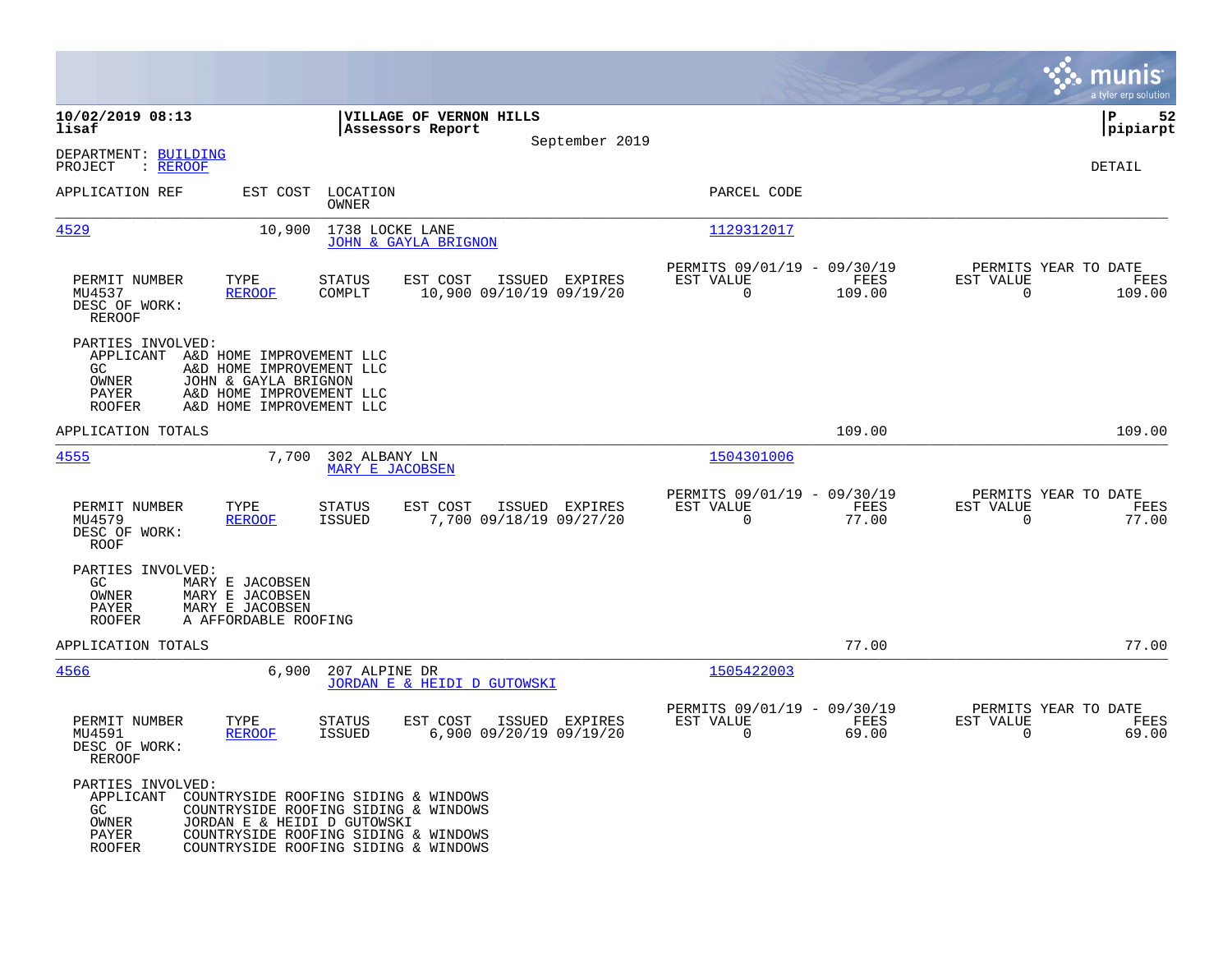10/02/2019 08:13
lisaf

**VILLAGE OF VERNON HILLS**
**Assessors Report**
September 2019

P 52
pipiarpt

DEPARTMENT: BUILDING
PROJECT : REROOF

DETAIL

| APPLICATION REF | EST COST | LOCATION / OWNER | PARCEL CODE |
|---|---|---|---|
| 4529 | 10,900 | 1738 LOCKE LANE / JOHN & GAYLA BRIGNON | 1129312017 |

| PERMIT NUMBER | TYPE | STATUS | EST COST | ISSUED | EXPIRES | PERMITS 09/01/19 - 09/30/19 EST VALUE | FEES | PERMITS YEAR TO DATE EST VALUE | FEES |
|---|---|---|---|---|---|---|---|---|---|
| MU4537 | REROOF | COMPLT | 10,900 | 09/10/19 | 09/19/20 | 0 | 109.00 | 0 | 109.00 |

DESC OF WORK:
REROOF

PARTIES INVOLVED:
- APPLICANT A&D HOME IMPROVEMENT LLC
- GC A&D HOME IMPROVEMENT LLC
- OWNER JOHN & GAYLA BRIGNON
- PAYER A&D HOME IMPROVEMENT LLC
- ROOFER A&D HOME IMPROVEMENT LLC

APPLICATION TOTALS 109.00 109.00

| APPLICATION REF | EST COST | LOCATION / OWNER | PARCEL CODE |
|---|---|---|---|
| 4555 | 7,700 | 302 ALBANY LN / MARY E JACOBSEN | 1504301006 |

| PERMIT NUMBER | TYPE | STATUS | EST COST | ISSUED | EXPIRES | PERMITS 09/01/19 - 09/30/19 EST VALUE | FEES | PERMITS YEAR TO DATE EST VALUE | FEES |
|---|---|---|---|---|---|---|---|---|---|
| MU4579 | REROOF | ISSUED | 7,700 | 09/18/19 | 09/27/20 | 0 | 77.00 | 0 | 77.00 |

DESC OF WORK:
ROOF

PARTIES INVOLVED:
- GC MARY E JACOBSEN
- OWNER MARY E JACOBSEN
- PAYER MARY E JACOBSEN
- ROOFER A AFFORDABLE ROOFING

APPLICATION TOTALS 77.00 77.00

| APPLICATION REF | EST COST | LOCATION / OWNER | PARCEL CODE |
|---|---|---|---|
| 4566 | 6,900 | 207 ALPINE DR / JORDAN E & HEIDI D GUTOWSKI | 1505422003 |

| PERMIT NUMBER | TYPE | STATUS | EST COST | ISSUED | EXPIRES | PERMITS 09/01/19 - 09/30/19 EST VALUE | FEES | PERMITS YEAR TO DATE EST VALUE | FEES |
|---|---|---|---|---|---|---|---|---|---|
| MU4591 | REROOF | ISSUED | 6,900 | 09/20/19 | 09/19/20 | 0 | 69.00 | 0 | 69.00 |

DESC OF WORK:
REROOF

PARTIES INVOLVED:
- APPLICANT COUNTRYSIDE ROOFING SIDING & WINDOWS
- GC COUNTRYSIDE ROOFING SIDING & WINDOWS
- OWNER JORDAN E & HEIDI D GUTOWSKI
- PAYER COUNTRYSIDE ROOFING SIDING & WINDOWS
- ROOFER COUNTRYSIDE ROOFING SIDING & WINDOWS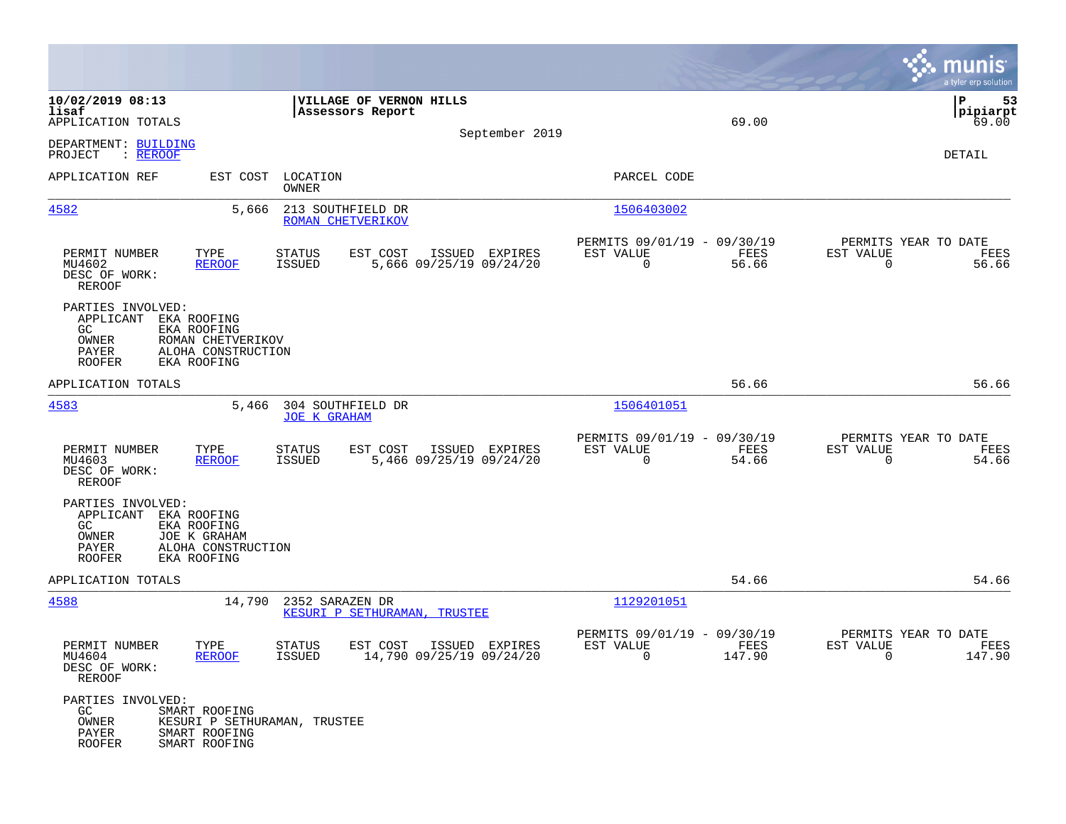10/02/2019 08:13 | VILLAGE OF VERNON HILLS | pipiarpt
lisaf | Assessors Report
APPLICATION TOTALS 69.00 69.00

September 2019

DEPARTMENT: BUILDING
PROJECT : REROOF

DETAIL

| APPLICATION REF | EST COST | LOCATION / OWNER | PARCEL CODE |
|---|---|---|---|
| 4582 | 5,666 | 213 SOUTHFIELD DR / ROMAN CHETVERIKOV | 1506403002 |

| PERMIT NUMBER | TYPE | STATUS | EST COST | ISSUED | EXPIRES | PERMITS 09/01/19 - 09/30/19 EST VALUE | FEES | PERMITS YEAR TO DATE EST VALUE | FEES |
|---|---|---|---|---|---|---|---|---|---|
| MU4602 | REROOF | ISSUED | 5,666 | 09/25/19 | 09/24/20 | 0 | 56.66 | 0 | 56.66 |

DESC OF WORK:
REROOF

PARTIES INVOLVED:
- APPLICANT EKA ROOFING
- GC EKA ROOFING
- OWNER ROMAN CHETVERIKOV
- PAYER ALOHA CONSTRUCTION
- ROOFER EKA ROOFING

APPLICATION TOTALS 56.66 56.66

| APPLICATION REF | EST COST | LOCATION / OWNER | PARCEL CODE |
|---|---|---|---|
| 4583 | 5,466 | 304 SOUTHFIELD DR / JOE K GRAHAM | 1506401051 |

| PERMIT NUMBER | TYPE | STATUS | EST COST | ISSUED | EXPIRES | PERMITS 09/01/19 - 09/30/19 EST VALUE | FEES | PERMITS YEAR TO DATE EST VALUE | FEES |
|---|---|---|---|---|---|---|---|---|---|
| MU4603 | REROOF | ISSUED | 5,466 | 09/25/19 | 09/24/20 | 0 | 54.66 | 0 | 54.66 |

DESC OF WORK:
REROOF

PARTIES INVOLVED:
- APPLICANT EKA ROOFING
- GC EKA ROOFING
- OWNER JOE K GRAHAM
- PAYER ALOHA CONSTRUCTION
- ROOFER EKA ROOFING

APPLICATION TOTALS 54.66 54.66

| APPLICATION REF | EST COST | LOCATION / OWNER | PARCEL CODE |
|---|---|---|---|
| 4588 | 14,790 | 2352 SARAZEN DR / KESURI P SETHURAMAN, TRUSTEE | 1129201051 |

| PERMIT NUMBER | TYPE | STATUS | EST COST | ISSUED | EXPIRES | PERMITS 09/01/19 - 09/30/19 EST VALUE | FEES | PERMITS YEAR TO DATE EST VALUE | FEES |
|---|---|---|---|---|---|---|---|---|---|
| MU4604 | REROOF | ISSUED | 14,790 | 09/25/19 | 09/24/20 | 0 | 147.90 | 0 | 147.90 |

DESC OF WORK:
REROOF

PARTIES INVOLVED:
- GC SMART ROOFING
- OWNER KESURI P SETHURAMAN, TRUSTEE
- PAYER SMART ROOFING
- ROOFER SMART ROOFING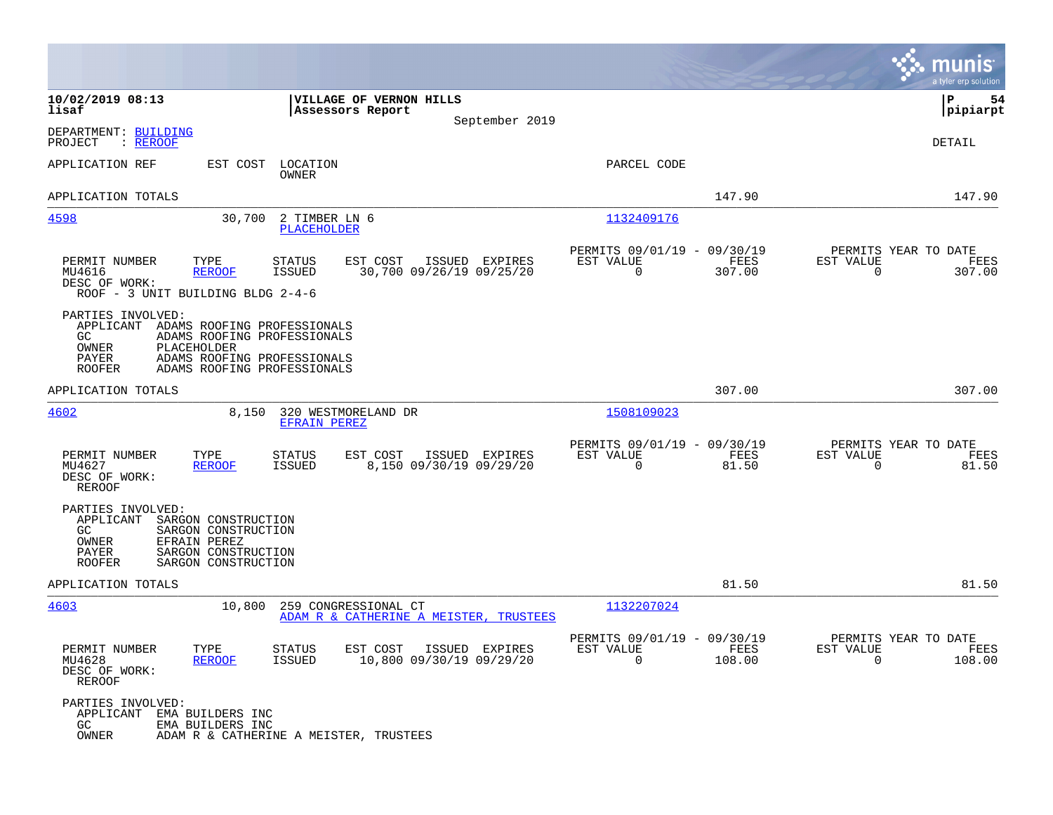10/02/2019 08:13 | VILLAGE OF VERNON HILLS | P 54
lisaf | Assessors Report | pipiarpt
September 2019

DEPARTMENT: BUILDING
PROJECT : REROOF

DETAIL

| APPLICATION REF | EST COST | LOCATION / OWNER | PARCEL CODE | | |
|---|---|---|---|---|---|
| APPLICATION TOTALS | | | | 147.90 | 147.90 |

---

**4598** | 30,700 | 2 TIMBER LN 6 / PLACEHOLDER | 1132409176

| PERMIT NUMBER | TYPE | STATUS | EST COST | ISSUED | EXPIRES | PERMITS 09/01/19 - 09/30/19 EST VALUE | FEES | PERMITS YEAR TO DATE EST VALUE | FEES |
|---|---|---|---|---|---|---|---|---|---|
| MU4616 | REROOF | ISSUED | 30,700 | 09/26/19 | 09/25/20 | 0 | 307.00 | 0 | 307.00 |

DESC OF WORK:
ROOF - 3 UNIT BUILDING BLDG 2-4-6

PARTIES INVOLVED:
- APPLICANT ADAMS ROOFING PROFESSIONALS
- GC ADAMS ROOFING PROFESSIONALS
- OWNER PLACEHOLDER
- PAYER ADAMS ROOFING PROFESSIONALS
- ROOFER ADAMS ROOFING PROFESSIONALS

APPLICATION TOTALS 307.00 307.00

---

**4602** | 8,150 | 320 WESTMORELAND DR / EFRAIN PEREZ | 1508109023

| PERMIT NUMBER | TYPE | STATUS | EST COST | ISSUED | EXPIRES | PERMITS 09/01/19 - 09/30/19 EST VALUE | FEES | PERMITS YEAR TO DATE EST VALUE | FEES |
|---|---|---|---|---|---|---|---|---|---|
| MU4627 | REROOF | ISSUED | 8,150 | 09/30/19 | 09/29/20 | 0 | 81.50 | 0 | 81.50 |

DESC OF WORK:
REROOF

PARTIES INVOLVED:
- APPLICANT SARGON CONSTRUCTION
- GC SARGON CONSTRUCTION
- OWNER EFRAIN PEREZ
- PAYER SARGON CONSTRUCTION
- ROOFER SARGON CONSTRUCTION

APPLICATION TOTALS 81.50 81.50

---

**4603** | 10,800 | 259 CONGRESSIONAL CT / ADAM R & CATHERINE A MEISTER, TRUSTEES | 1132207024

| PERMIT NUMBER | TYPE | STATUS | EST COST | ISSUED | EXPIRES | PERMITS 09/01/19 - 09/30/19 EST VALUE | FEES | PERMITS YEAR TO DATE EST VALUE | FEES |
|---|---|---|---|---|---|---|---|---|---|
| MU4628 | REROOF | ISSUED | 10,800 | 09/30/19 | 09/29/20 | 0 | 108.00 | 0 | 108.00 |

DESC OF WORK:
REROOF

PARTIES INVOLVED:
- APPLICANT EMA BUILDERS INC
- GC EMA BUILDERS INC
- OWNER ADAM R & CATHERINE A MEISTER, TRUSTEES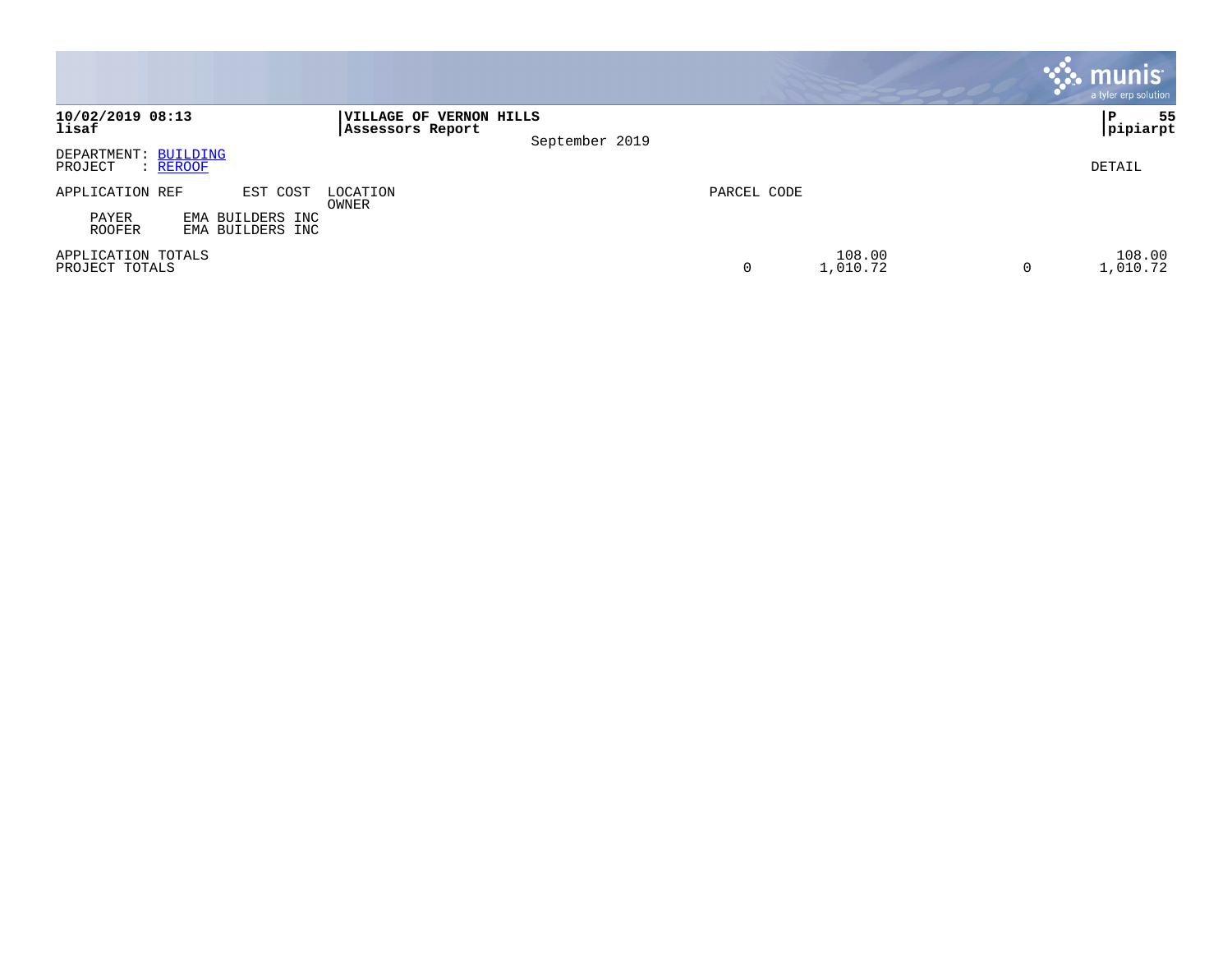**VILLAGE OF VERNON HILLS**
**Assessors Report**

September 2019

DEPARTMENT: BUILDING
PROJECT : REROOF

DETAIL

| APPLICATION REF | EST COST | LOCATION / OWNER | PARCEL CODE | | | |
|---|---|---|---|---|---|---|
| PAYER | EMA BUILDERS INC | | | | | |
| ROOFER | EMA BUILDERS INC | | | | | |
| APPLICATION TOTALS | | | | 108.00 | | 108.00 |
| PROJECT TOTALS | | | 0 | 1,010.72 | 0 | 1,010.72 |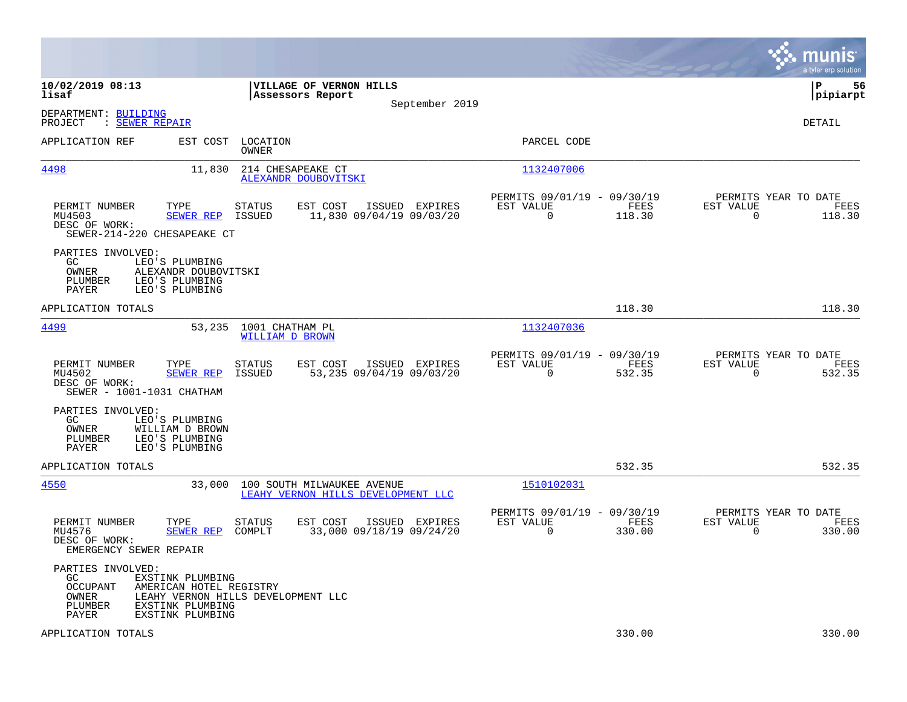**10/02/2019 08:13**
**lisaf**

**VILLAGE OF VERNON HILLS**
**Assessors Report**
September 2019

**P 56**
**pipiarpt**

DEPARTMENT: BUILDING
PROJECT : SEWER REPAIR

DETAIL

| APPLICATION REF | EST COST | LOCATION / OWNER | PARCEL CODE |
|---|---|---|---|
| 4498 | 11,830 | 214 CHESAPEAKE CT / ALEXANDR DOUBOVITSKI | 1132407006 |

| PERMIT NUMBER | TYPE | STATUS | EST COST | ISSUED | EXPIRES | PERMITS 09/01/19 - 09/30/19 EST VALUE | FEES | PERMITS YEAR TO DATE EST VALUE | FEES |
|---|---|---|---|---|---|---|---|---|---|
| MU4503 | SEWER REP | ISSUED | 11,830 | 09/04/19 | 09/03/20 | 0 | 118.30 | 0 | 118.30 |

DESC OF WORK:
SEWER-214-220 CHESAPEAKE CT

PARTIES INVOLVED:
- GC LEO'S PLUMBING
- OWNER ALEXANDR DOUBOVITSKI
- PLUMBER LEO'S PLUMBING
- PAYER LEO'S PLUMBING

APPLICATION TOTALS 118.30 118.30

| APPLICATION REF | EST COST | LOCATION / OWNER | PARCEL CODE |
|---|---|---|---|
| 4499 | 53,235 | 1001 CHATHAM PL / WILLIAM D BROWN | 1132407036 |

| PERMIT NUMBER | TYPE | STATUS | EST COST | ISSUED | EXPIRES | PERMITS 09/01/19 - 09/30/19 EST VALUE | FEES | PERMITS YEAR TO DATE EST VALUE | FEES |
|---|---|---|---|---|---|---|---|---|---|
| MU4502 | SEWER REP | ISSUED | 53,235 | 09/04/19 | 09/03/20 | 0 | 532.35 | 0 | 532.35 |

DESC OF WORK:
SEWER - 1001-1031 CHATHAM

PARTIES INVOLVED:
- GC LEO'S PLUMBING
- OWNER WILLIAM D BROWN
- PLUMBER LEO'S PLUMBING
- PAYER LEO'S PLUMBING

APPLICATION TOTALS 532.35 532.35

| APPLICATION REF | EST COST | LOCATION / OWNER | PARCEL CODE |
|---|---|---|---|
| 4550 | 33,000 | 100 SOUTH MILWAUKEE AVENUE / LEAHY VERNON HILLS DEVELOPMENT LLC | 1510102031 |

| PERMIT NUMBER | TYPE | STATUS | EST COST | ISSUED | EXPIRES | PERMITS 09/01/19 - 09/30/19 EST VALUE | FEES | PERMITS YEAR TO DATE EST VALUE | FEES |
|---|---|---|---|---|---|---|---|---|---|
| MU4576 | SEWER REP | COMPLT | 33,000 | 09/18/19 | 09/24/20 | 0 | 330.00 | 0 | 330.00 |

DESC OF WORK:
EMERGENCY SEWER REPAIR

PARTIES INVOLVED:
- GC EXSTINK PLUMBING
- OCCUPANT AMERICAN HOTEL REGISTRY
- OWNER LEAHY VERNON HILLS DEVELOPMENT LLC
- PLUMBER EXSTINK PLUMBING
- PAYER EXSTINK PLUMBING

APPLICATION TOTALS 330.00 330.00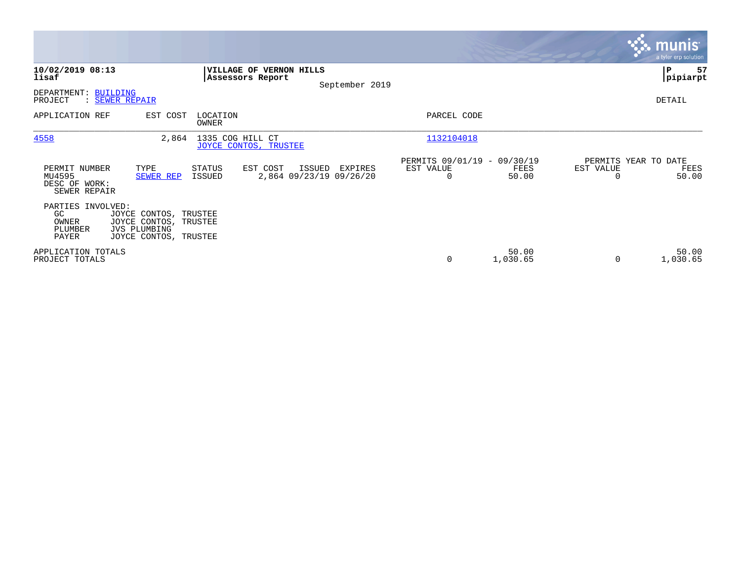**10/02/2019 08:13**
**lisaf**

**VILLAGE OF VERNON HILLS**
**Assessors Report**
September 2019

**P 57**
**pipiarpt**

DEPARTMENT: BUILDING
PROJECT : SEWER REPAIR

DETAIL

| APPLICATION REF | EST COST | LOCATION / OWNER | PARCEL CODE |
|---|---|---|---|
| 4558 | 2,864 | 1335 COG HILL CT / JOYCE CONTOS, TRUSTEE | 1132104018 |

| PERMIT NUMBER | TYPE | STATUS | EST COST | ISSUED | EXPIRES | PERMITS 09/01/19 - 09/30/19 EST VALUE | PERMITS 09/01/19 - 09/30/19 FEES | PERMITS YEAR TO DATE EST VALUE | PERMITS YEAR TO DATE FEES |
|---|---|---|---|---|---|---|---|---|---|
| MU4595 | SEWER REP | ISSUED | 2,864 | 09/23/19 | 09/26/20 | 0 | 50.00 | 0 | 50.00 |

DESC OF WORK:
SEWER REPAIR

PARTIES INVOLVED:

| Role | Name |
|---|---|
| GC | JOYCE CONTOS, TRUSTEE |
| OWNER | JOYCE CONTOS, TRUSTEE |
| PLUMBER | JVS PLUMBING |
| PAYER | JOYCE CONTOS, TRUSTEE |

| | EST VALUE | FEES | YTD EST VALUE | YTD FEES |
|---|---|---|---|---|
| APPLICATION TOTALS | | 50.00 | | 50.00 |
| PROJECT TOTALS | 0 | 1,030.65 | 0 | 1,030.65 |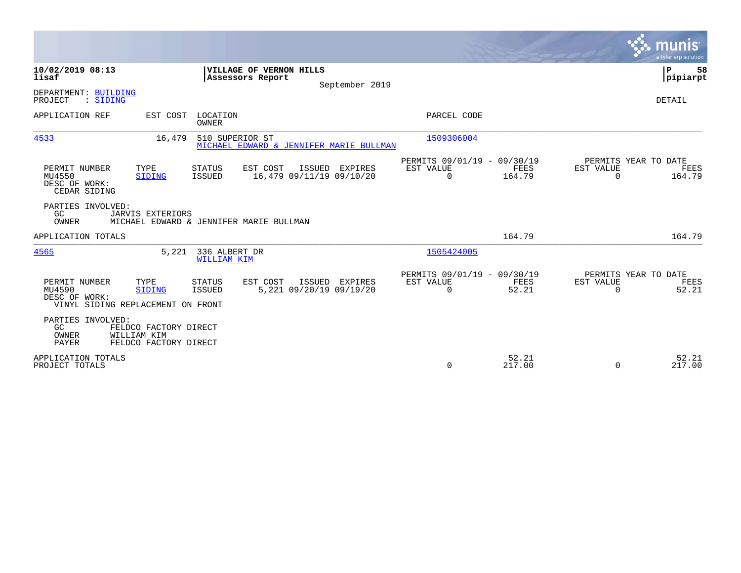**10/02/2019 08:13**
**lisaf**

**VILLAGE OF VERNON HILLS**
**Assessors Report**

September 2019

**P 58**
**pipiarpt**

DEPARTMENT: BUILDING
PROJECT : SIDING

DETAIL

| APPLICATION REF | EST COST | LOCATION / OWNER | PARCEL CODE |
|---|---|---|---|
| 4533 | 16,479 | 510 SUPERIOR ST / MICHAEL EDWARD & JENNIFER MARIE BULLMAN | 1509306004 |

| PERMIT NUMBER | TYPE | STATUS | EST COST | ISSUED | EXPIRES | PERMITS 09/01/19 - 09/30/19 EST VALUE | FEES | PERMITS YEAR TO DATE EST VALUE | FEES |
|---|---|---|---|---|---|---|---|---|---|
| MU4550 | SIDING | ISSUED | 16,479 | 09/11/19 | 09/10/20 | 0 | 164.79 | 0 | 164.79 |

DESC OF WORK:
CEDAR SIDING

PARTIES INVOLVED:
GC JARVIS EXTERIORS
OWNER MICHAEL EDWARD & JENNIFER MARIE BULLMAN

APPLICATION TOTALS 164.79 164.79

| APPLICATION REF | EST COST | LOCATION / OWNER | PARCEL CODE |
|---|---|---|---|
| 4565 | 5,221 | 336 ALBERT DR / WILLIAM KIM | 1505424005 |

| PERMIT NUMBER | TYPE | STATUS | EST COST | ISSUED | EXPIRES | PERMITS 09/01/19 - 09/30/19 EST VALUE | FEES | PERMITS YEAR TO DATE EST VALUE | FEES |
|---|---|---|---|---|---|---|---|---|---|
| MU4590 | SIDING | ISSUED | 5,221 | 09/20/19 | 09/19/20 | 0 | 52.21 | 0 | 52.21 |

DESC OF WORK:
VINYL SIDING REPLACEMENT ON FRONT

PARTIES INVOLVED:
GC FELDCO FACTORY DIRECT
OWNER WILLIAM KIM
PAYER FELDCO FACTORY DIRECT

| | EST VALUE | FEES | EST VALUE | FEES |
|---|---|---|---|---|
| APPLICATION TOTALS | | 52.21 | | 52.21 |
| PROJECT TOTALS | 0 | 217.00 | 0 | 217.00 |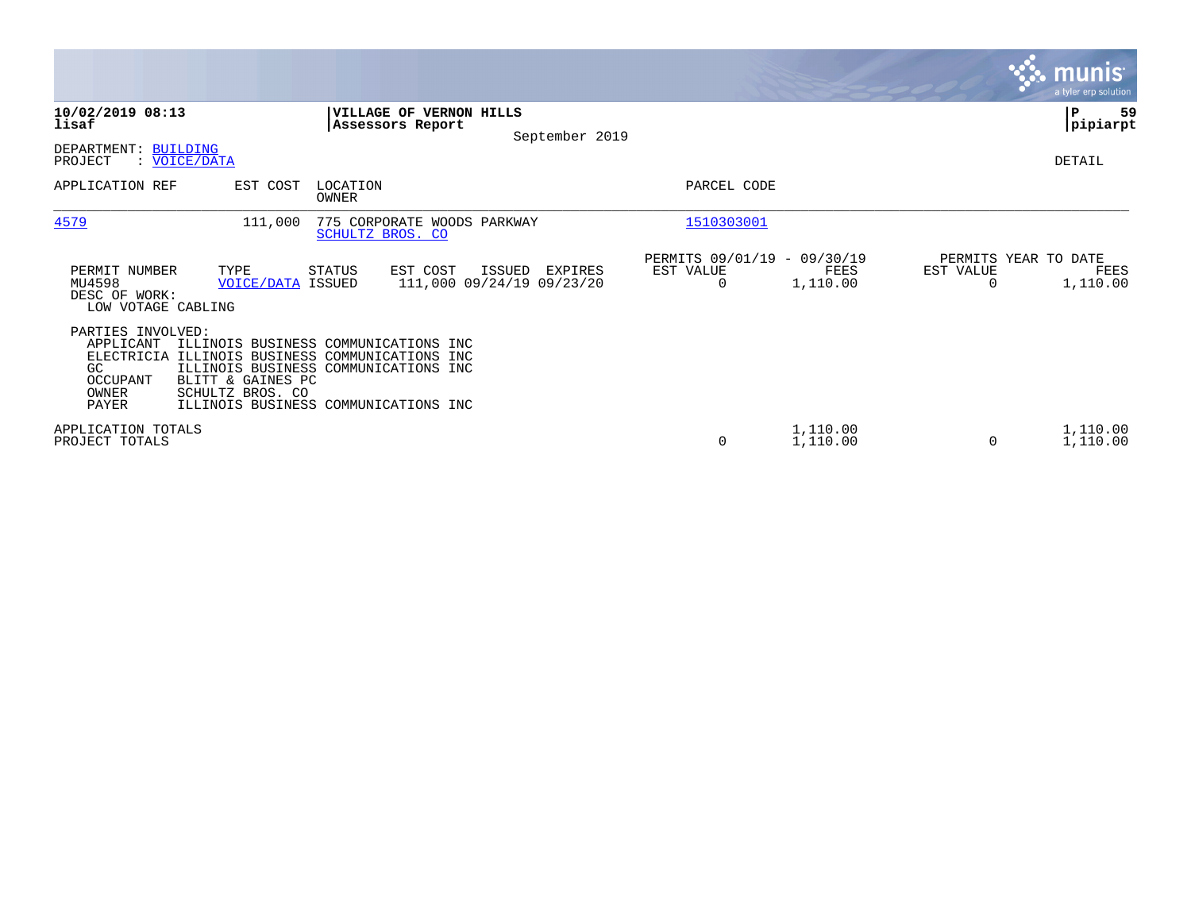**10/02/2019 08:13**
**lisaf**

**VILLAGE OF VERNON HILLS**
**Assessors Report**

September 2019

**P 59**
**pipiarpt**

DEPARTMENT: BUILDING
PROJECT : VOICE/DATA

DETAIL

| APPLICATION REF | EST COST | LOCATION / OWNER | PARCEL CODE |
|---|---|---|---|
| 4579 | 111,000 | 775 CORPORATE WOODS PARKWAY / SCHULTZ BROS. CO | 1510303001 |

| PERMIT NUMBER | TYPE | STATUS | EST COST | ISSUED | EXPIRES | PERMITS 09/01/19 - 09/30/19 EST VALUE | FEES | PERMITS YEAR TO DATE EST VALUE | FEES |
|---|---|---|---|---|---|---|---|---|---|
| MU4598 | VOICE/DATA | ISSUED | 111,000 | 09/24/19 | 09/23/20 | 0 | 1,110.00 | 0 | 1,110.00 |

DESC OF WORK:
LOW VOTAGE CABLING

PARTIES INVOLVED:

| Role | Name |
|---|---|
| APPLICANT | ILLINOIS BUSINESS COMMUNICATIONS INC |
| ELECTRICIA | ILLINOIS BUSINESS COMMUNICATIONS INC |
| GC | ILLINOIS BUSINESS COMMUNICATIONS INC |
| OCCUPANT | BLITT & GAINES PC |
| OWNER | SCHULTZ BROS. CO |
| PAYER | ILLINOIS BUSINESS COMMUNICATIONS INC |

| | EST VALUE | FEES | EST VALUE | FEES |
|---|---|---|---|---|
| APPLICATION TOTALS | | 1,110.00 | | 1,110.00 |
| PROJECT TOTALS | 0 | 1,110.00 | 0 | 1,110.00 |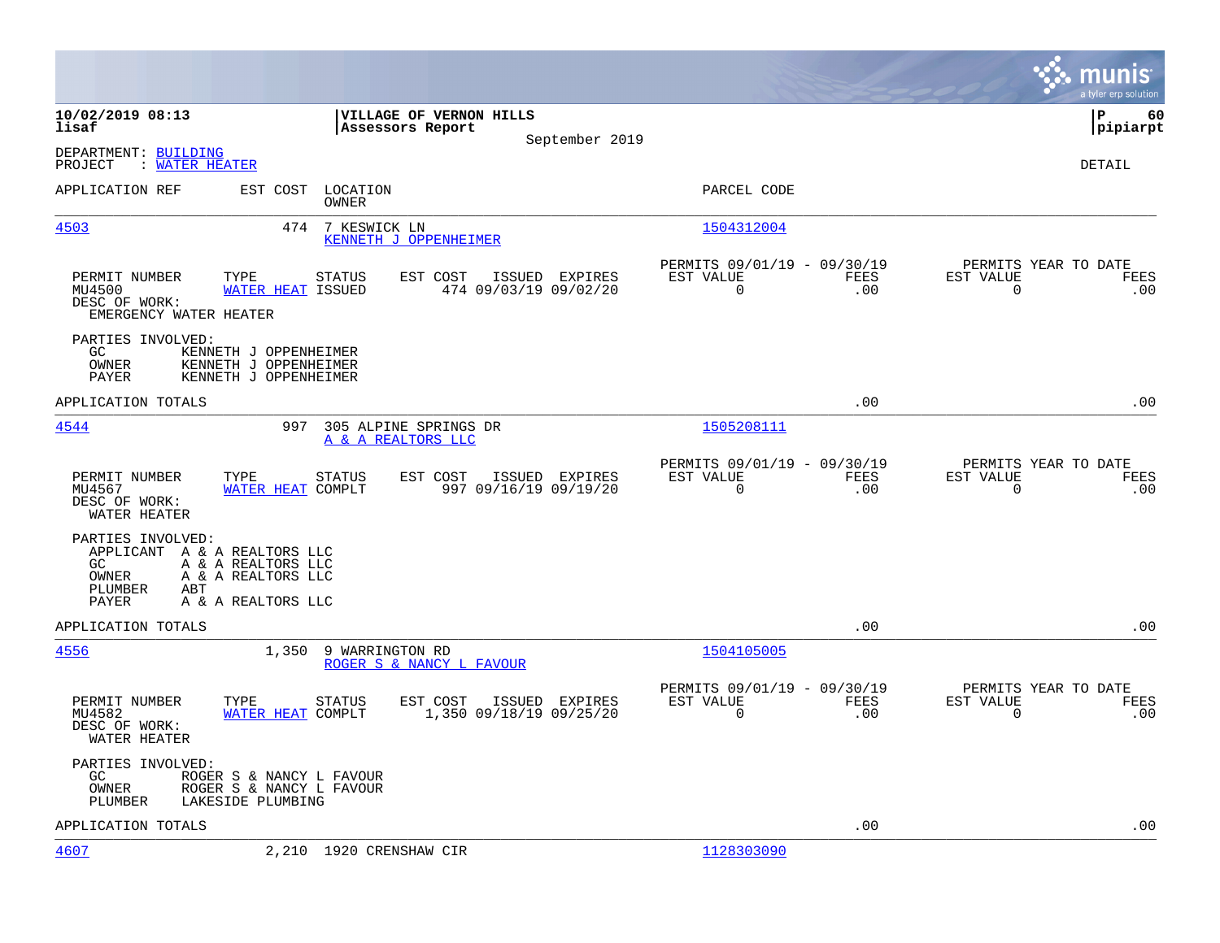**10/02/2019 08:13**
**lisaf**

**VILLAGE OF VERNON HILLS**
**Assessors Report**
September 2019

**P 60**
**pipiarpt**

DEPARTMENT: BUILDING
PROJECT : WATER HEATER

DETAIL

| APPLICATION REF | EST COST | LOCATION / OWNER | PARCEL CODE |
|---|---|---|---|
| 4503 | 474 | 7 KESWICK LN / KENNETH J OPPENHEIMER | 1504312004 |

| PERMIT NUMBER | TYPE | STATUS | EST COST | ISSUED | EXPIRES | PERMITS 09/01/19 - 09/30/19 EST VALUE | FEES | PERMITS YEAR TO DATE EST VALUE | FEES |
|---|---|---|---|---|---|---|---|---|---|
| MU4500 | WATER HEAT | ISSUED | 474 | 09/03/19 | 09/02/20 | 0 | .00 | 0 | .00 |

DESC OF WORK:
EMERGENCY WATER HEATER

PARTIES INVOLVED:
GC KENNETH J OPPENHEIMER
OWNER KENNETH J OPPENHEIMER
PAYER KENNETH J OPPENHEIMER

APPLICATION TOTALS .00 .00

| APPLICATION REF | EST COST | LOCATION / OWNER | PARCEL CODE |
|---|---|---|---|
| 4544 | 997 | 305 ALPINE SPRINGS DR / A & A REALTORS LLC | 1505208111 |

| PERMIT NUMBER | TYPE | STATUS | EST COST | ISSUED | EXPIRES | PERMITS 09/01/19 - 09/30/19 EST VALUE | FEES | PERMITS YEAR TO DATE EST VALUE | FEES |
|---|---|---|---|---|---|---|---|---|---|
| MU4567 | WATER HEAT | COMPLT | 997 | 09/16/19 | 09/19/20 | 0 | .00 | 0 | .00 |

DESC OF WORK:
WATER HEATER

PARTIES INVOLVED:
APPLICANT A & A REALTORS LLC
GC A & A REALTORS LLC
OWNER A & A REALTORS LLC
PLUMBER ABT
PAYER A & A REALTORS LLC

APPLICATION TOTALS .00 .00

| APPLICATION REF | EST COST | LOCATION / OWNER | PARCEL CODE |
|---|---|---|---|
| 4556 | 1,350 | 9 WARRINGTON RD / ROGER S & NANCY L FAVOUR | 1504105005 |

| PERMIT NUMBER | TYPE | STATUS | EST COST | ISSUED | EXPIRES | PERMITS 09/01/19 - 09/30/19 EST VALUE | FEES | PERMITS YEAR TO DATE EST VALUE | FEES |
|---|---|---|---|---|---|---|---|---|---|
| MU4582 | WATER HEAT | COMPLT | 1,350 | 09/18/19 | 09/25/20 | 0 | .00 | 0 | .00 |

DESC OF WORK:
WATER HEATER

PARTIES INVOLVED:
GC ROGER S & NANCY L FAVOUR
OWNER ROGER S & NANCY L FAVOUR
PLUMBER LAKESIDE PLUMBING

APPLICATION TOTALS .00 .00

| APPLICATION REF | EST COST | LOCATION / OWNER | PARCEL CODE |
|---|---|---|---|
| 4607 | 2,210 | 1920 CRENSHAW CIR | 1128303090 |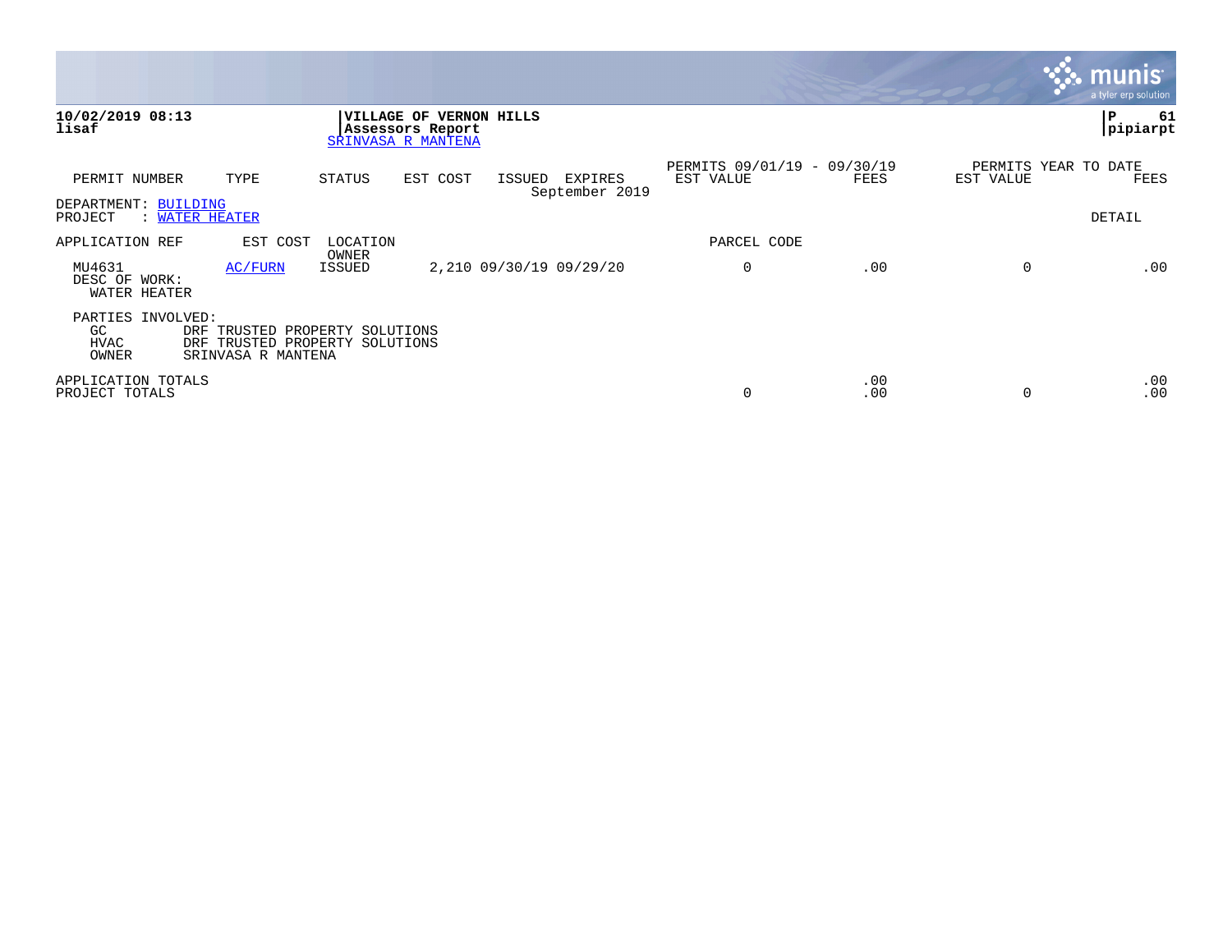**10/02/2019 08:13**
**lisaf**

**VILLAGE OF VERNON HILLS**
**Assessors Report**
SRINVASA R MANTENA

**P 61**
**pipiarpt**

| PERMIT NUMBER | TYPE | STATUS | EST COST | ISSUED | EXPIRES | PERMITS 09/01/19 - 09/30/19 EST VALUE | FEES | PERMITS YEAR TO DATE EST VALUE | FEES |
|---|---|---|---|---|---|---|---|---|---|
| | | | | | September 2019 | | | | |

DEPARTMENT: BUILDING
PROJECT : WATER HEATER

DETAIL

| APPLICATION REF | EST COST | LOCATION OWNER | | | PARCEL CODE | | | |
|---|---|---|---|---|---|---|---|---|
| MU4631 | AC/FURN | ISSUED | 2,210 09/30/19 | 09/29/20 | 0 | .00 | 0 | .00 |

DESC OF WORK:
WATER HEATER

PARTIES INVOLVED:
- GC DRF TRUSTED PROPERTY SOLUTIONS
- HVAC DRF TRUSTED PROPERTY SOLUTIONS
- OWNER SRINVASA R MANTENA

| | EST VALUE | FEES | EST VALUE | FEES |
|---|---|---|---|---|
| APPLICATION TOTALS | | .00 | | .00 |
| PROJECT TOTALS | 0 | .00 | 0 | .00 |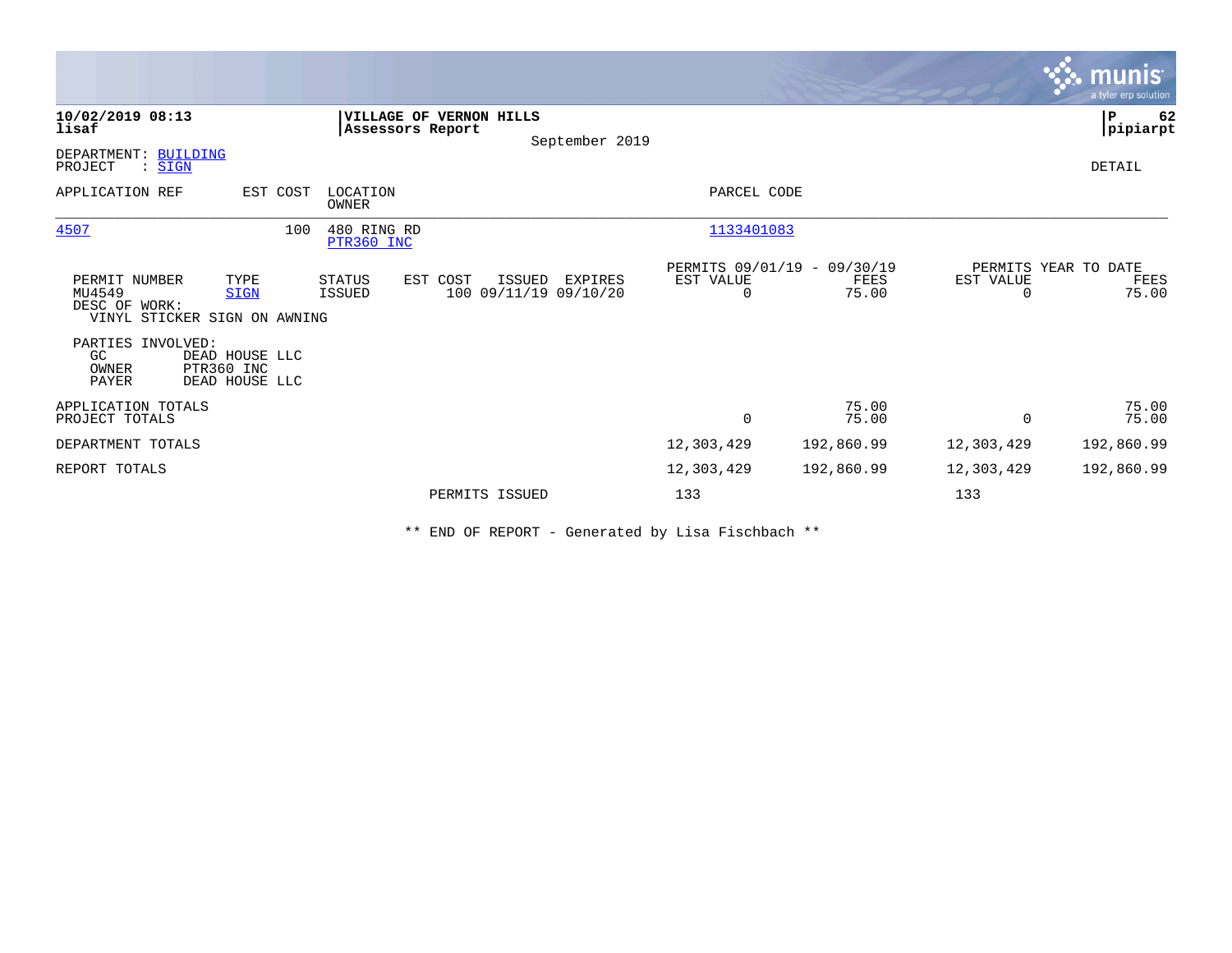**10/02/2019 08:13**
**lisaf**

**VILLAGE OF VERNON HILLS**
**Assessors Report**

September 2019

**P 62**
**pipiarpt**

DEPARTMENT: BUILDING
PROJECT : SIGN

DETAIL

| APPLICATION REF | EST COST | LOCATION / OWNER | PARCEL CODE |
|---|---|---|---|
| 4507 | 100 | 480 RING RD / PTR360 INC | 1133401083 |

| PERMIT NUMBER | TYPE | STATUS | EST COST | ISSUED | EXPIRES | PERMITS 09/01/19 - 09/30/19 EST VALUE | FEES | PERMITS YEAR TO DATE EST VALUE | FEES |
|---|---|---|---|---|---|---|---|---|---|
| MU4549 | SIGN | ISSUED | 100 | 09/11/19 | 09/10/20 | 0 | 75.00 | 0 | 75.00 |

DESC OF WORK:
VINYL STICKER SIGN ON AWNING

PARTIES INVOLVED:

| | |
|---|---|
| GC | DEAD HOUSE LLC |
| OWNER | PTR360 INC |
| PAYER | DEAD HOUSE LLC |

| | | EST VALUE | FEES | EST VALUE | FEES |
|---|---|---|---|---|---|
| APPLICATION TOTALS | | 0 | 75.00 | 0 | 75.00 |
| PROJECT TOTALS | | | 75.00 | | 75.00 |
| DEPARTMENT TOTALS | | 12,303,429 | 192,860.99 | 12,303,429 | 192,860.99 |
| REPORT TOTALS | | 12,303,429 | 192,860.99 | 12,303,429 | 192,860.99 |
| | PERMITS ISSUED | 133 | | 133 | |

** END OF REPORT - Generated by Lisa Fischbach **